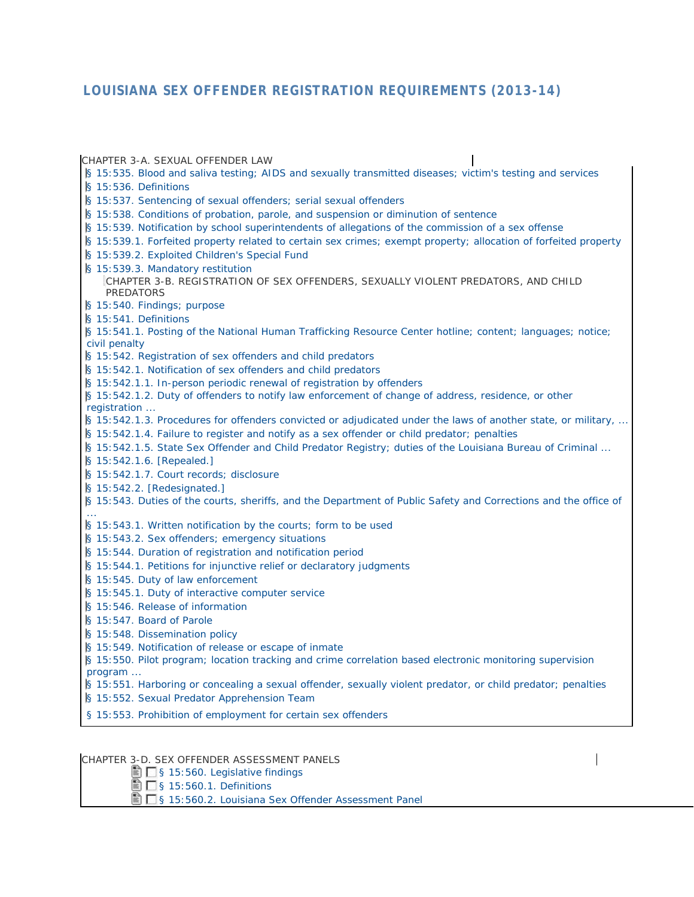# LOUISIANA SEX OFFENDER REGISTRATION REQUIREMENTS (2013-14)

CHAPTER 3-A. SEXUAL OFFENDER LAW

- § 15:535. Blood and saliva testing; AIDS and sexually transmitted diseases; victim's testing and services
- § 15:536. Definitions
- § 15:537. Sentencing of sexual offenders; serial sexual offenders
- § 15:538. Conditions of probation, parole, and suspension or diminution of sentence
- § 15:539. Notification by school superintendents of allegations of the commission of a sex offense
- § 15:539.1. Forfeited property related to certain sex crimes; exempt property; allocation of forfeited property
- § 15:539.2. Exploited Children's Special Fund
- § 15:539.3. Mandatory restitution

CHAPTER 3-B. REGISTRATION OF SEX OFFENDERS, SEXUALLY VIOLENT PREDATORS, AND CHILD PREDATORS

- § 15:540. Findings; purpose
- § 15:541. Definitions
- § 15:541.1. Posting of the National Human Trafficking Resource Center hotline; content; languages; notice; civil penalty
- § 15:542. Registration of sex offenders and child predators
- § 15:542.1. Notification of sex offenders and child predators
- § 15:542.1.1. In-person periodic renewal of registration by offenders
- § 15:542.1.2. Duty of offenders to notify law enforcement of change of address, residence, or other registration ...
- § 15:542.1.3. Procedures for offenders convicted or adjudicated under the laws of another state, or military, ...
- § 15:542.1.4. Failure to register and notify as a sex offender or child predator; penalties
- § 15:542.1.5. State Sex Offender and Child Predator Registry; duties of the Louisiana Bureau of Criminal ...
- § 15:542.1.6. [Repealed.]
- § 15:542.1.7. Court records; disclosure
- § 15:542.2. [Redesignated.]
- § 15:543. Duties of the courts, sheriffs, and the Department of Public Safety and Corrections and the office of ...
- § 15:543.1. Written notification by the courts; form to be used
- § 15:543.2. Sex offenders; emergency situations
- § 15:544. Duration of registration and notification period
- § 15:544.1. Petitions for injunctive relief or declaratory judgments
- § 15:545. Duty of law enforcement
- § 15:545.1. Duty of interactive computer service
- § 15:546. Release of information
- § 15:547. Board of Parole
- § 15:548. Dissemination policy
- § 15:549. Notification of release or escape of inmate
- § 15:550. Pilot program; location tracking and crime correlation based electronic monitoring supervision program ...
- § 15:551. Harboring or concealing a sexual offender, sexually violent predator, or child predator; penalties
- § 15:552. Sexual Predator Apprehension Team
- § 15:553. Prohibition of employment for certain sex offenders

CHAPTER 3-D. SEX OFFENDER ASSESSMENT PANELS

- § 15:560. Legislative findings
- § 15:560.1. Definitions
- § 15:560.2. Louisiana Sex Offender Assessment Panel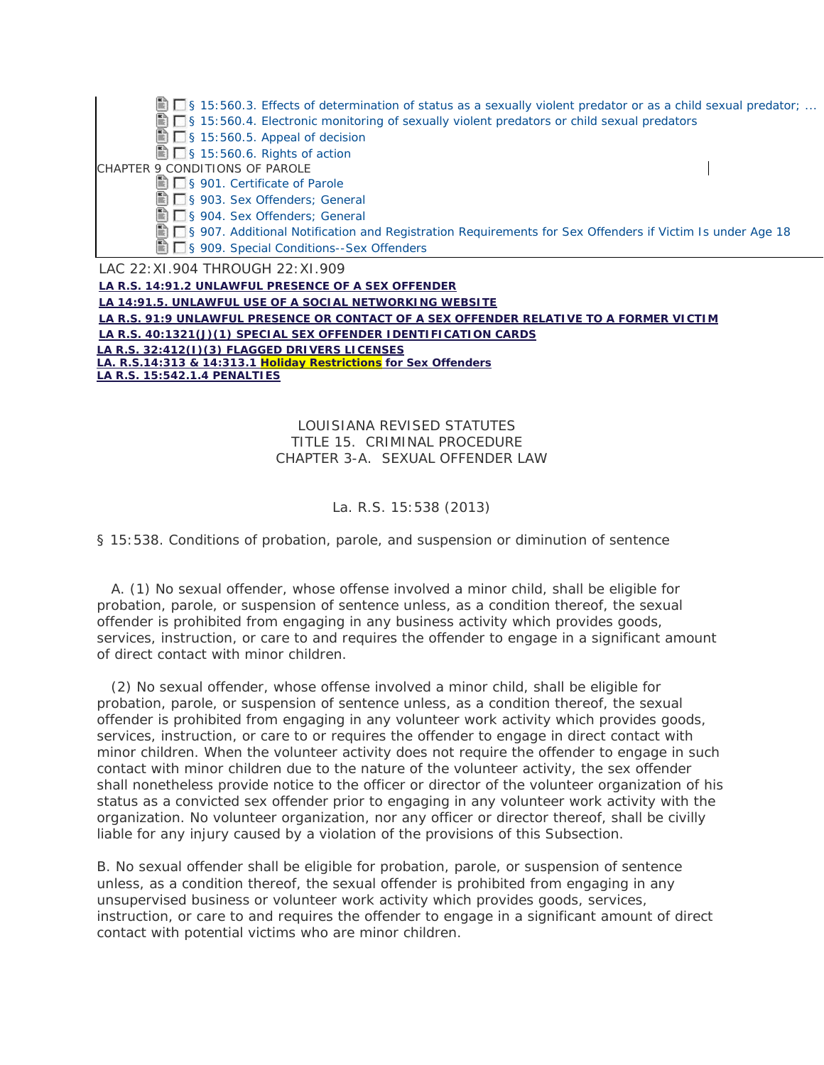- § 15:560.3. Effects of determination of status as a sexually violent predator or as a child sexual predator; ...
- § 15:560.4. Electronic monitoring of sexually violent predators or child sexual predators
- § 15:560.5. Appeal of decision
- § 15:560.6. Rights of action

CHAPTER 9 CONDITIONS OF PAROLE

- § 901. Certificate of Parole
- § 903. Sex Offenders; General
- § 904. Sex Offenders; General
- § 907. Additional Notification and Registration Requirements for Sex Offenders if Victim Is under Age 18
- § 909. Special Conditions--Sex Offenders

LAC 22:XI.904 THROUGH 22:XI.909

**LA R.S. 14:91.2 UNLAWFUL PRESENCE OF A SEX OFFENDER**

**LA 14:91.5. UNLAWFUL USE OF A SOCIAL NETWORKING WEBSITE**

**LA R.S. 91:9 UNLAWFUL PRESENCE OR CONTACT OF A SEX OFFENDER RELATIVE TO A FORMER VICTIM**

**LA R.S. 40:1321(J)(1) SPECIAL SEX OFFENDER IDENTIFICATION CARDS**

**LA R.S. 32:412(I)(3) FLAGGED DRIVERS LICENSES**

**LA. R.S.14:313 & 14:313.1 Holiday Restrictions for Sex Offenders**

**LA R.S. 15:542.1.4 PENALTIES**

LOUISIANA REVISED STATUTES
TITLE 15. CRIMINAL PROCEDURE
CHAPTER 3-A. SEXUAL OFFENDER LAW

La. R.S. 15:538 (2013)

§ 15:538. Conditions of probation, parole, and suspension or diminution of sentence

A. (1) No sexual offender, whose offense involved a minor child, shall be eligible for probation, parole, or suspension of sentence unless, as a condition thereof, the sexual offender is prohibited from engaging in any business activity which provides goods, services, instruction, or care to and requires the offender to engage in a significant amount of direct contact with minor children.

(2) No sexual offender, whose offense involved a minor child, shall be eligible for probation, parole, or suspension of sentence unless, as a condition thereof, the sexual offender is prohibited from engaging in any volunteer work activity which provides goods, services, instruction, or care to or requires the offender to engage in direct contact with minor children. When the volunteer activity does not require the offender to engage in such contact with minor children due to the nature of the volunteer activity, the sex offender shall nonetheless provide notice to the officer or director of the volunteer organization of his status as a convicted sex offender prior to engaging in any volunteer work activity with the organization. No volunteer organization, nor any officer or director thereof, shall be civilly liable for any injury caused by a violation of the provisions of this Subsection.

B. No sexual offender shall be eligible for probation, parole, or suspension of sentence unless, as a condition thereof, the sexual offender is prohibited from engaging in any unsupervised business or volunteer work activity which provides goods, services, instruction, or care to and requires the offender to engage in a significant amount of direct contact with potential victims who are minor children.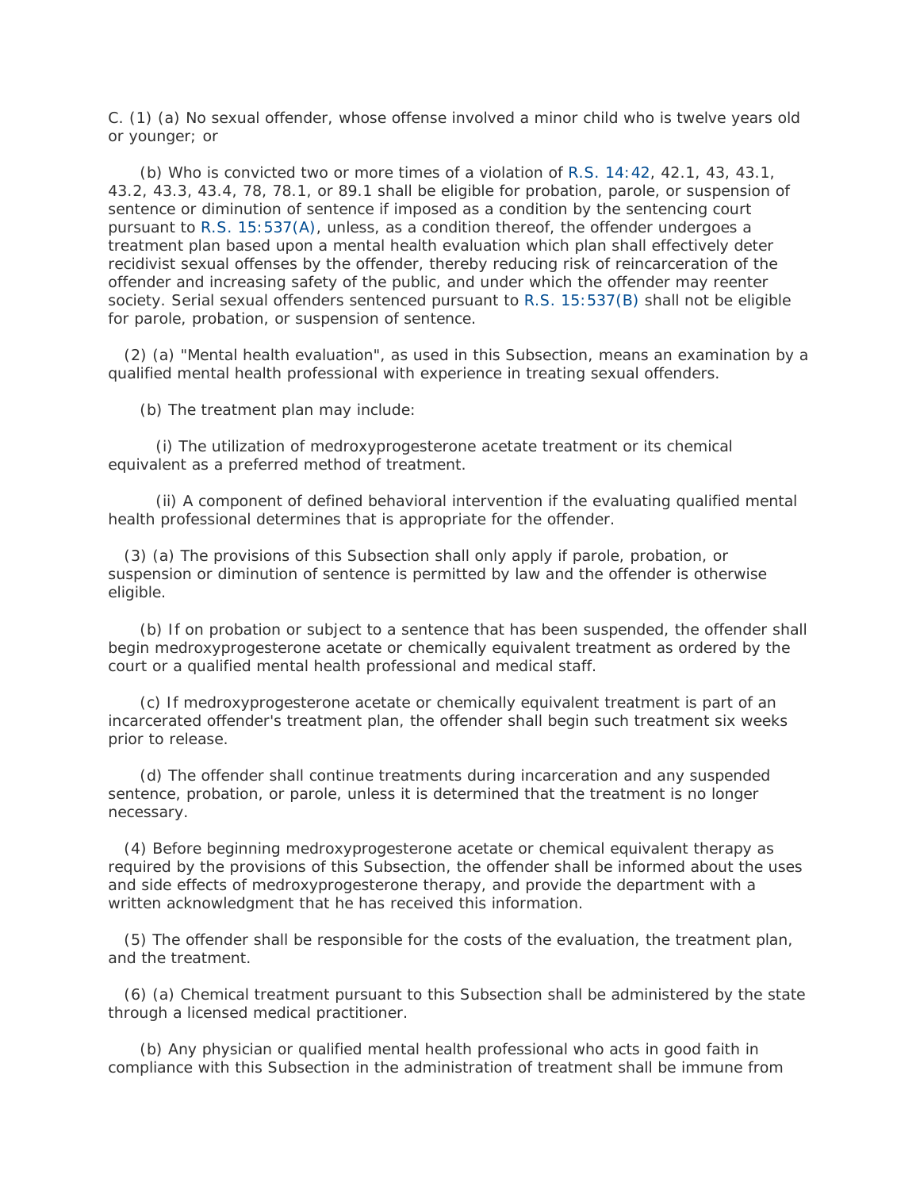C. (1) (a) No sexual offender, whose offense involved a minor child who is twelve years old or younger; or

(b) Who is convicted two or more times of a violation of R.S. 14:42, 42.1, 43, 43.1, 43.2, 43.3, 43.4, 78, 78.1, or 89.1 shall be eligible for probation, parole, or suspension of sentence or diminution of sentence if imposed as a condition by the sentencing court pursuant to R.S. 15:537(A), unless, as a condition thereof, the offender undergoes a treatment plan based upon a mental health evaluation which plan shall effectively deter recidivist sexual offenses by the offender, thereby reducing risk of reincarceration of the offender and increasing safety of the public, and under which the offender may reenter society. Serial sexual offenders sentenced pursuant to R.S. 15:537(B) shall not be eligible for parole, probation, or suspension of sentence.

(2) (a) "Mental health evaluation", as used in this Subsection, means an examination by a qualified mental health professional with experience in treating sexual offenders.

(b) The treatment plan may include:

(i) The utilization of medroxyprogesterone acetate treatment or its chemical equivalent as a preferred method of treatment.

(ii) A component of defined behavioral intervention if the evaluating qualified mental health professional determines that is appropriate for the offender.

(3) (a) The provisions of this Subsection shall only apply if parole, probation, or suspension or diminution of sentence is permitted by law and the offender is otherwise eligible.

(b) If on probation or subject to a sentence that has been suspended, the offender shall begin medroxyprogesterone acetate or chemically equivalent treatment as ordered by the court or a qualified mental health professional and medical staff.

(c) If medroxyprogesterone acetate or chemically equivalent treatment is part of an incarcerated offender's treatment plan, the offender shall begin such treatment six weeks prior to release.

(d) The offender shall continue treatments during incarceration and any suspended sentence, probation, or parole, unless it is determined that the treatment is no longer necessary.

(4) Before beginning medroxyprogesterone acetate or chemical equivalent therapy as required by the provisions of this Subsection, the offender shall be informed about the uses and side effects of medroxyprogesterone therapy, and provide the department with a written acknowledgment that he has received this information.

(5) The offender shall be responsible for the costs of the evaluation, the treatment plan, and the treatment.

(6) (a) Chemical treatment pursuant to this Subsection shall be administered by the state through a licensed medical practitioner.

(b) Any physician or qualified mental health professional who acts in good faith in compliance with this Subsection in the administration of treatment shall be immune from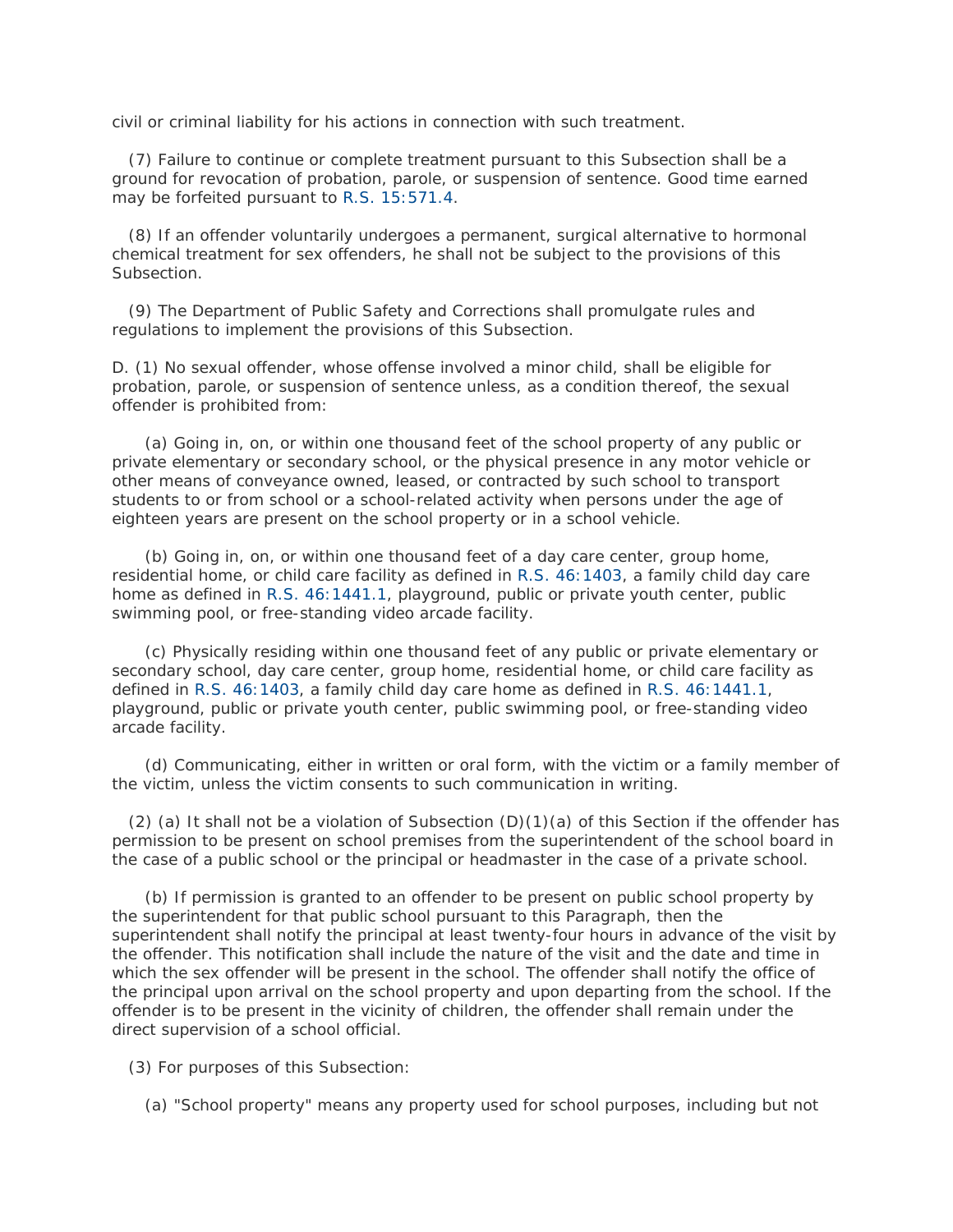civil or criminal liability for his actions in connection with such treatment.

(7) Failure to continue or complete treatment pursuant to this Subsection shall be a ground for revocation of probation, parole, or suspension of sentence. Good time earned may be forfeited pursuant to R.S. 15:571.4.

(8) If an offender voluntarily undergoes a permanent, surgical alternative to hormonal chemical treatment for sex offenders, he shall not be subject to the provisions of this Subsection.

(9) The Department of Public Safety and Corrections shall promulgate rules and regulations to implement the provisions of this Subsection.

D. (1) No sexual offender, whose offense involved a minor child, shall be eligible for probation, parole, or suspension of sentence unless, as a condition thereof, the sexual offender is prohibited from:

(a) Going in, on, or within one thousand feet of the school property of any public or private elementary or secondary school, or the physical presence in any motor vehicle or other means of conveyance owned, leased, or contracted by such school to transport students to or from school or a school-related activity when persons under the age of eighteen years are present on the school property or in a school vehicle.

(b) Going in, on, or within one thousand feet of a day care center, group home, residential home, or child care facility as defined in R.S. 46:1403, a family child day care home as defined in R.S. 46:1441.1, playground, public or private youth center, public swimming pool, or free-standing video arcade facility.

(c) Physically residing within one thousand feet of any public or private elementary or secondary school, day care center, group home, residential home, or child care facility as defined in R.S. 46:1403, a family child day care home as defined in R.S. 46:1441.1, playground, public or private youth center, public swimming pool, or free-standing video arcade facility.

(d) Communicating, either in written or oral form, with the victim or a family member of the victim, unless the victim consents to such communication in writing.

(2) (a) It shall not be a violation of Subsection (D)(1)(a) of this Section if the offender has permission to be present on school premises from the superintendent of the school board in the case of a public school or the principal or headmaster in the case of a private school.

(b) If permission is granted to an offender to be present on public school property by the superintendent for that public school pursuant to this Paragraph, then the superintendent shall notify the principal at least twenty-four hours in advance of the visit by the offender. This notification shall include the nature of the visit and the date and time in which the sex offender will be present in the school. The offender shall notify the office of the principal upon arrival on the school property and upon departing from the school. If the offender is to be present in the vicinity of children, the offender shall remain under the direct supervision of a school official.

(3) For purposes of this Subsection:

(a) "School property" means any property used for school purposes, including but not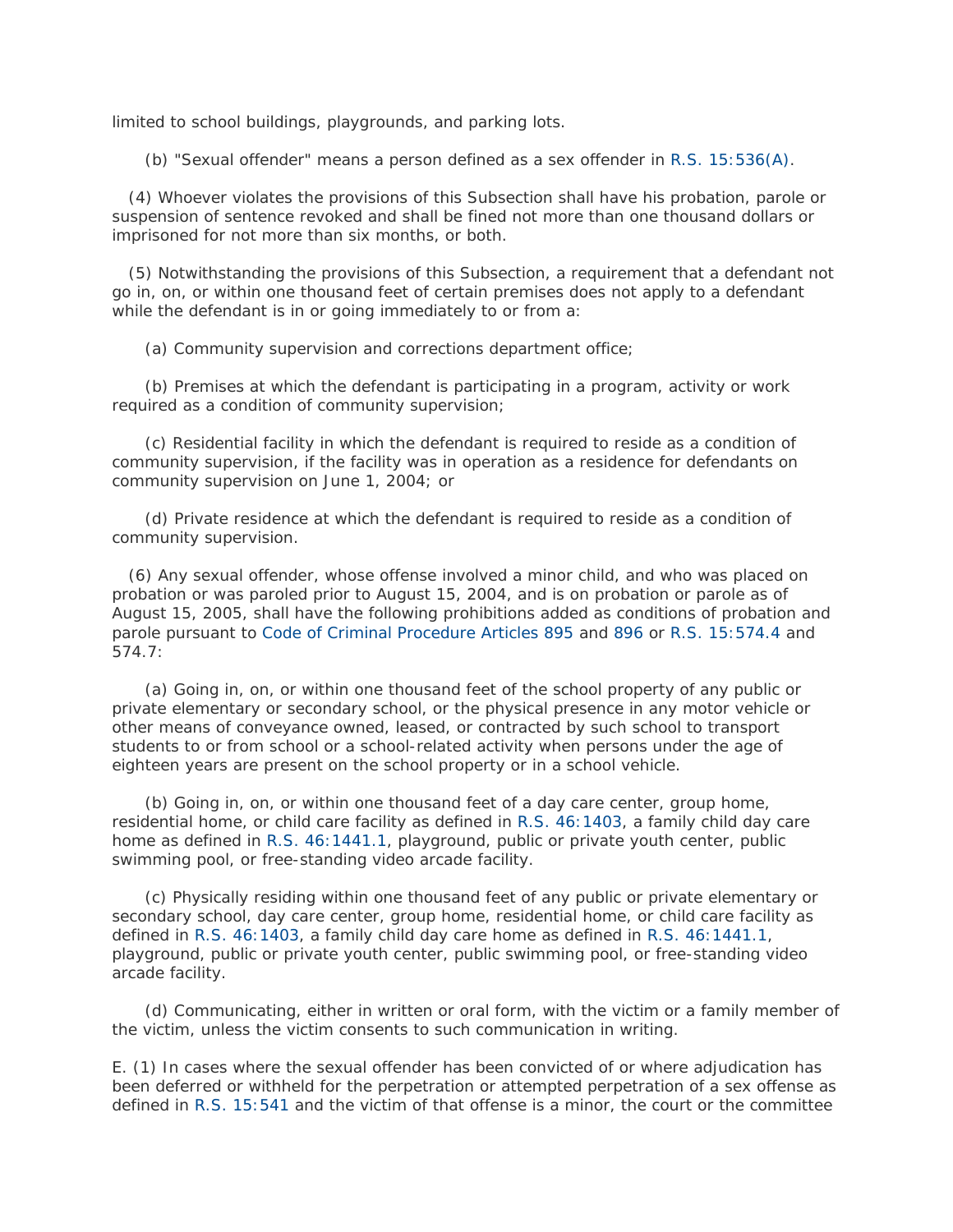limited to school buildings, playgrounds, and parking lots.

(b) "Sexual offender" means a person defined as a sex offender in R.S. 15:536(A).

(4) Whoever violates the provisions of this Subsection shall have his probation, parole or suspension of sentence revoked and shall be fined not more than one thousand dollars or imprisoned for not more than six months, or both.

(5) Notwithstanding the provisions of this Subsection, a requirement that a defendant not go in, on, or within one thousand feet of certain premises does not apply to a defendant while the defendant is in or going immediately to or from a:

(a) Community supervision and corrections department office;

(b) Premises at which the defendant is participating in a program, activity or work required as a condition of community supervision;

(c) Residential facility in which the defendant is required to reside as a condition of community supervision, if the facility was in operation as a residence for defendants on community supervision on June 1, 2004; or

(d) Private residence at which the defendant is required to reside as a condition of community supervision.

(6) Any sexual offender, whose offense involved a minor child, and who was placed on probation or was paroled prior to August 15, 2004, and is on probation or parole as of August 15, 2005, shall have the following prohibitions added as conditions of probation and parole pursuant to Code of Criminal Procedure Articles 895 and 896 or R.S. 15:574.4 and 574.7:

(a) Going in, on, or within one thousand feet of the school property of any public or private elementary or secondary school, or the physical presence in any motor vehicle or other means of conveyance owned, leased, or contracted by such school to transport students to or from school or a school-related activity when persons under the age of eighteen years are present on the school property or in a school vehicle.

(b) Going in, on, or within one thousand feet of a day care center, group home, residential home, or child care facility as defined in R.S. 46:1403, a family child day care home as defined in R.S. 46:1441.1, playground, public or private youth center, public swimming pool, or free-standing video arcade facility.

(c) Physically residing within one thousand feet of any public or private elementary or secondary school, day care center, group home, residential home, or child care facility as defined in R.S. 46:1403, a family child day care home as defined in R.S. 46:1441.1, playground, public or private youth center, public swimming pool, or free-standing video arcade facility.

(d) Communicating, either in written or oral form, with the victim or a family member of the victim, unless the victim consents to such communication in writing.

E. (1) In cases where the sexual offender has been convicted of or where adjudication has been deferred or withheld for the perpetration or attempted perpetration of a sex offense as defined in R.S. 15:541 and the victim of that offense is a minor, the court or the committee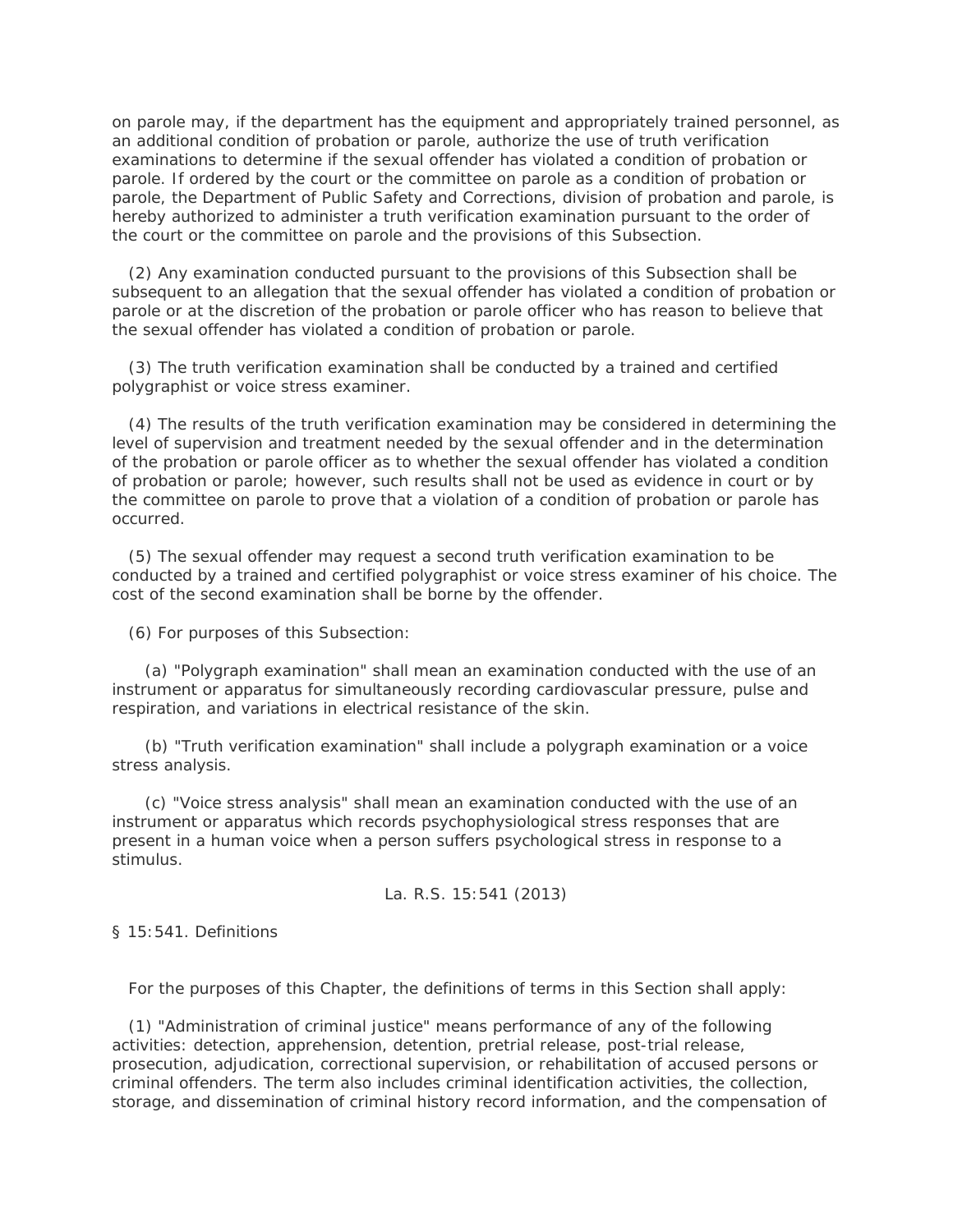on parole may, if the department has the equipment and appropriately trained personnel, as an additional condition of probation or parole, authorize the use of truth verification examinations to determine if the sexual offender has violated a condition of probation or parole. If ordered by the court or the committee on parole as a condition of probation or parole, the Department of Public Safety and Corrections, division of probation and parole, is hereby authorized to administer a truth verification examination pursuant to the order of the court or the committee on parole and the provisions of this Subsection.

(2) Any examination conducted pursuant to the provisions of this Subsection shall be subsequent to an allegation that the sexual offender has violated a condition of probation or parole or at the discretion of the probation or parole officer who has reason to believe that the sexual offender has violated a condition of probation or parole.

(3) The truth verification examination shall be conducted by a trained and certified polygraphist or voice stress examiner.

(4) The results of the truth verification examination may be considered in determining the level of supervision and treatment needed by the sexual offender and in the determination of the probation or parole officer as to whether the sexual offender has violated a condition of probation or parole; however, such results shall not be used as evidence in court or by the committee on parole to prove that a violation of a condition of probation or parole has occurred.

(5) The sexual offender may request a second truth verification examination to be conducted by a trained and certified polygraphist or voice stress examiner of his choice. The cost of the second examination shall be borne by the offender.

(6) For purposes of this Subsection:

(a) "Polygraph examination" shall mean an examination conducted with the use of an instrument or apparatus for simultaneously recording cardiovascular pressure, pulse and respiration, and variations in electrical resistance of the skin.

(b) "Truth verification examination" shall include a polygraph examination or a voice stress analysis.

(c) "Voice stress analysis" shall mean an examination conducted with the use of an instrument or apparatus which records psychophysiological stress responses that are present in a human voice when a person suffers psychological stress in response to a stimulus.

La. R.S. 15:541 (2013)

§ 15:541. Definitions

For the purposes of this Chapter, the definitions of terms in this Section shall apply:

(1) "Administration of criminal justice" means performance of any of the following activities: detection, apprehension, detention, pretrial release, post-trial release, prosecution, adjudication, correctional supervision, or rehabilitation of accused persons or criminal offenders. The term also includes criminal identification activities, the collection, storage, and dissemination of criminal history record information, and the compensation of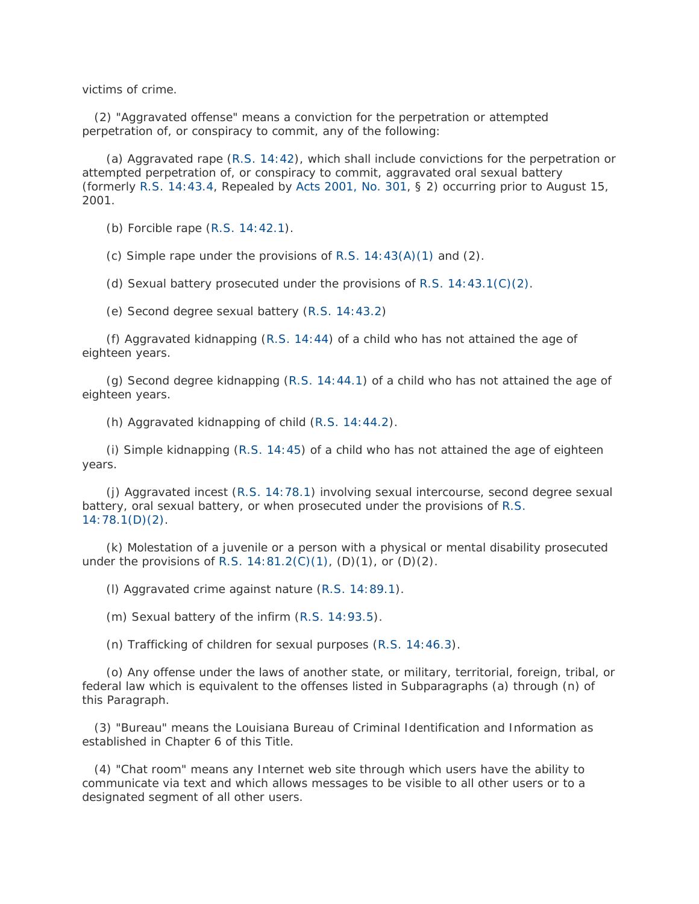victims of crime.

(2) "Aggravated offense" means a conviction for the perpetration or attempted perpetration of, or conspiracy to commit, any of the following:

(a) Aggravated rape (R.S. 14:42), which shall include convictions for the perpetration or attempted perpetration of, or conspiracy to commit, aggravated oral sexual battery (formerly R.S. 14:43.4, Repealed by Acts 2001, No. 301, § 2) occurring prior to August 15, 2001.

(b) Forcible rape (R.S. 14:42.1).

(c) Simple rape under the provisions of R.S. 14:43(A)(1) and (2).

(d) Sexual battery prosecuted under the provisions of R.S. 14:43.1(C)(2).

(e) Second degree sexual battery (R.S. 14:43.2)

(f) Aggravated kidnapping (R.S. 14:44) of a child who has not attained the age of eighteen years.

(g) Second degree kidnapping (R.S. 14:44.1) of a child who has not attained the age of eighteen years.

(h) Aggravated kidnapping of child (R.S. 14:44.2).

(i) Simple kidnapping (R.S. 14:45) of a child who has not attained the age of eighteen years.

(j) Aggravated incest (R.S. 14:78.1) involving sexual intercourse, second degree sexual battery, oral sexual battery, or when prosecuted under the provisions of R.S. 14:78.1(D)(2).

(k) Molestation of a juvenile or a person with a physical or mental disability prosecuted under the provisions of R.S. 14:81.2(C)(1), (D)(1), or (D)(2).

(l) Aggravated crime against nature (R.S. 14:89.1).

(m) Sexual battery of the infirm (R.S. 14:93.5).

(n) Trafficking of children for sexual purposes (R.S. 14:46.3).

(o) Any offense under the laws of another state, or military, territorial, foreign, tribal, or federal law which is equivalent to the offenses listed in Subparagraphs (a) through (n) of this Paragraph.

(3) "Bureau" means the Louisiana Bureau of Criminal Identification and Information as established in Chapter 6 of this Title.

(4) "Chat room" means any Internet web site through which users have the ability to communicate via text and which allows messages to be visible to all other users or to a designated segment of all other users.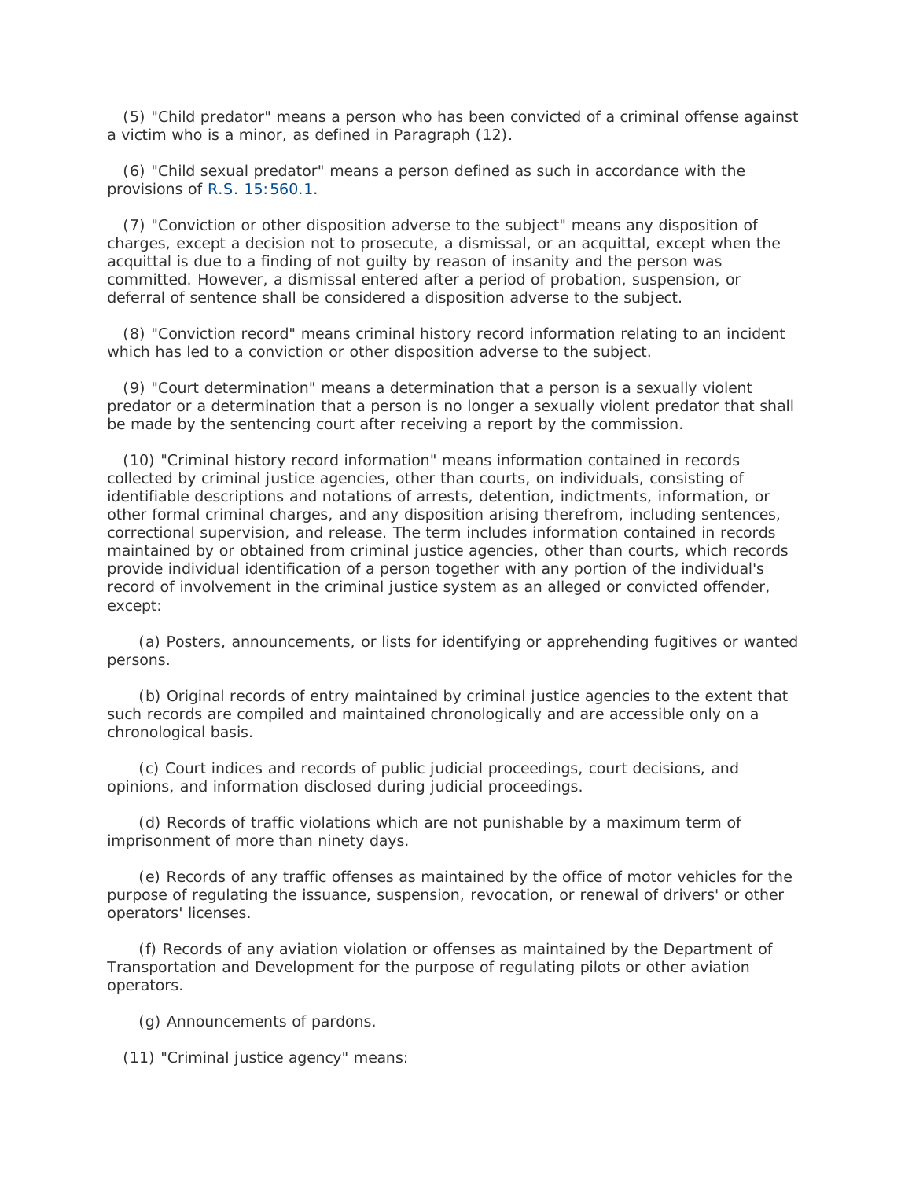(5) "Child predator" means a person who has been convicted of a criminal offense against a victim who is a minor, as defined in Paragraph (12).

(6) "Child sexual predator" means a person defined as such in accordance with the provisions of R.S. 15:560.1.

(7) "Conviction or other disposition adverse to the subject" means any disposition of charges, except a decision not to prosecute, a dismissal, or an acquittal, except when the acquittal is due to a finding of not guilty by reason of insanity and the person was committed. However, a dismissal entered after a period of probation, suspension, or deferral of sentence shall be considered a disposition adverse to the subject.

(8) "Conviction record" means criminal history record information relating to an incident which has led to a conviction or other disposition adverse to the subject.

(9) "Court determination" means a determination that a person is a sexually violent predator or a determination that a person is no longer a sexually violent predator that shall be made by the sentencing court after receiving a report by the commission.

(10) "Criminal history record information" means information contained in records collected by criminal justice agencies, other than courts, on individuals, consisting of identifiable descriptions and notations of arrests, detention, indictments, information, or other formal criminal charges, and any disposition arising therefrom, including sentences, correctional supervision, and release. The term includes information contained in records maintained by or obtained from criminal justice agencies, other than courts, which records provide individual identification of a person together with any portion of the individual's record of involvement in the criminal justice system as an alleged or convicted offender, except:

(a) Posters, announcements, or lists for identifying or apprehending fugitives or wanted persons.

(b) Original records of entry maintained by criminal justice agencies to the extent that such records are compiled and maintained chronologically and are accessible only on a chronological basis.

(c) Court indices and records of public judicial proceedings, court decisions, and opinions, and information disclosed during judicial proceedings.

(d) Records of traffic violations which are not punishable by a maximum term of imprisonment of more than ninety days.

(e) Records of any traffic offenses as maintained by the office of motor vehicles for the purpose of regulating the issuance, suspension, revocation, or renewal of drivers' or other operators' licenses.

(f) Records of any aviation violation or offenses as maintained by the Department of Transportation and Development for the purpose of regulating pilots or other aviation operators.

(g) Announcements of pardons.

(11) "Criminal justice agency" means: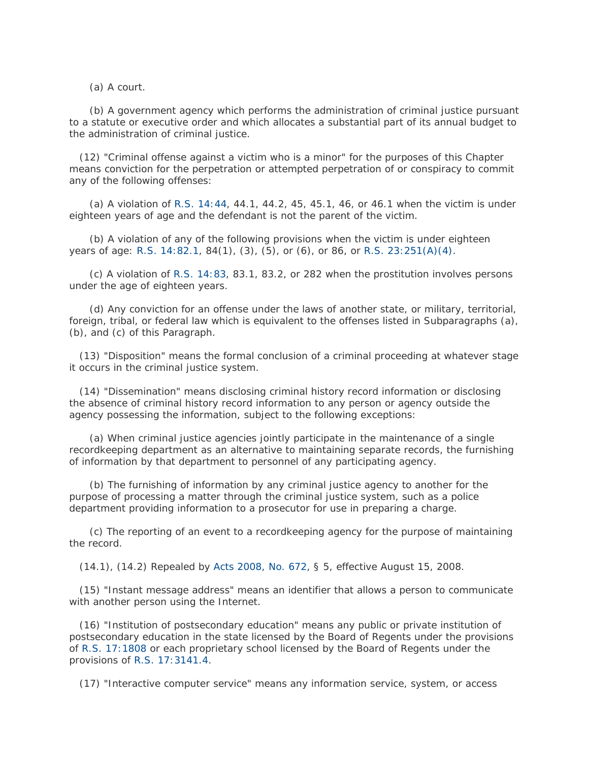(a) A court.

(b) A government agency which performs the administration of criminal justice pursuant to a statute or executive order and which allocates a substantial part of its annual budget to the administration of criminal justice.

(12) "Criminal offense against a victim who is a minor" for the purposes of this Chapter means conviction for the perpetration or attempted perpetration of or conspiracy to commit any of the following offenses:

(a) A violation of R.S. 14:44, 44.1, 44.2, 45, 45.1, 46, or 46.1 when the victim is under eighteen years of age and the defendant is not the parent of the victim.

(b) A violation of any of the following provisions when the victim is under eighteen years of age: R.S. 14:82.1, 84(1), (3), (5), or (6), or 86, or R.S. 23:251(A)(4).

(c) A violation of R.S. 14:83, 83.1, 83.2, or 282 when the prostitution involves persons under the age of eighteen years.

(d) Any conviction for an offense under the laws of another state, or military, territorial, foreign, tribal, or federal law which is equivalent to the offenses listed in Subparagraphs (a), (b), and (c) of this Paragraph.

(13) "Disposition" means the formal conclusion of a criminal proceeding at whatever stage it occurs in the criminal justice system.

(14) "Dissemination" means disclosing criminal history record information or disclosing the absence of criminal history record information to any person or agency outside the agency possessing the information, subject to the following exceptions:

(a) When criminal justice agencies jointly participate in the maintenance of a single recordkeeping department as an alternative to maintaining separate records, the furnishing of information by that department to personnel of any participating agency.

(b) The furnishing of information by any criminal justice agency to another for the purpose of processing a matter through the criminal justice system, such as a police department providing information to a prosecutor for use in preparing a charge.

(c) The reporting of an event to a recordkeeping agency for the purpose of maintaining the record.

(14.1), (14.2) Repealed by Acts 2008, No. 672, § 5, effective August 15, 2008.

(15) "Instant message address" means an identifier that allows a person to communicate with another person using the Internet.

(16) "Institution of postsecondary education" means any public or private institution of postsecondary education in the state licensed by the Board of Regents under the provisions of R.S. 17:1808 or each proprietary school licensed by the Board of Regents under the provisions of R.S. 17:3141.4.

(17) "Interactive computer service" means any information service, system, or access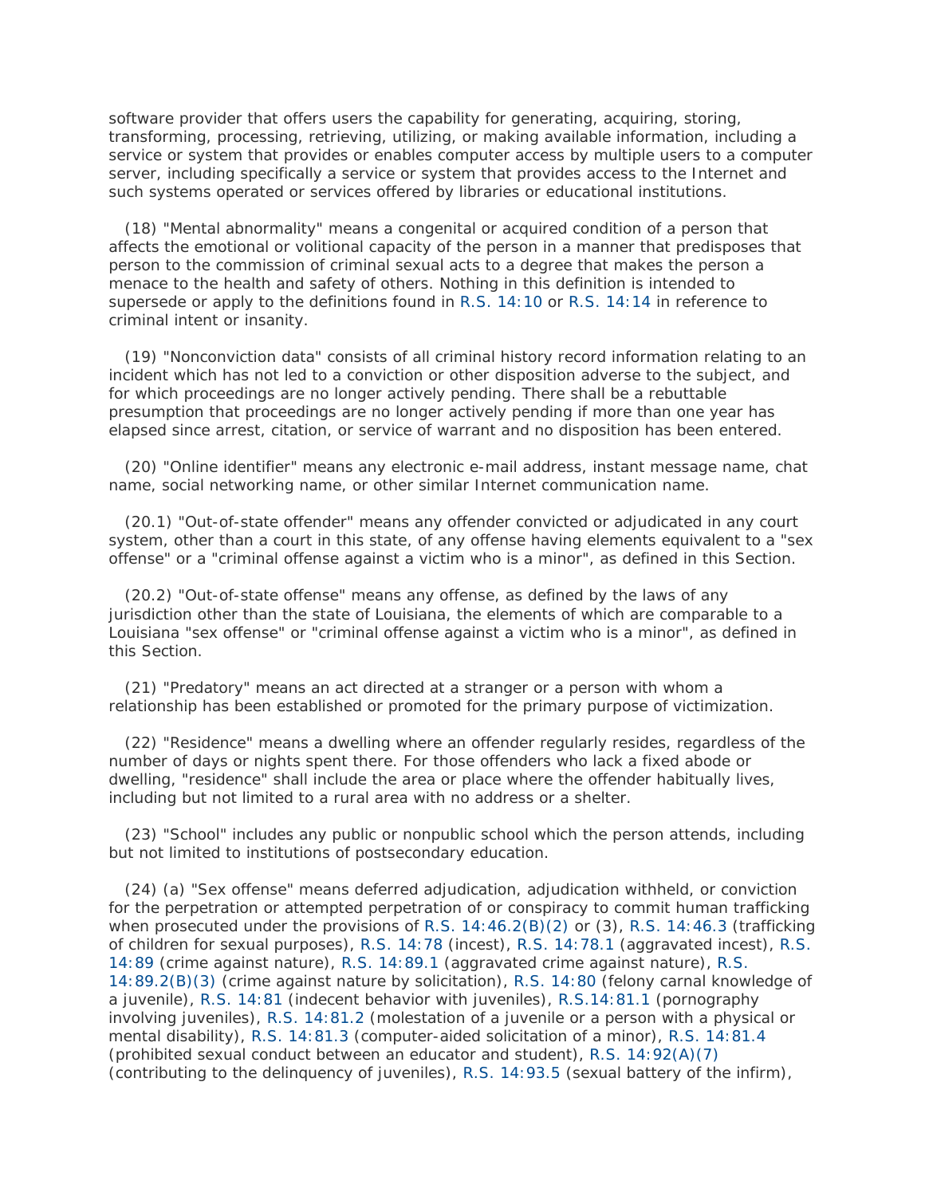software provider that offers users the capability for generating, acquiring, storing, transforming, processing, retrieving, utilizing, or making available information, including a service or system that provides or enables computer access by multiple users to a computer server, including specifically a service or system that provides access to the Internet and such systems operated or services offered by libraries or educational institutions.

(18) "Mental abnormality" means a congenital or acquired condition of a person that affects the emotional or volitional capacity of the person in a manner that predisposes that person to the commission of criminal sexual acts to a degree that makes the person a menace to the health and safety of others. Nothing in this definition is intended to supersede or apply to the definitions found in R.S. 14:10 or R.S. 14:14 in reference to criminal intent or insanity.

(19) "Nonconviction data" consists of all criminal history record information relating to an incident which has not led to a conviction or other disposition adverse to the subject, and for which proceedings are no longer actively pending. There shall be a rebuttable presumption that proceedings are no longer actively pending if more than one year has elapsed since arrest, citation, or service of warrant and no disposition has been entered.

(20) "Online identifier" means any electronic e-mail address, instant message name, chat name, social networking name, or other similar Internet communication name.

(20.1) "Out-of-state offender" means any offender convicted or adjudicated in any court system, other than a court in this state, of any offense having elements equivalent to a "sex offense" or a "criminal offense against a victim who is a minor", as defined in this Section.

(20.2) "Out-of-state offense" means any offense, as defined by the laws of any jurisdiction other than the state of Louisiana, the elements of which are comparable to a Louisiana "sex offense" or "criminal offense against a victim who is a minor", as defined in this Section.

(21) "Predatory" means an act directed at a stranger or a person with whom a relationship has been established or promoted for the primary purpose of victimization.

(22) "Residence" means a dwelling where an offender regularly resides, regardless of the number of days or nights spent there. For those offenders who lack a fixed abode or dwelling, "residence" shall include the area or place where the offender habitually lives, including but not limited to a rural area with no address or a shelter.

(23) "School" includes any public or nonpublic school which the person attends, including but not limited to institutions of postsecondary education.

(24) (a) "Sex offense" means deferred adjudication, adjudication withheld, or conviction for the perpetration or attempted perpetration of or conspiracy to commit human trafficking when prosecuted under the provisions of R.S. 14:46.2(B)(2) or (3), R.S. 14:46.3 (trafficking of children for sexual purposes), R.S. 14:78 (incest), R.S. 14:78.1 (aggravated incest), R.S. 14:89 (crime against nature), R.S. 14:89.1 (aggravated crime against nature), R.S. 14:89.2(B)(3) (crime against nature by solicitation), R.S. 14:80 (felony carnal knowledge of a juvenile), R.S. 14:81 (indecent behavior with juveniles), R.S.14:81.1 (pornography involving juveniles), R.S. 14:81.2 (molestation of a juvenile or a person with a physical or mental disability), R.S. 14:81.3 (computer-aided solicitation of a minor), R.S. 14:81.4 (prohibited sexual conduct between an educator and student), R.S. 14:92(A)(7) (contributing to the delinquency of juveniles), R.S. 14:93.5 (sexual battery of the infirm),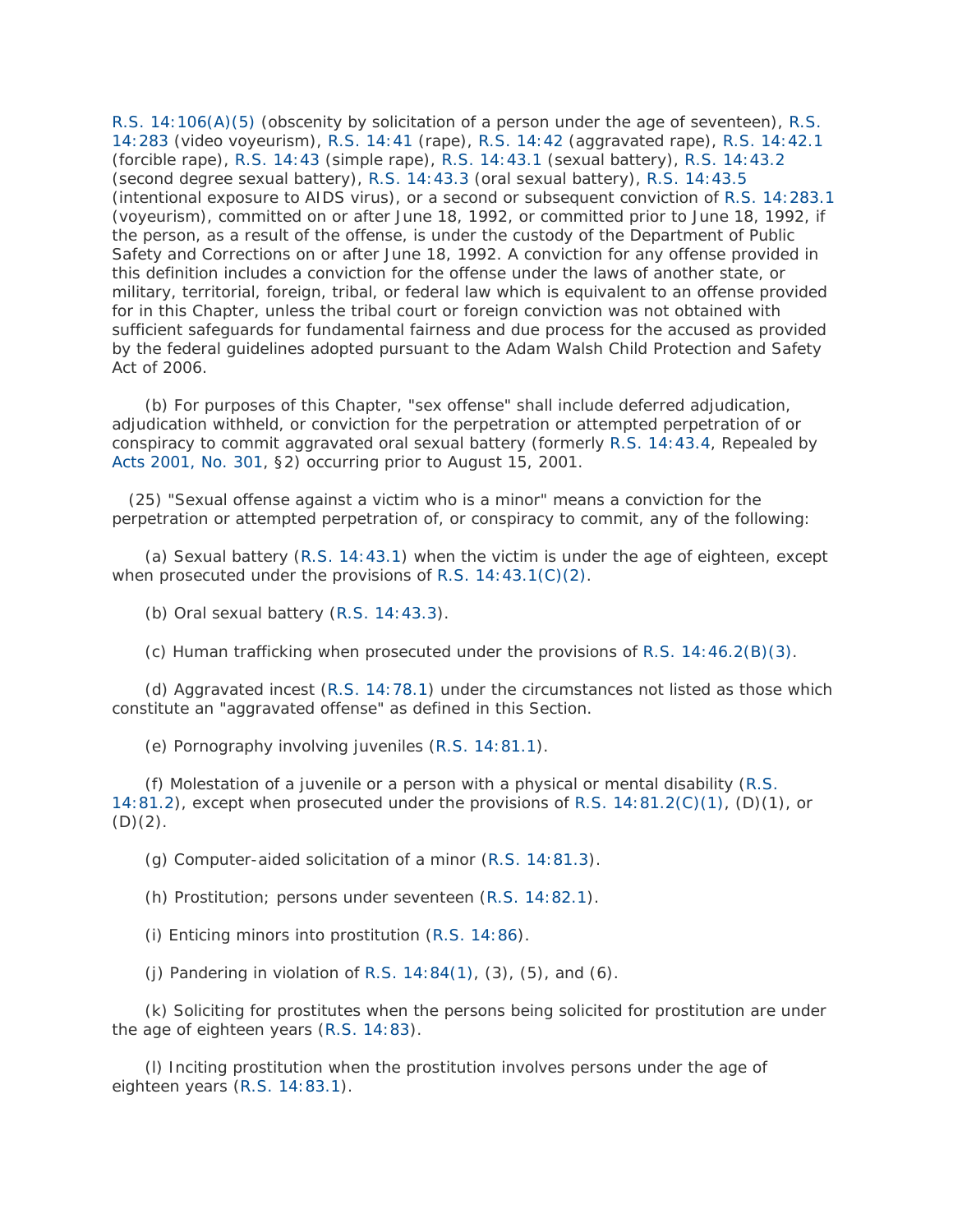R.S. 14:106(A)(5) (obscenity by solicitation of a person under the age of seventeen), R.S. 14:283 (video voyeurism), R.S. 14:41 (rape), R.S. 14:42 (aggravated rape), R.S. 14:42.1 (forcible rape), R.S. 14:43 (simple rape), R.S. 14:43.1 (sexual battery), R.S. 14:43.2 (second degree sexual battery), R.S. 14:43.3 (oral sexual battery), R.S. 14:43.5 (intentional exposure to AIDS virus), or a second or subsequent conviction of R.S. 14:283.1 (voyeurism), committed on or after June 18, 1992, or committed prior to June 18, 1992, if the person, as a result of the offense, is under the custody of the Department of Public Safety and Corrections on or after June 18, 1992. A conviction for any offense provided in this definition includes a conviction for the offense under the laws of another state, or military, territorial, foreign, tribal, or federal law which is equivalent to an offense provided for in this Chapter, unless the tribal court or foreign conviction was not obtained with sufficient safeguards for fundamental fairness and due process for the accused as provided by the federal guidelines adopted pursuant to the Adam Walsh Child Protection and Safety Act of 2006.

(b) For purposes of this Chapter, "sex offense" shall include deferred adjudication, adjudication withheld, or conviction for the perpetration or attempted perpetration of or conspiracy to commit aggravated oral sexual battery (formerly R.S. 14:43.4, Repealed by Acts 2001, No. 301, §2) occurring prior to August 15, 2001.

(25) "Sexual offense against a victim who is a minor" means a conviction for the perpetration or attempted perpetration of, or conspiracy to commit, any of the following:

(a) Sexual battery (R.S. 14:43.1) when the victim is under the age of eighteen, except when prosecuted under the provisions of R.S. 14:43.1(C)(2).

(b) Oral sexual battery (R.S. 14:43.3).

(c) Human trafficking when prosecuted under the provisions of R.S. 14:46.2(B)(3).

(d) Aggravated incest (R.S. 14:78.1) under the circumstances not listed as those which constitute an "aggravated offense" as defined in this Section.

(e) Pornography involving juveniles (R.S. 14:81.1).

(f) Molestation of a juvenile or a person with a physical or mental disability (R.S. 14:81.2), except when prosecuted under the provisions of R.S. 14:81.2(C)(1), (D)(1), or (D)(2).

(g) Computer-aided solicitation of a minor (R.S. 14:81.3).

(h) Prostitution; persons under seventeen (R.S. 14:82.1).

(i) Enticing minors into prostitution (R.S. 14:86).

(j) Pandering in violation of R.S. 14:84(1), (3), (5), and (6).

(k) Soliciting for prostitutes when the persons being solicited for prostitution are under the age of eighteen years (R.S. 14:83).

(l) Inciting prostitution when the prostitution involves persons under the age of eighteen years (R.S. 14:83.1).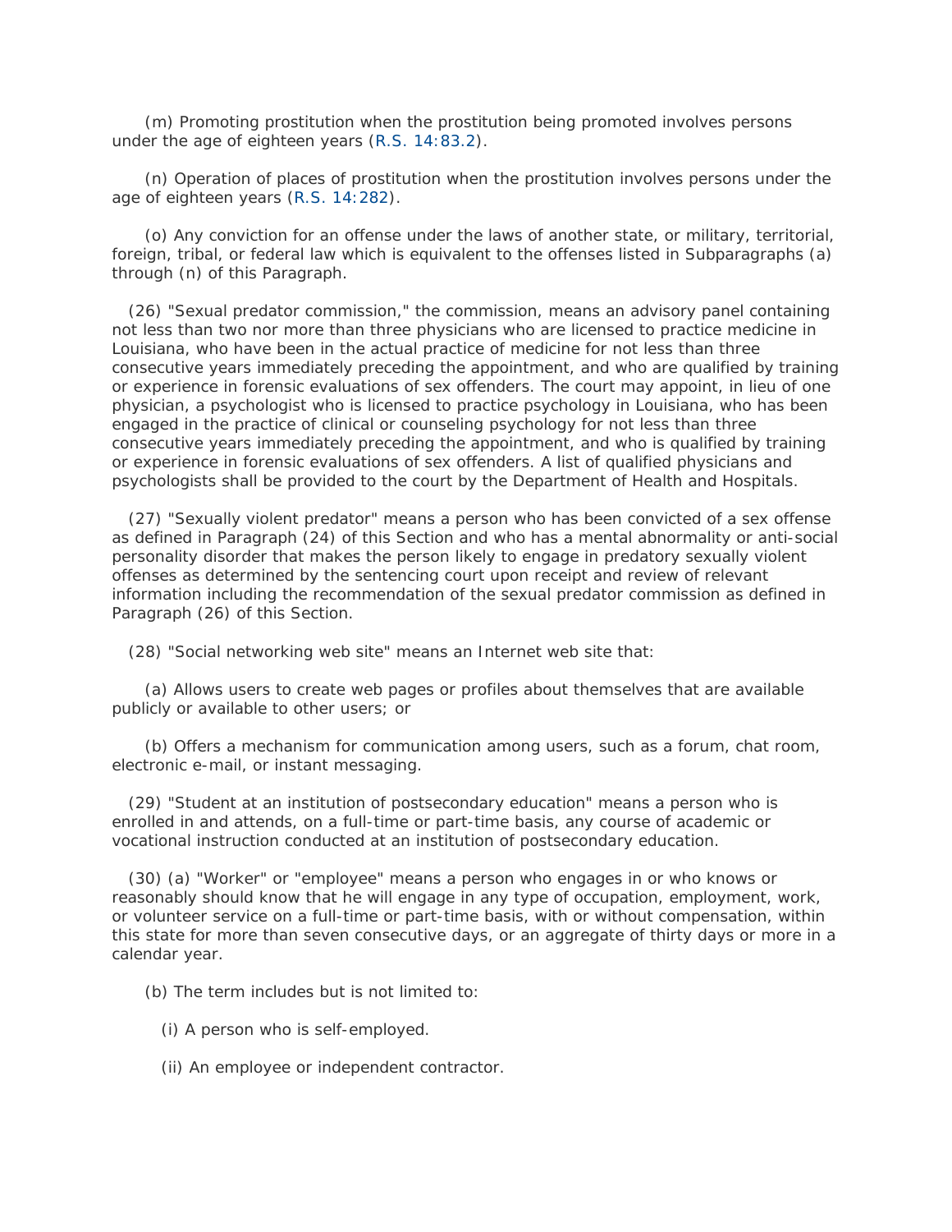(m) Promoting prostitution when the prostitution being promoted involves persons under the age of eighteen years (R.S. 14:83.2).

(n) Operation of places of prostitution when the prostitution involves persons under the age of eighteen years (R.S. 14:282).

(o) Any conviction for an offense under the laws of another state, or military, territorial, foreign, tribal, or federal law which is equivalent to the offenses listed in Subparagraphs (a) through (n) of this Paragraph.

(26) "Sexual predator commission," the commission, means an advisory panel containing not less than two nor more than three physicians who are licensed to practice medicine in Louisiana, who have been in the actual practice of medicine for not less than three consecutive years immediately preceding the appointment, and who are qualified by training or experience in forensic evaluations of sex offenders. The court may appoint, in lieu of one physician, a psychologist who is licensed to practice psychology in Louisiana, who has been engaged in the practice of clinical or counseling psychology for not less than three consecutive years immediately preceding the appointment, and who is qualified by training or experience in forensic evaluations of sex offenders. A list of qualified physicians and psychologists shall be provided to the court by the Department of Health and Hospitals.

(27) "Sexually violent predator" means a person who has been convicted of a sex offense as defined in Paragraph (24) of this Section and who has a mental abnormality or anti-social personality disorder that makes the person likely to engage in predatory sexually violent offenses as determined by the sentencing court upon receipt and review of relevant information including the recommendation of the sexual predator commission as defined in Paragraph (26) of this Section.

(28) "Social networking web site" means an Internet web site that:

(a) Allows users to create web pages or profiles about themselves that are available publicly or available to other users; or

(b) Offers a mechanism for communication among users, such as a forum, chat room, electronic e-mail, or instant messaging.

(29) "Student at an institution of postsecondary education" means a person who is enrolled in and attends, on a full-time or part-time basis, any course of academic or vocational instruction conducted at an institution of postsecondary education.

(30) (a) "Worker" or "employee" means a person who engages in or who knows or reasonably should know that he will engage in any type of occupation, employment, work, or volunteer service on a full-time or part-time basis, with or without compensation, within this state for more than seven consecutive days, or an aggregate of thirty days or more in a calendar year.

(b) The term includes but is not limited to:

(i) A person who is self-employed.

(ii) An employee or independent contractor.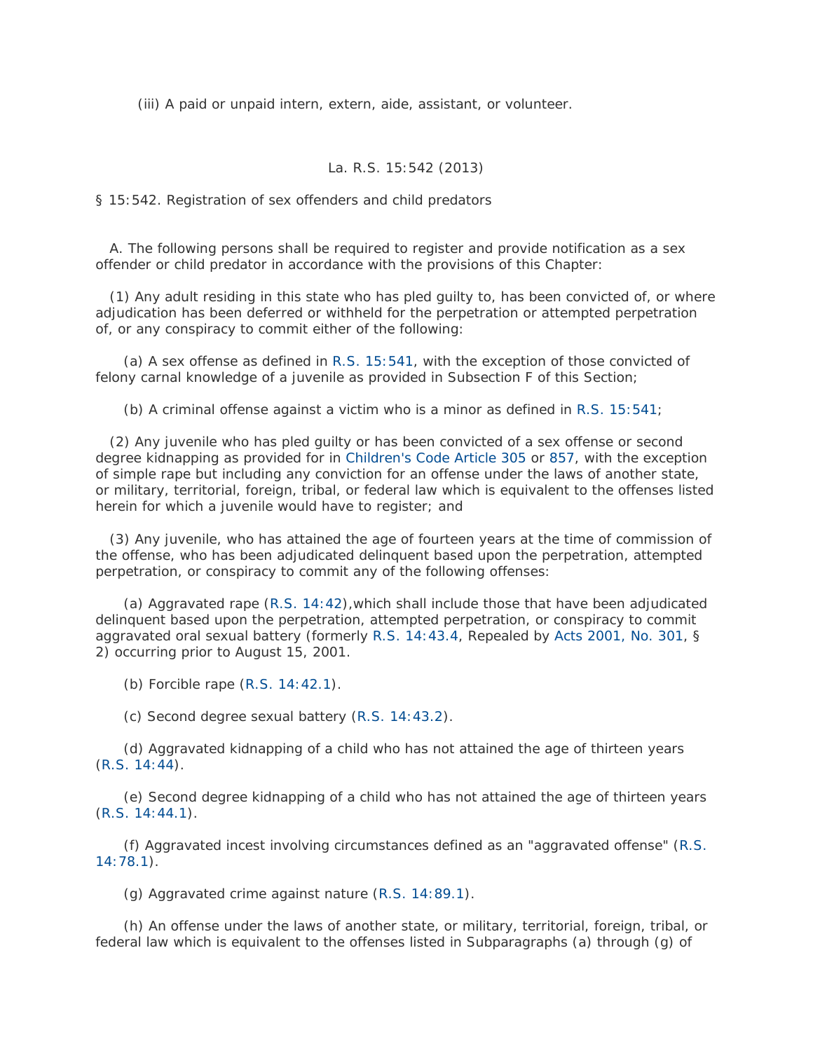(iii) A paid or unpaid intern, extern, aide, assistant, or volunteer.

La. R.S. 15:542 (2013)

§ 15:542. Registration of sex offenders and child predators

A. The following persons shall be required to register and provide notification as a sex offender or child predator in accordance with the provisions of this Chapter:

(1) Any adult residing in this state who has pled guilty to, has been convicted of, or where adjudication has been deferred or withheld for the perpetration or attempted perpetration of, or any conspiracy to commit either of the following:

(a) A sex offense as defined in R.S. 15:541, with the exception of those convicted of felony carnal knowledge of a juvenile as provided in Subsection F of this Section;

(b) A criminal offense against a victim who is a minor as defined in R.S. 15:541;

(2) Any juvenile who has pled guilty or has been convicted of a sex offense or second degree kidnapping as provided for in Children's Code Article 305 or 857, with the exception of simple rape but including any conviction for an offense under the laws of another state, or military, territorial, foreign, tribal, or federal law which is equivalent to the offenses listed herein for which a juvenile would have to register; and

(3) Any juvenile, who has attained the age of fourteen years at the time of commission of the offense, who has been adjudicated delinquent based upon the perpetration, attempted perpetration, or conspiracy to commit any of the following offenses:

(a) Aggravated rape (R.S. 14:42),which shall include those that have been adjudicated delinquent based upon the perpetration, attempted perpetration, or conspiracy to commit aggravated oral sexual battery (formerly R.S. 14:43.4, Repealed by Acts 2001, No. 301, § 2) occurring prior to August 15, 2001.

(b) Forcible rape (R.S. 14:42.1).

(c) Second degree sexual battery (R.S. 14:43.2).

(d) Aggravated kidnapping of a child who has not attained the age of thirteen years (R.S. 14:44).

(e) Second degree kidnapping of a child who has not attained the age of thirteen years (R.S. 14:44.1).

(f) Aggravated incest involving circumstances defined as an "aggravated offense" (R.S. 14:78.1).

(g) Aggravated crime against nature (R.S. 14:89.1).

(h) An offense under the laws of another state, or military, territorial, foreign, tribal, or federal law which is equivalent to the offenses listed in Subparagraphs (a) through (g) of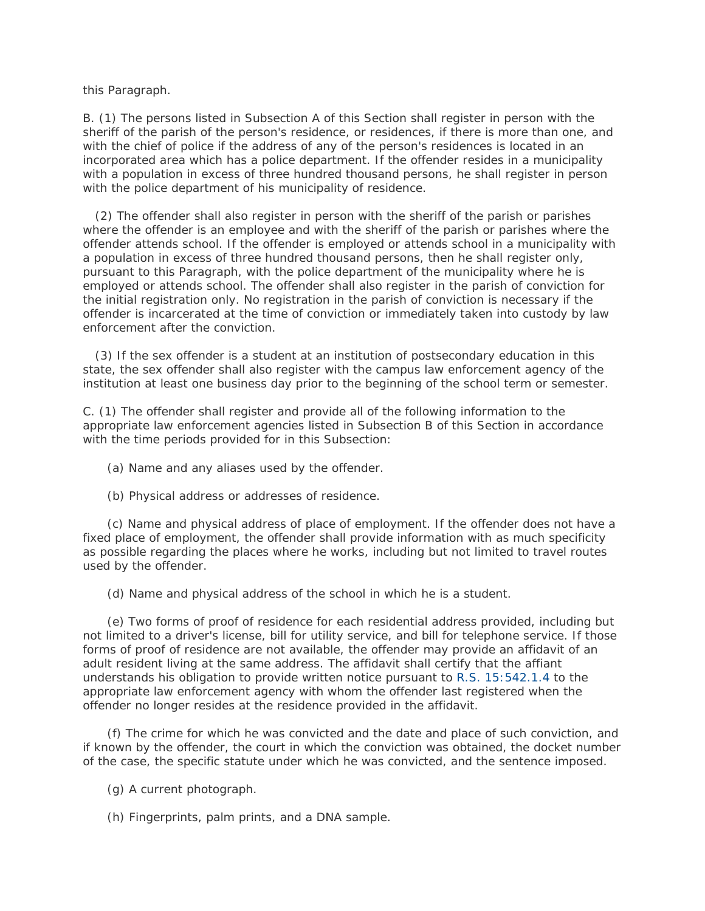this Paragraph.

B. (1) The persons listed in Subsection A of this Section shall register in person with the sheriff of the parish of the person's residence, or residences, if there is more than one, and with the chief of police if the address of any of the person's residences is located in an incorporated area which has a police department. If the offender resides in a municipality with a population in excess of three hundred thousand persons, he shall register in person with the police department of his municipality of residence.

(2) The offender shall also register in person with the sheriff of the parish or parishes where the offender is an employee and with the sheriff of the parish or parishes where the offender attends school. If the offender is employed or attends school in a municipality with a population in excess of three hundred thousand persons, then he shall register only, pursuant to this Paragraph, with the police department of the municipality where he is employed or attends school. The offender shall also register in the parish of conviction for the initial registration only. No registration in the parish of conviction is necessary if the offender is incarcerated at the time of conviction or immediately taken into custody by law enforcement after the conviction.

(3) If the sex offender is a student at an institution of postsecondary education in this state, the sex offender shall also register with the campus law enforcement agency of the institution at least one business day prior to the beginning of the school term or semester.

C. (1) The offender shall register and provide all of the following information to the appropriate law enforcement agencies listed in Subsection B of this Section in accordance with the time periods provided for in this Subsection:

(a) Name and any aliases used by the offender.

(b) Physical address or addresses of residence.

(c) Name and physical address of place of employment. If the offender does not have a fixed place of employment, the offender shall provide information with as much specificity as possible regarding the places where he works, including but not limited to travel routes used by the offender.

(d) Name and physical address of the school in which he is a student.

(e) Two forms of proof of residence for each residential address provided, including but not limited to a driver's license, bill for utility service, and bill for telephone service. If those forms of proof of residence are not available, the offender may provide an affidavit of an adult resident living at the same address. The affidavit shall certify that the affiant understands his obligation to provide written notice pursuant to R.S. 15:542.1.4 to the appropriate law enforcement agency with whom the offender last registered when the offender no longer resides at the residence provided in the affidavit.

(f) The crime for which he was convicted and the date and place of such conviction, and if known by the offender, the court in which the conviction was obtained, the docket number of the case, the specific statute under which he was convicted, and the sentence imposed.

(g) A current photograph.

(h) Fingerprints, palm prints, and a DNA sample.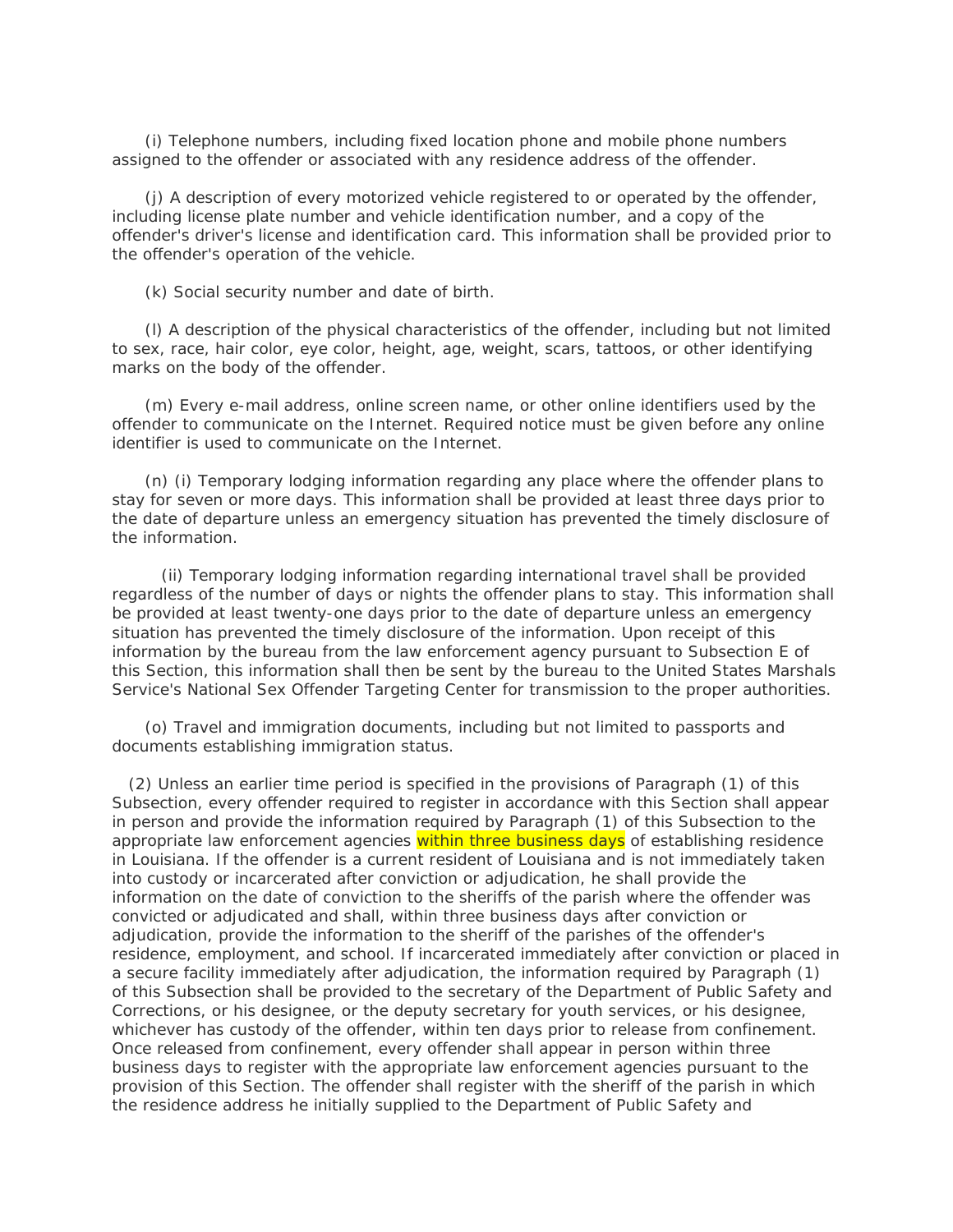(i) Telephone numbers, including fixed location phone and mobile phone numbers assigned to the offender or associated with any residence address of the offender.

(j) A description of every motorized vehicle registered to or operated by the offender, including license plate number and vehicle identification number, and a copy of the offender's driver's license and identification card. This information shall be provided prior to the offender's operation of the vehicle.

(k) Social security number and date of birth.

(l) A description of the physical characteristics of the offender, including but not limited to sex, race, hair color, eye color, height, age, weight, scars, tattoos, or other identifying marks on the body of the offender.

(m) Every e-mail address, online screen name, or other online identifiers used by the offender to communicate on the Internet. Required notice must be given before any online identifier is used to communicate on the Internet.

(n) (i) Temporary lodging information regarding any place where the offender plans to stay for seven or more days. This information shall be provided at least three days prior to the date of departure unless an emergency situation has prevented the timely disclosure of the information.

(ii) Temporary lodging information regarding international travel shall be provided regardless of the number of days or nights the offender plans to stay. This information shall be provided at least twenty-one days prior to the date of departure unless an emergency situation has prevented the timely disclosure of the information. Upon receipt of this information by the bureau from the law enforcement agency pursuant to Subsection E of this Section, this information shall then be sent by the bureau to the United States Marshals Service's National Sex Offender Targeting Center for transmission to the proper authorities.

(o) Travel and immigration documents, including but not limited to passports and documents establishing immigration status.

(2) Unless an earlier time period is specified in the provisions of Paragraph (1) of this Subsection, every offender required to register in accordance with this Section shall appear in person and provide the information required by Paragraph (1) of this Subsection to the appropriate law enforcement agencies within three business days of establishing residence in Louisiana. If the offender is a current resident of Louisiana and is not immediately taken into custody or incarcerated after conviction or adjudication, he shall provide the information on the date of conviction to the sheriffs of the parish where the offender was convicted or adjudicated and shall, within three business days after conviction or adjudication, provide the information to the sheriff of the parishes of the offender's residence, employment, and school. If incarcerated immediately after conviction or placed in a secure facility immediately after adjudication, the information required by Paragraph (1) of this Subsection shall be provided to the secretary of the Department of Public Safety and Corrections, or his designee, or the deputy secretary for youth services, or his designee, whichever has custody of the offender, within ten days prior to release from confinement. Once released from confinement, every offender shall appear in person within three business days to register with the appropriate law enforcement agencies pursuant to the provision of this Section. The offender shall register with the sheriff of the parish in which the residence address he initially supplied to the Department of Public Safety and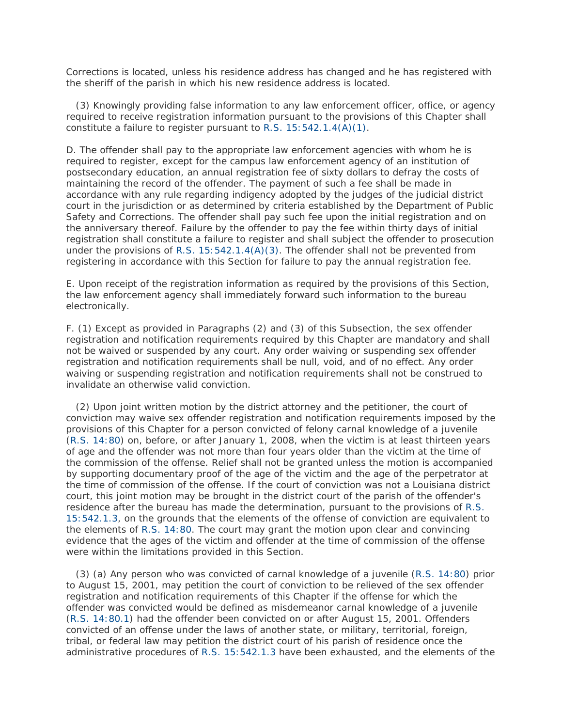Corrections is located, unless his residence address has changed and he has registered with the sheriff of the parish in which his new residence address is located.

(3) Knowingly providing false information to any law enforcement officer, office, or agency required to receive registration information pursuant to the provisions of this Chapter shall constitute a failure to register pursuant to R.S. 15:542.1.4(A)(1).

D. The offender shall pay to the appropriate law enforcement agencies with whom he is required to register, except for the campus law enforcement agency of an institution of postsecondary education, an annual registration fee of sixty dollars to defray the costs of maintaining the record of the offender. The payment of such a fee shall be made in accordance with any rule regarding indigency adopted by the judges of the judicial district court in the jurisdiction or as determined by criteria established by the Department of Public Safety and Corrections. The offender shall pay such fee upon the initial registration and on the anniversary thereof. Failure by the offender to pay the fee within thirty days of initial registration shall constitute a failure to register and shall subject the offender to prosecution under the provisions of R.S. 15:542.1.4(A)(3). The offender shall not be prevented from registering in accordance with this Section for failure to pay the annual registration fee.

E. Upon receipt of the registration information as required by the provisions of this Section, the law enforcement agency shall immediately forward such information to the bureau electronically.

F. (1) Except as provided in Paragraphs (2) and (3) of this Subsection, the sex offender registration and notification requirements required by this Chapter are mandatory and shall not be waived or suspended by any court. Any order waiving or suspending sex offender registration and notification requirements shall be null, void, and of no effect. Any order waiving or suspending registration and notification requirements shall not be construed to invalidate an otherwise valid conviction.

(2) Upon joint written motion by the district attorney and the petitioner, the court of conviction may waive sex offender registration and notification requirements imposed by the provisions of this Chapter for a person convicted of felony carnal knowledge of a juvenile (R.S. 14:80) on, before, or after January 1, 2008, when the victim is at least thirteen years of age and the offender was not more than four years older than the victim at the time of the commission of the offense. Relief shall not be granted unless the motion is accompanied by supporting documentary proof of the age of the victim and the age of the perpetrator at the time of commission of the offense. If the court of conviction was not a Louisiana district court, this joint motion may be brought in the district court of the parish of the offender's residence after the bureau has made the determination, pursuant to the provisions of R.S. 15:542.1.3, on the grounds that the elements of the offense of conviction are equivalent to the elements of R.S. 14:80. The court may grant the motion upon clear and convincing evidence that the ages of the victim and offender at the time of commission of the offense were within the limitations provided in this Section.

(3) (a) Any person who was convicted of carnal knowledge of a juvenile (R.S. 14:80) prior to August 15, 2001, may petition the court of conviction to be relieved of the sex offender registration and notification requirements of this Chapter if the offense for which the offender was convicted would be defined as misdemeanor carnal knowledge of a juvenile (R.S. 14:80.1) had the offender been convicted on or after August 15, 2001. Offenders convicted of an offense under the laws of another state, or military, territorial, foreign, tribal, or federal law may petition the district court of his parish of residence once the administrative procedures of R.S. 15:542.1.3 have been exhausted, and the elements of the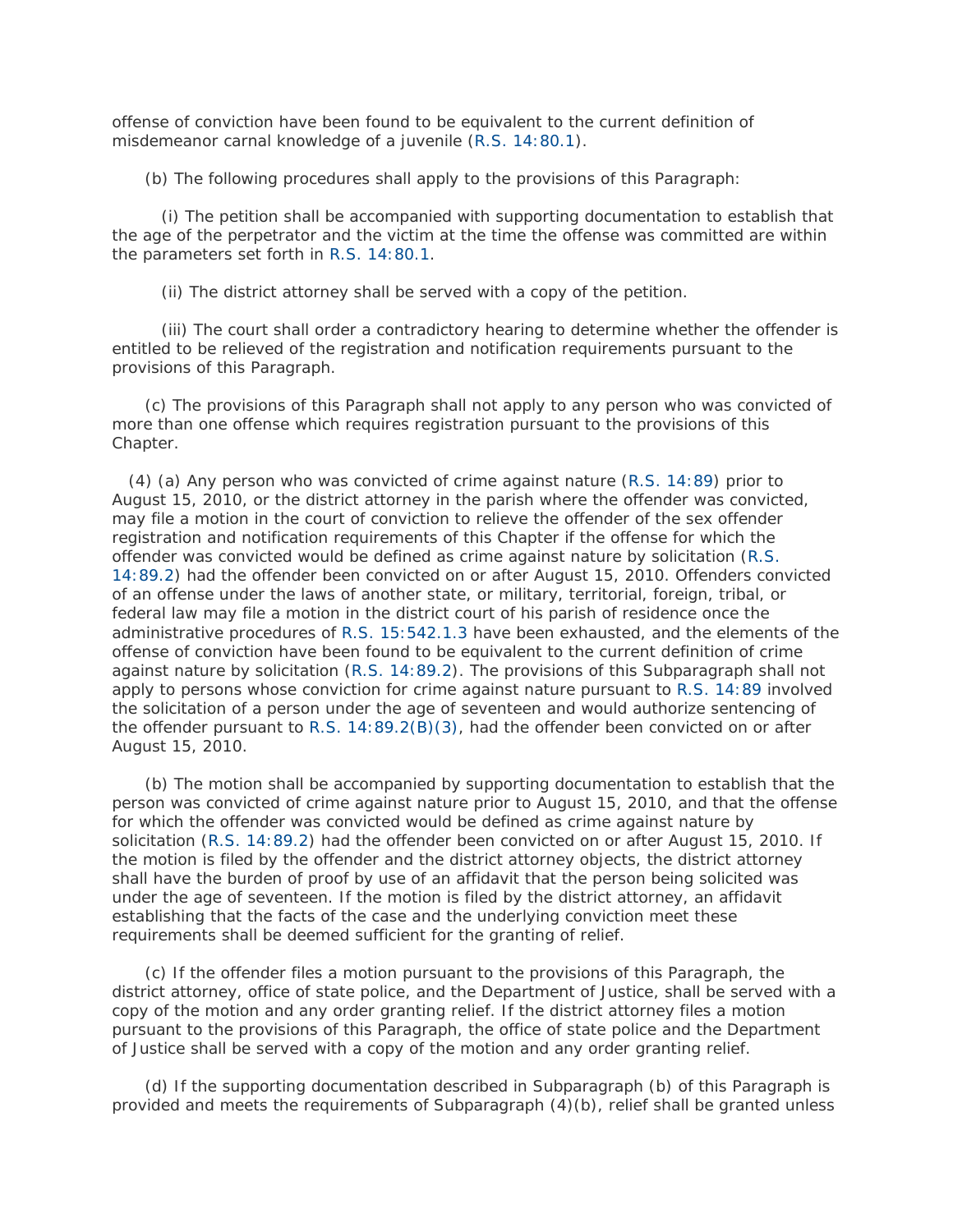offense of conviction have been found to be equivalent to the current definition of misdemeanor carnal knowledge of a juvenile (R.S. 14:80.1).

(b) The following procedures shall apply to the provisions of this Paragraph:

(i) The petition shall be accompanied with supporting documentation to establish that the age of the perpetrator and the victim at the time the offense was committed are within the parameters set forth in R.S. 14:80.1.

(ii) The district attorney shall be served with a copy of the petition.

(iii) The court shall order a contradictory hearing to determine whether the offender is entitled to be relieved of the registration and notification requirements pursuant to the provisions of this Paragraph.

(c) The provisions of this Paragraph shall not apply to any person who was convicted of more than one offense which requires registration pursuant to the provisions of this Chapter.

(4) (a) Any person who was convicted of crime against nature (R.S. 14:89) prior to August 15, 2010, or the district attorney in the parish where the offender was convicted, may file a motion in the court of conviction to relieve the offender of the sex offender registration and notification requirements of this Chapter if the offense for which the offender was convicted would be defined as crime against nature by solicitation (R.S. 14:89.2) had the offender been convicted on or after August 15, 2010. Offenders convicted of an offense under the laws of another state, or military, territorial, foreign, tribal, or federal law may file a motion in the district court of his parish of residence once the administrative procedures of R.S. 15:542.1.3 have been exhausted, and the elements of the offense of conviction have been found to be equivalent to the current definition of crime against nature by solicitation (R.S. 14:89.2). The provisions of this Subparagraph shall not apply to persons whose conviction for crime against nature pursuant to R.S. 14:89 involved the solicitation of a person under the age of seventeen and would authorize sentencing of the offender pursuant to R.S. 14:89.2(B)(3), had the offender been convicted on or after August 15, 2010.

(b) The motion shall be accompanied by supporting documentation to establish that the person was convicted of crime against nature prior to August 15, 2010, and that the offense for which the offender was convicted would be defined as crime against nature by solicitation (R.S. 14:89.2) had the offender been convicted on or after August 15, 2010. If the motion is filed by the offender and the district attorney objects, the district attorney shall have the burden of proof by use of an affidavit that the person being solicited was under the age of seventeen. If the motion is filed by the district attorney, an affidavit establishing that the facts of the case and the underlying conviction meet these requirements shall be deemed sufficient for the granting of relief.

(c) If the offender files a motion pursuant to the provisions of this Paragraph, the district attorney, office of state police, and the Department of Justice, shall be served with a copy of the motion and any order granting relief. If the district attorney files a motion pursuant to the provisions of this Paragraph, the office of state police and the Department of Justice shall be served with a copy of the motion and any order granting relief.

(d) If the supporting documentation described in Subparagraph (b) of this Paragraph is provided and meets the requirements of Subparagraph (4)(b), relief shall be granted unless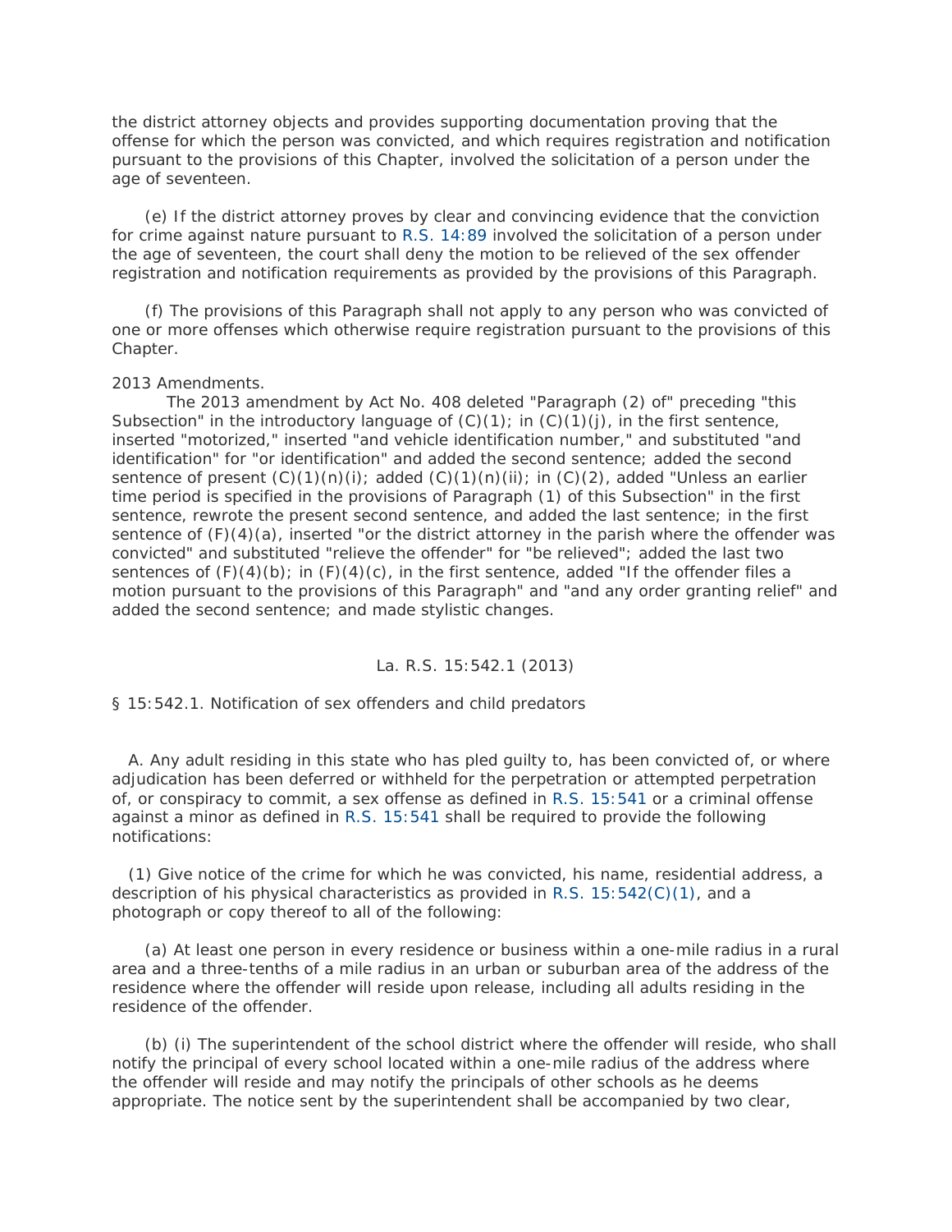the district attorney objects and provides supporting documentation proving that the offense for which the person was convicted, and which requires registration and notification pursuant to the provisions of this Chapter, involved the solicitation of a person under the age of seventeen.

(e) If the district attorney proves by clear and convincing evidence that the conviction for crime against nature pursuant to R.S. 14:89 involved the solicitation of a person under the age of seventeen, the court shall deny the motion to be relieved of the sex offender registration and notification requirements as provided by the provisions of this Paragraph.

(f) The provisions of this Paragraph shall not apply to any person who was convicted of one or more offenses which otherwise require registration pursuant to the provisions of this Chapter.

2013 Amendments.

The 2013 amendment by Act No. 408 deleted "Paragraph (2) of" preceding "this Subsection" in the introductory language of (C)(1); in (C)(1)(j), in the first sentence, inserted "motorized," inserted "and vehicle identification number," and substituted "and identification" for "or identification" and added the second sentence; added the second sentence of present (C)(1)(n)(i); added (C)(1)(n)(ii); in (C)(2), added "Unless an earlier time period is specified in the provisions of Paragraph (1) of this Subsection" in the first sentence, rewrote the present second sentence, and added the last sentence; in the first sentence of (F)(4)(a), inserted "or the district attorney in the parish where the offender was convicted" and substituted "relieve the offender" for "be relieved"; added the last two sentences of (F)(4)(b); in (F)(4)(c), in the first sentence, added "If the offender files a motion pursuant to the provisions of this Paragraph" and "and any order granting relief" and added the second sentence; and made stylistic changes.

La. R.S. 15:542.1 (2013)

§ 15:542.1. Notification of sex offenders and child predators

A. Any adult residing in this state who has pled guilty to, has been convicted of, or where adjudication has been deferred or withheld for the perpetration or attempted perpetration of, or conspiracy to commit, a sex offense as defined in R.S. 15:541 or a criminal offense against a minor as defined in R.S. 15:541 shall be required to provide the following notifications:

(1) Give notice of the crime for which he was convicted, his name, residential address, a description of his physical characteristics as provided in R.S. 15:542(C)(1), and a photograph or copy thereof to all of the following:

(a) At least one person in every residence or business within a one-mile radius in a rural area and a three-tenths of a mile radius in an urban or suburban area of the address of the residence where the offender will reside upon release, including all adults residing in the residence of the offender.

(b) (i) The superintendent of the school district where the offender will reside, who shall notify the principal of every school located within a one-mile radius of the address where the offender will reside and may notify the principals of other schools as he deems appropriate. The notice sent by the superintendent shall be accompanied by two clear,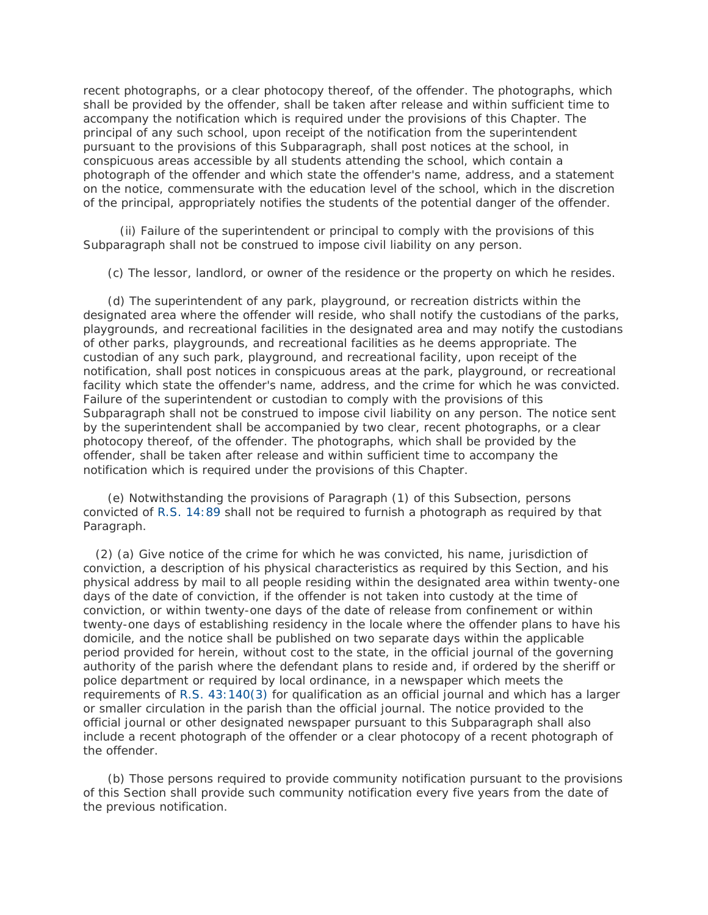recent photographs, or a clear photocopy thereof, of the offender. The photographs, which shall be provided by the offender, shall be taken after release and within sufficient time to accompany the notification which is required under the provisions of this Chapter. The principal of any such school, upon receipt of the notification from the superintendent pursuant to the provisions of this Subparagraph, shall post notices at the school, in conspicuous areas accessible by all students attending the school, which contain a photograph of the offender and which state the offender's name, address, and a statement on the notice, commensurate with the education level of the school, which in the discretion of the principal, appropriately notifies the students of the potential danger of the offender.

(ii) Failure of the superintendent or principal to comply with the provisions of this Subparagraph shall not be construed to impose civil liability on any person.

(c) The lessor, landlord, or owner of the residence or the property on which he resides.

(d) The superintendent of any park, playground, or recreation districts within the designated area where the offender will reside, who shall notify the custodians of the parks, playgrounds, and recreational facilities in the designated area and may notify the custodians of other parks, playgrounds, and recreational facilities as he deems appropriate. The custodian of any such park, playground, and recreational facility, upon receipt of the notification, shall post notices in conspicuous areas at the park, playground, or recreational facility which state the offender's name, address, and the crime for which he was convicted. Failure of the superintendent or custodian to comply with the provisions of this Subparagraph shall not be construed to impose civil liability on any person. The notice sent by the superintendent shall be accompanied by two clear, recent photographs, or a clear photocopy thereof, of the offender. The photographs, which shall be provided by the offender, shall be taken after release and within sufficient time to accompany the notification which is required under the provisions of this Chapter.

(e) Notwithstanding the provisions of Paragraph (1) of this Subsection, persons convicted of R.S. 14:89 shall not be required to furnish a photograph as required by that Paragraph.

(2) (a) Give notice of the crime for which he was convicted, his name, jurisdiction of conviction, a description of his physical characteristics as required by this Section, and his physical address by mail to all people residing within the designated area within twenty-one days of the date of conviction, if the offender is not taken into custody at the time of conviction, or within twenty-one days of the date of release from confinement or within twenty-one days of establishing residency in the locale where the offender plans to have his domicile, and the notice shall be published on two separate days within the applicable period provided for herein, without cost to the state, in the official journal of the governing authority of the parish where the defendant plans to reside and, if ordered by the sheriff or police department or required by local ordinance, in a newspaper which meets the requirements of R.S. 43:140(3) for qualification as an official journal and which has a larger or smaller circulation in the parish than the official journal. The notice provided to the official journal or other designated newspaper pursuant to this Subparagraph shall also include a recent photograph of the offender or a clear photocopy of a recent photograph of the offender.

(b) Those persons required to provide community notification pursuant to the provisions of this Section shall provide such community notification every five years from the date of the previous notification.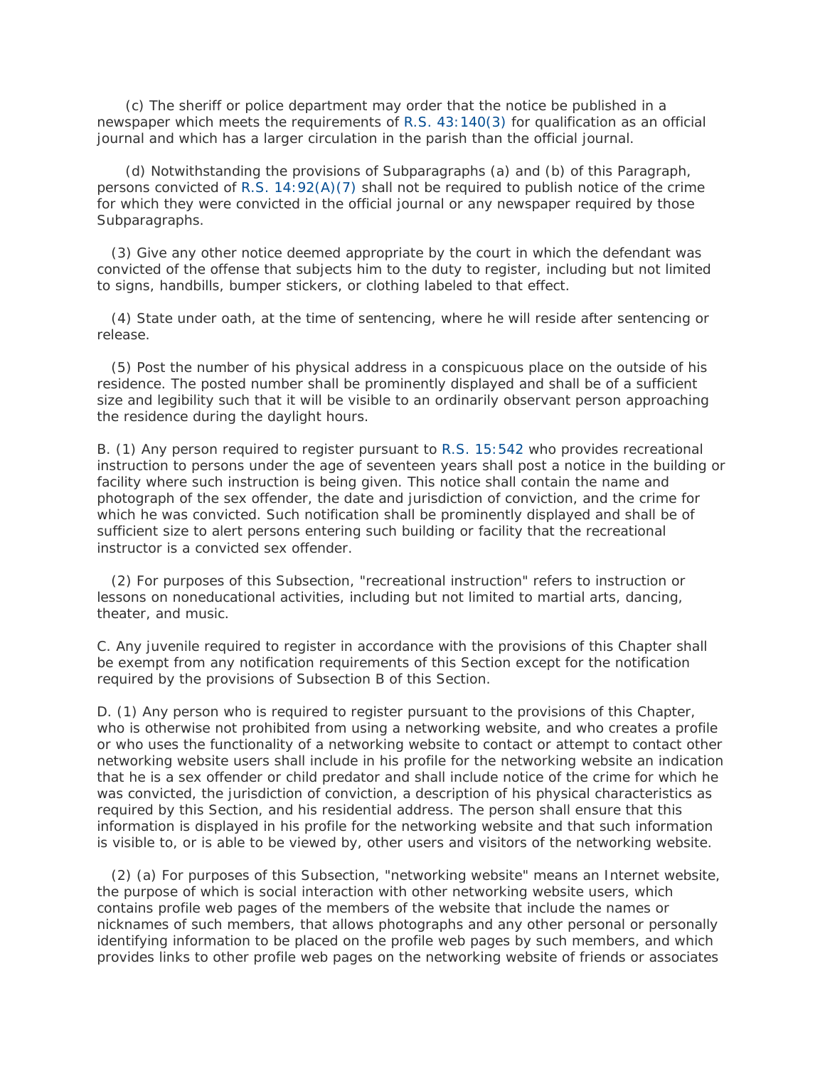(c) The sheriff or police department may order that the notice be published in a newspaper which meets the requirements of R.S. 43:140(3) for qualification as an official journal and which has a larger circulation in the parish than the official journal.

(d) Notwithstanding the provisions of Subparagraphs (a) and (b) of this Paragraph, persons convicted of R.S. 14:92(A)(7) shall not be required to publish notice of the crime for which they were convicted in the official journal or any newspaper required by those Subparagraphs.

(3) Give any other notice deemed appropriate by the court in which the defendant was convicted of the offense that subjects him to the duty to register, including but not limited to signs, handbills, bumper stickers, or clothing labeled to that effect.

(4) State under oath, at the time of sentencing, where he will reside after sentencing or release.

(5) Post the number of his physical address in a conspicuous place on the outside of his residence. The posted number shall be prominently displayed and shall be of a sufficient size and legibility such that it will be visible to an ordinarily observant person approaching the residence during the daylight hours.

B. (1) Any person required to register pursuant to R.S. 15:542 who provides recreational instruction to persons under the age of seventeen years shall post a notice in the building or facility where such instruction is being given. This notice shall contain the name and photograph of the sex offender, the date and jurisdiction of conviction, and the crime for which he was convicted. Such notification shall be prominently displayed and shall be of sufficient size to alert persons entering such building or facility that the recreational instructor is a convicted sex offender.

(2) For purposes of this Subsection, "recreational instruction" refers to instruction or lessons on noneducational activities, including but not limited to martial arts, dancing, theater, and music.

C. Any juvenile required to register in accordance with the provisions of this Chapter shall be exempt from any notification requirements of this Section except for the notification required by the provisions of Subsection B of this Section.

D. (1) Any person who is required to register pursuant to the provisions of this Chapter, who is otherwise not prohibited from using a networking website, and who creates a profile or who uses the functionality of a networking website to contact or attempt to contact other networking website users shall include in his profile for the networking website an indication that he is a sex offender or child predator and shall include notice of the crime for which he was convicted, the jurisdiction of conviction, a description of his physical characteristics as required by this Section, and his residential address. The person shall ensure that this information is displayed in his profile for the networking website and that such information is visible to, or is able to be viewed by, other users and visitors of the networking website.

(2) (a) For purposes of this Subsection, "networking website" means an Internet website, the purpose of which is social interaction with other networking website users, which contains profile web pages of the members of the website that include the names or nicknames of such members, that allows photographs and any other personal or personally identifying information to be placed on the profile web pages by such members, and which provides links to other profile web pages on the networking website of friends or associates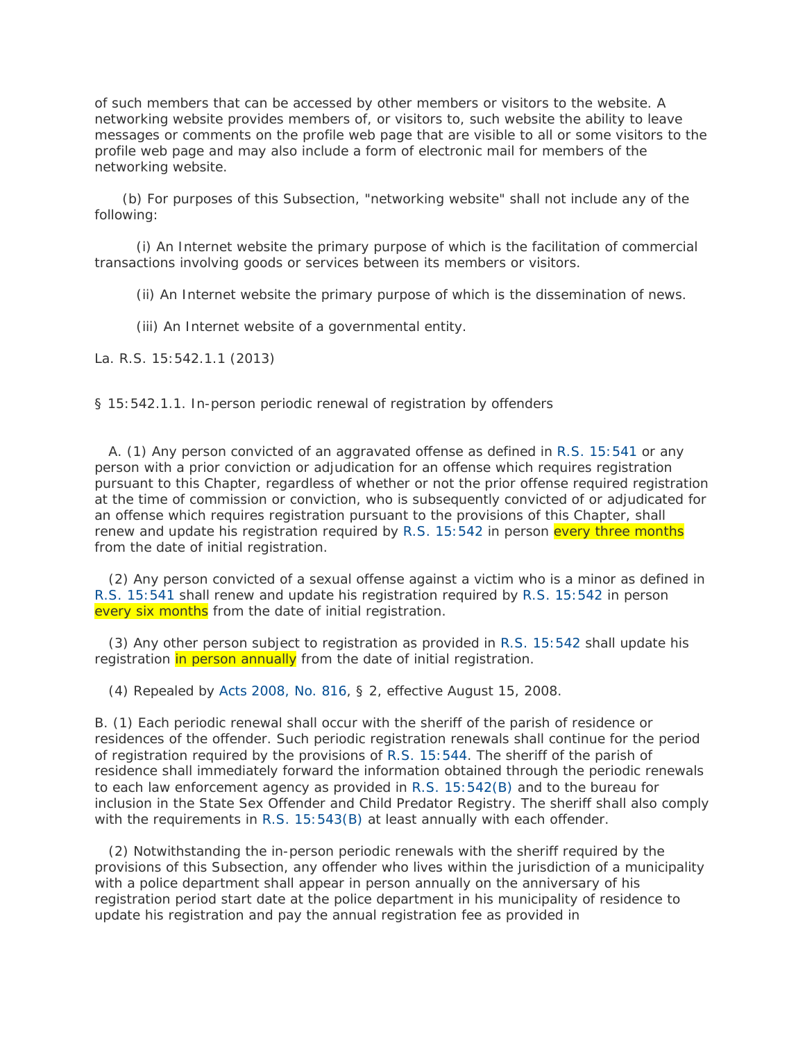of such members that can be accessed by other members or visitors to the website. A networking website provides members of, or visitors to, such website the ability to leave messages or comments on the profile web page that are visible to all or some visitors to the profile web page and may also include a form of electronic mail for members of the networking website.

(b) For purposes of this Subsection, "networking website" shall not include any of the following:

(i) An Internet website the primary purpose of which is the facilitation of commercial transactions involving goods or services between its members or visitors.

(ii) An Internet website the primary purpose of which is the dissemination of news.

(iii) An Internet website of a governmental entity.

La. R.S. 15:542.1.1 (2013)

§ 15:542.1.1. In-person periodic renewal of registration by offenders

A. (1) Any person convicted of an aggravated offense as defined in R.S. 15:541 or any person with a prior conviction or adjudication for an offense which requires registration pursuant to this Chapter, regardless of whether or not the prior offense required registration at the time of commission or conviction, who is subsequently convicted of or adjudicated for an offense which requires registration pursuant to the provisions of this Chapter, shall renew and update his registration required by R.S. 15:542 in person every three months from the date of initial registration.

(2) Any person convicted of a sexual offense against a victim who is a minor as defined in R.S. 15:541 shall renew and update his registration required by R.S. 15:542 in person every six months from the date of initial registration.

(3) Any other person subject to registration as provided in R.S. 15:542 shall update his registration in person annually from the date of initial registration.

(4) Repealed by Acts 2008, No. 816, § 2, effective August 15, 2008.

B. (1) Each periodic renewal shall occur with the sheriff of the parish of residence or residences of the offender. Such periodic registration renewals shall continue for the period of registration required by the provisions of R.S. 15:544. The sheriff of the parish of residence shall immediately forward the information obtained through the periodic renewals to each law enforcement agency as provided in R.S. 15:542(B) and to the bureau for inclusion in the State Sex Offender and Child Predator Registry. The sheriff shall also comply with the requirements in R.S. 15:543(B) at least annually with each offender.

(2) Notwithstanding the in-person periodic renewals with the sheriff required by the provisions of this Subsection, any offender who lives within the jurisdiction of a municipality with a police department shall appear in person annually on the anniversary of his registration period start date at the police department in his municipality of residence to update his registration and pay the annual registration fee as provided in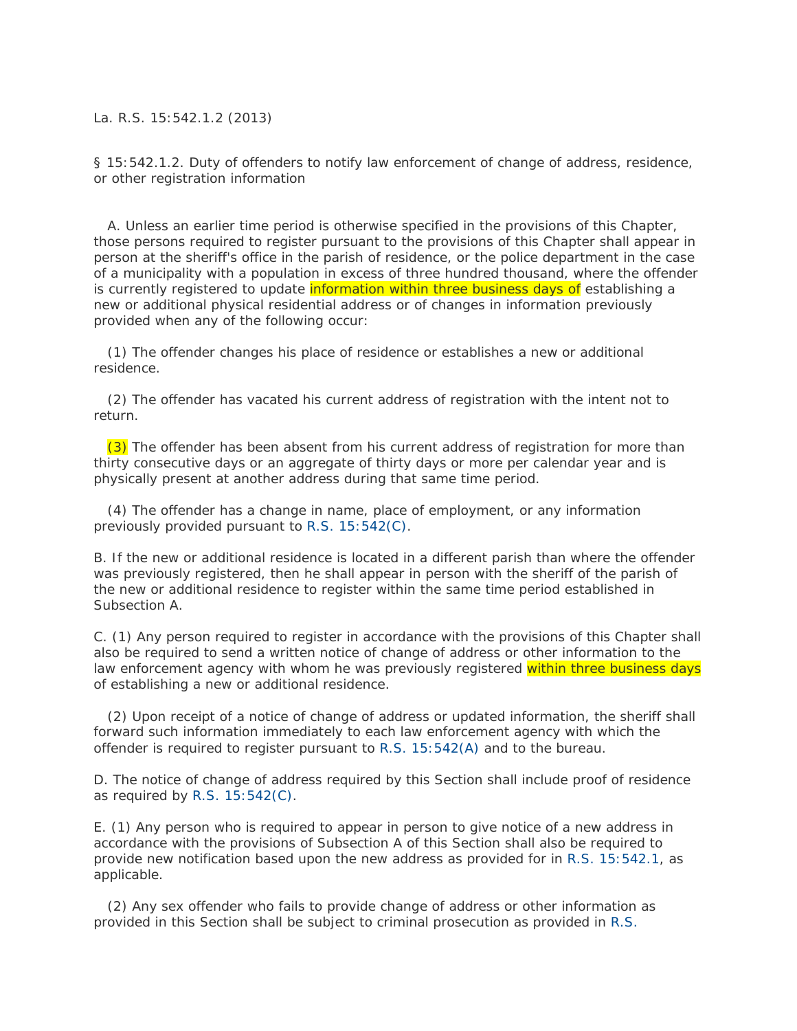La. R.S. 15:542.1.2 (2013)

§ 15:542.1.2. Duty of offenders to notify law enforcement of change of address, residence, or other registration information

A. Unless an earlier time period is otherwise specified in the provisions of this Chapter, those persons required to register pursuant to the provisions of this Chapter shall appear in person at the sheriff's office in the parish of residence, or the police department in the case of a municipality with a population in excess of three hundred thousand, where the offender is currently registered to update information within three business days of establishing a new or additional physical residential address or of changes in information previously provided when any of the following occur:

(1) The offender changes his place of residence or establishes a new or additional residence.

(2) The offender has vacated his current address of registration with the intent not to return.

(3) The offender has been absent from his current address of registration for more than thirty consecutive days or an aggregate of thirty days or more per calendar year and is physically present at another address during that same time period.

(4) The offender has a change in name, place of employment, or any information previously provided pursuant to R.S. 15:542(C).

B. If the new or additional residence is located in a different parish than where the offender was previously registered, then he shall appear in person with the sheriff of the parish of the new or additional residence to register within the same time period established in Subsection A.

C. (1) Any person required to register in accordance with the provisions of this Chapter shall also be required to send a written notice of change of address or other information to the law enforcement agency with whom he was previously registered within three business days of establishing a new or additional residence.

(2) Upon receipt of a notice of change of address or updated information, the sheriff shall forward such information immediately to each law enforcement agency with which the offender is required to register pursuant to R.S. 15:542(A) and to the bureau.

D. The notice of change of address required by this Section shall include proof of residence as required by R.S. 15:542(C).

E. (1) Any person who is required to appear in person to give notice of a new address in accordance with the provisions of Subsection A of this Section shall also be required to provide new notification based upon the new address as provided for in R.S. 15:542.1, as applicable.

(2) Any sex offender who fails to provide change of address or other information as provided in this Section shall be subject to criminal prosecution as provided in R.S.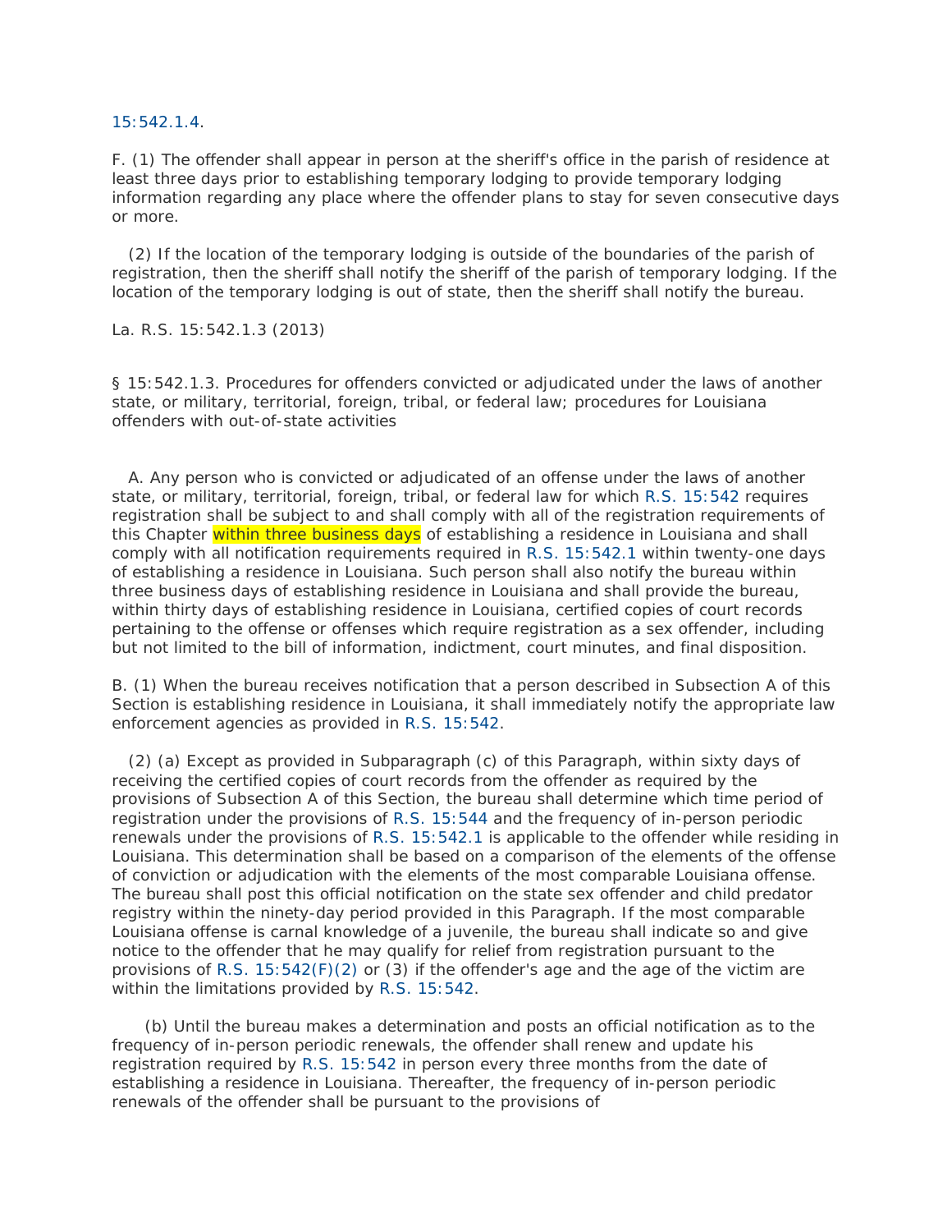15:542.1.4.

F. (1) The offender shall appear in person at the sheriff's office in the parish of residence at least three days prior to establishing temporary lodging to provide temporary lodging information regarding any place where the offender plans to stay for seven consecutive days or more.

(2) If the location of the temporary lodging is outside of the boundaries of the parish of registration, then the sheriff shall notify the sheriff of the parish of temporary lodging. If the location of the temporary lodging is out of state, then the sheriff shall notify the bureau.

La. R.S. 15:542.1.3 (2013)

§ 15:542.1.3. Procedures for offenders convicted or adjudicated under the laws of another state, or military, territorial, foreign, tribal, or federal law; procedures for Louisiana offenders with out-of-state activities

A. Any person who is convicted or adjudicated of an offense under the laws of another state, or military, territorial, foreign, tribal, or federal law for which R.S. 15:542 requires registration shall be subject to and shall comply with all of the registration requirements of this Chapter within three business days of establishing a residence in Louisiana and shall comply with all notification requirements required in R.S. 15:542.1 within twenty-one days of establishing a residence in Louisiana. Such person shall also notify the bureau within three business days of establishing residence in Louisiana and shall provide the bureau, within thirty days of establishing residence in Louisiana, certified copies of court records pertaining to the offense or offenses which require registration as a sex offender, including but not limited to the bill of information, indictment, court minutes, and final disposition.

B. (1) When the bureau receives notification that a person described in Subsection A of this Section is establishing residence in Louisiana, it shall immediately notify the appropriate law enforcement agencies as provided in R.S. 15:542.

(2) (a) Except as provided in Subparagraph (c) of this Paragraph, within sixty days of receiving the certified copies of court records from the offender as required by the provisions of Subsection A of this Section, the bureau shall determine which time period of registration under the provisions of R.S. 15:544 and the frequency of in-person periodic renewals under the provisions of R.S. 15:542.1 is applicable to the offender while residing in Louisiana. This determination shall be based on a comparison of the elements of the offense of conviction or adjudication with the elements of the most comparable Louisiana offense. The bureau shall post this official notification on the state sex offender and child predator registry within the ninety-day period provided in this Paragraph. If the most comparable Louisiana offense is carnal knowledge of a juvenile, the bureau shall indicate so and give notice to the offender that he may qualify for relief from registration pursuant to the provisions of R.S. 15:542(F)(2) or (3) if the offender's age and the age of the victim are within the limitations provided by R.S. 15:542.

(b) Until the bureau makes a determination and posts an official notification as to the frequency of in-person periodic renewals, the offender shall renew and update his registration required by R.S. 15:542 in person every three months from the date of establishing a residence in Louisiana. Thereafter, the frequency of in-person periodic renewals of the offender shall be pursuant to the provisions of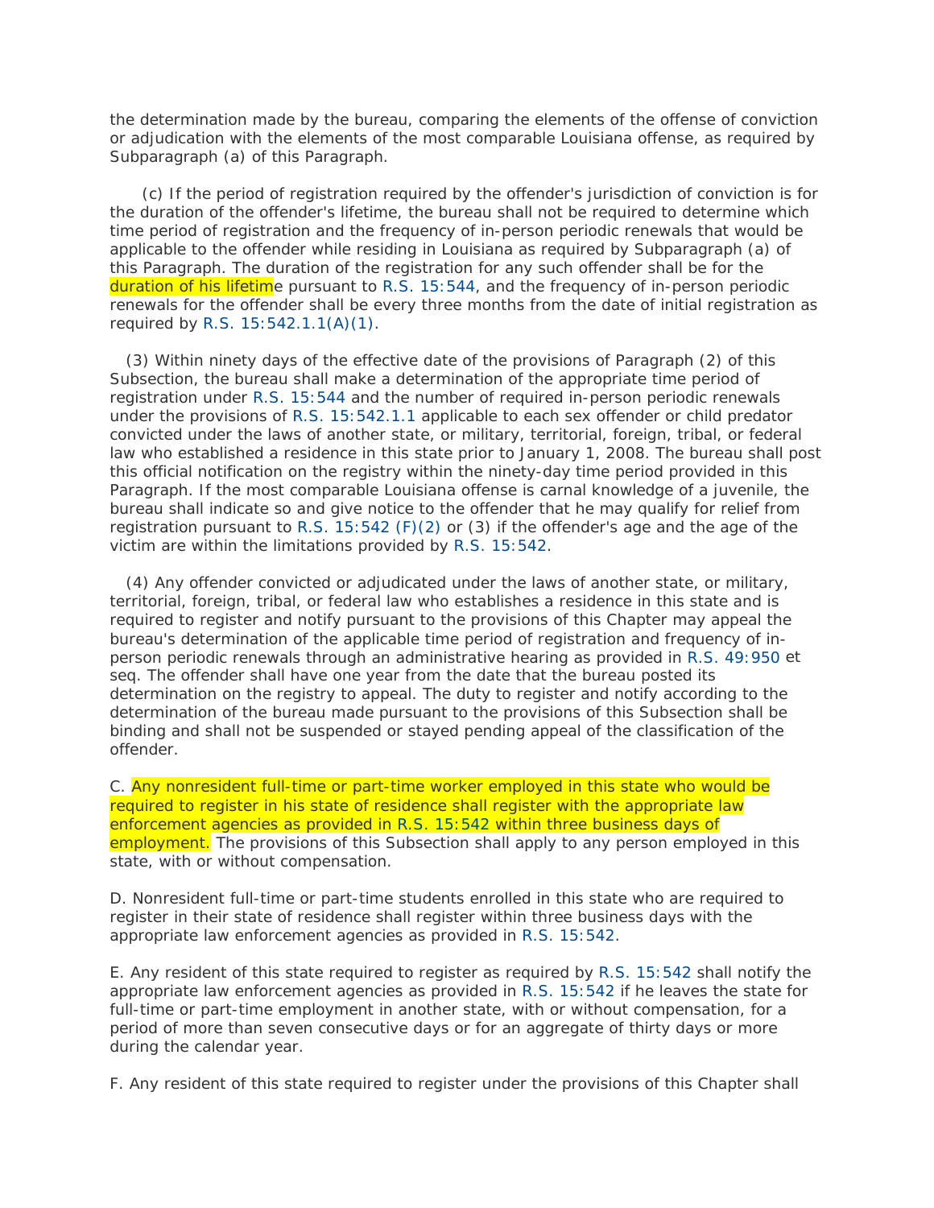the determination made by the bureau, comparing the elements of the offense of conviction or adjudication with the elements of the most comparable Louisiana offense, as required by Subparagraph (a) of this Paragraph.

(c) If the period of registration required by the offender's jurisdiction of conviction is for the duration of the offender's lifetime, the bureau shall not be required to determine which time period of registration and the frequency of in-person periodic renewals that would be applicable to the offender while residing in Louisiana as required by Subparagraph (a) of this Paragraph. The duration of the registration for any such offender shall be for the duration of his lifetime pursuant to R.S. 15:544, and the frequency of in-person periodic renewals for the offender shall be every three months from the date of initial registration as required by R.S. 15:542.1.1(A)(1).

(3) Within ninety days of the effective date of the provisions of Paragraph (2) of this Subsection, the bureau shall make a determination of the appropriate time period of registration under R.S. 15:544 and the number of required in-person periodic renewals under the provisions of R.S. 15:542.1.1 applicable to each sex offender or child predator convicted under the laws of another state, or military, territorial, foreign, tribal, or federal law who established a residence in this state prior to January 1, 2008. The bureau shall post this official notification on the registry within the ninety-day time period provided in this Paragraph. If the most comparable Louisiana offense is carnal knowledge of a juvenile, the bureau shall indicate so and give notice to the offender that he may qualify for relief from registration pursuant to R.S. 15:542 (F)(2) or (3) if the offender's age and the age of the victim are within the limitations provided by R.S. 15:542.

(4) Any offender convicted or adjudicated under the laws of another state, or military, territorial, foreign, tribal, or federal law who establishes a residence in this state and is required to register and notify pursuant to the provisions of this Chapter may appeal the bureau's determination of the applicable time period of registration and frequency of in-person periodic renewals through an administrative hearing as provided in R.S. 49:950 et seq. The offender shall have one year from the date that the bureau posted its determination on the registry to appeal. The duty to register and notify according to the determination of the bureau made pursuant to the provisions of this Subsection shall be binding and shall not be suspended or stayed pending appeal of the classification of the offender.

C. Any nonresident full-time or part-time worker employed in this state who would be required to register in his state of residence shall register with the appropriate law enforcement agencies as provided in R.S. 15:542 within three business days of employment. The provisions of this Subsection shall apply to any person employed in this state, with or without compensation.

D. Nonresident full-time or part-time students enrolled in this state who are required to register in their state of residence shall register within three business days with the appropriate law enforcement agencies as provided in R.S. 15:542.

E. Any resident of this state required to register as required by R.S. 15:542 shall notify the appropriate law enforcement agencies as provided in R.S. 15:542 if he leaves the state for full-time or part-time employment in another state, with or without compensation, for a period of more than seven consecutive days or for an aggregate of thirty days or more during the calendar year.

F. Any resident of this state required to register under the provisions of this Chapter shall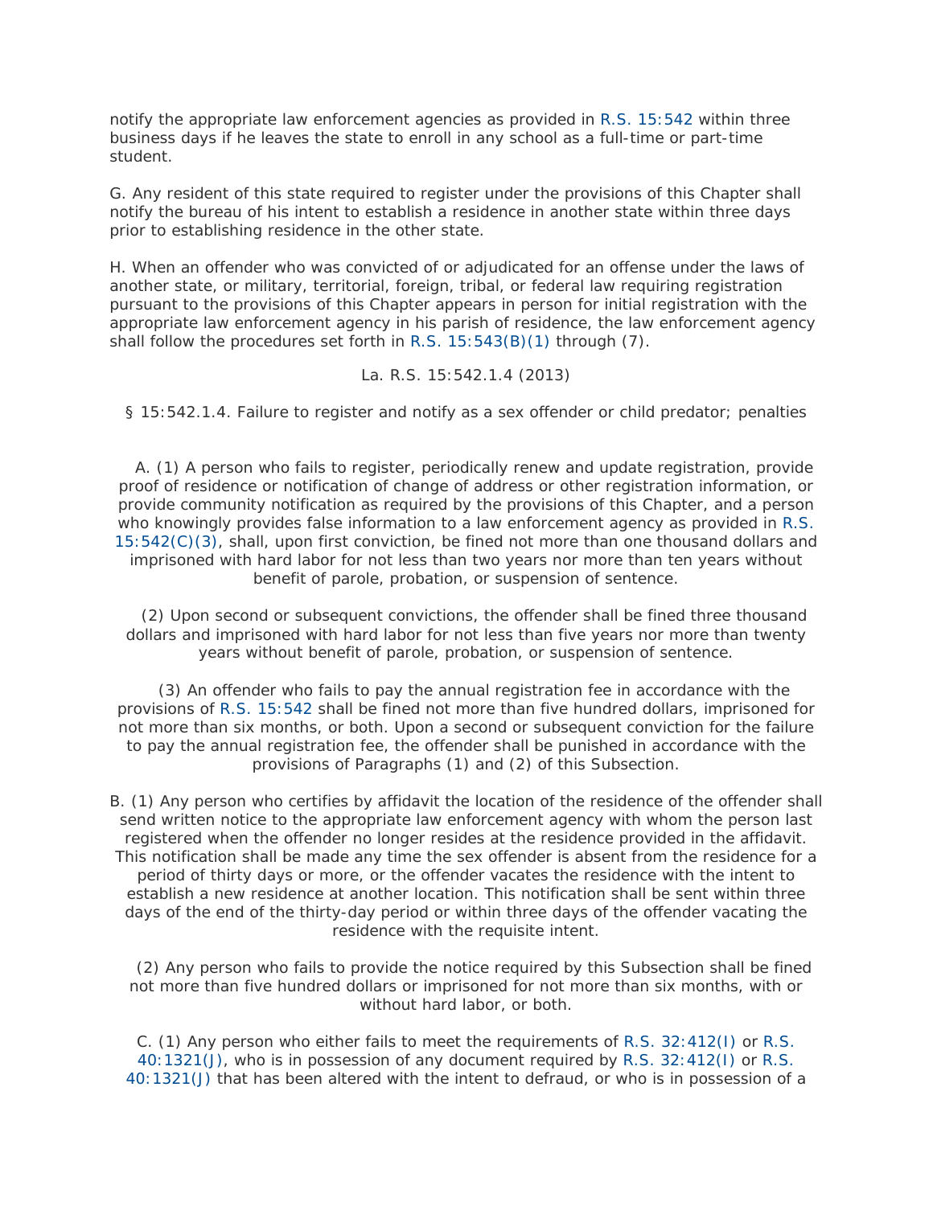notify the appropriate law enforcement agencies as provided in R.S. 15:542 within three business days if he leaves the state to enroll in any school as a full-time or part-time student.

G. Any resident of this state required to register under the provisions of this Chapter shall notify the bureau of his intent to establish a residence in another state within three days prior to establishing residence in the other state.

H. When an offender who was convicted of or adjudicated for an offense under the laws of another state, or military, territorial, foreign, tribal, or federal law requiring registration pursuant to the provisions of this Chapter appears in person for initial registration with the appropriate law enforcement agency in his parish of residence, the law enforcement agency shall follow the procedures set forth in R.S. 15:543(B)(1) through (7).

La. R.S. 15:542.1.4 (2013)

§ 15:542.1.4. Failure to register and notify as a sex offender or child predator; penalties

A. (1) A person who fails to register, periodically renew and update registration, provide proof of residence or notification of change of address or other registration information, or provide community notification as required by the provisions of this Chapter, and a person who knowingly provides false information to a law enforcement agency as provided in R.S. 15:542(C)(3), shall, upon first conviction, be fined not more than one thousand dollars and imprisoned with hard labor for not less than two years nor more than ten years without benefit of parole, probation, or suspension of sentence.

(2) Upon second or subsequent convictions, the offender shall be fined three thousand dollars and imprisoned with hard labor for not less than five years nor more than twenty years without benefit of parole, probation, or suspension of sentence.

(3) An offender who fails to pay the annual registration fee in accordance with the provisions of R.S. 15:542 shall be fined not more than five hundred dollars, imprisoned for not more than six months, or both. Upon a second or subsequent conviction for the failure to pay the annual registration fee, the offender shall be punished in accordance with the provisions of Paragraphs (1) and (2) of this Subsection.

B. (1) Any person who certifies by affidavit the location of the residence of the offender shall send written notice to the appropriate law enforcement agency with whom the person last registered when the offender no longer resides at the residence provided in the affidavit. This notification shall be made any time the sex offender is absent from the residence for a period of thirty days or more, or the offender vacates the residence with the intent to establish a new residence at another location. This notification shall be sent within three days of the end of the thirty-day period or within three days of the offender vacating the residence with the requisite intent.

(2) Any person who fails to provide the notice required by this Subsection shall be fined not more than five hundred dollars or imprisoned for not more than six months, with or without hard labor, or both.

C. (1) Any person who either fails to meet the requirements of R.S. 32:412(I) or R.S. 40:1321(J), who is in possession of any document required by R.S. 32:412(I) or R.S. 40:1321(J) that has been altered with the intent to defraud, or who is in possession of a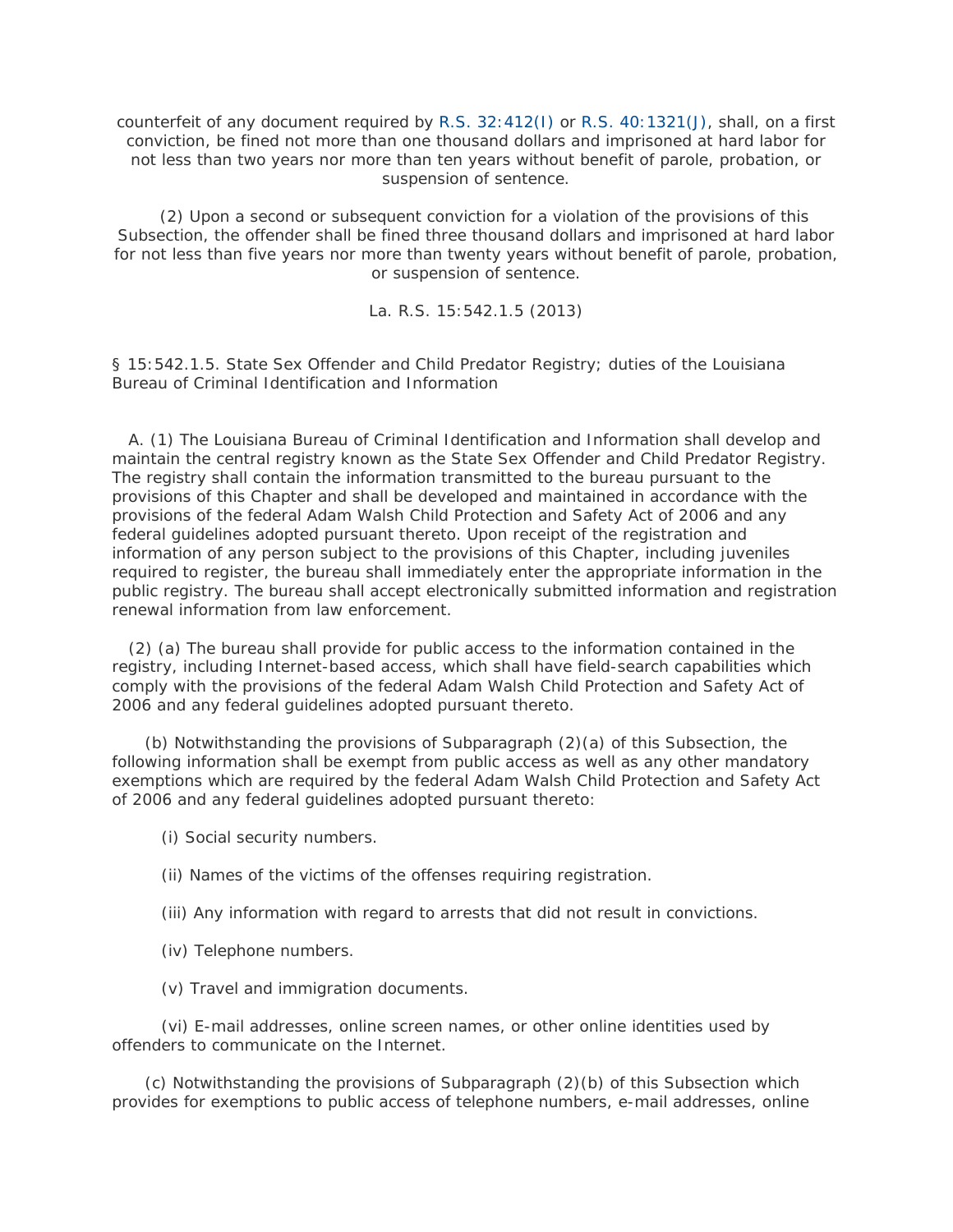counterfeit of any document required by R.S. 32:412(I) or R.S. 40:1321(J), shall, on a first conviction, be fined not more than one thousand dollars and imprisoned at hard labor for not less than two years nor more than ten years without benefit of parole, probation, or suspension of sentence.

(2) Upon a second or subsequent conviction for a violation of the provisions of this Subsection, the offender shall be fined three thousand dollars and imprisoned at hard labor for not less than five years nor more than twenty years without benefit of parole, probation, or suspension of sentence.

La. R.S. 15:542.1.5 (2013)

§ 15:542.1.5. State Sex Offender and Child Predator Registry; duties of the Louisiana Bureau of Criminal Identification and Information

A. (1) The Louisiana Bureau of Criminal Identification and Information shall develop and maintain the central registry known as the State Sex Offender and Child Predator Registry. The registry shall contain the information transmitted to the bureau pursuant to the provisions of this Chapter and shall be developed and maintained in accordance with the provisions of the federal Adam Walsh Child Protection and Safety Act of 2006 and any federal guidelines adopted pursuant thereto. Upon receipt of the registration and information of any person subject to the provisions of this Chapter, including juveniles required to register, the bureau shall immediately enter the appropriate information in the public registry. The bureau shall accept electronically submitted information and registration renewal information from law enforcement.

(2) (a) The bureau shall provide for public access to the information contained in the registry, including Internet-based access, which shall have field-search capabilities which comply with the provisions of the federal Adam Walsh Child Protection and Safety Act of 2006 and any federal guidelines adopted pursuant thereto.

(b) Notwithstanding the provisions of Subparagraph (2)(a) of this Subsection, the following information shall be exempt from public access as well as any other mandatory exemptions which are required by the federal Adam Walsh Child Protection and Safety Act of 2006 and any federal guidelines adopted pursuant thereto:

(i) Social security numbers.

(ii) Names of the victims of the offenses requiring registration.

(iii) Any information with regard to arrests that did not result in convictions.

(iv) Telephone numbers.

(v) Travel and immigration documents.

(vi) E-mail addresses, online screen names, or other online identities used by offenders to communicate on the Internet.

(c) Notwithstanding the provisions of Subparagraph (2)(b) of this Subsection which provides for exemptions to public access of telephone numbers, e-mail addresses, online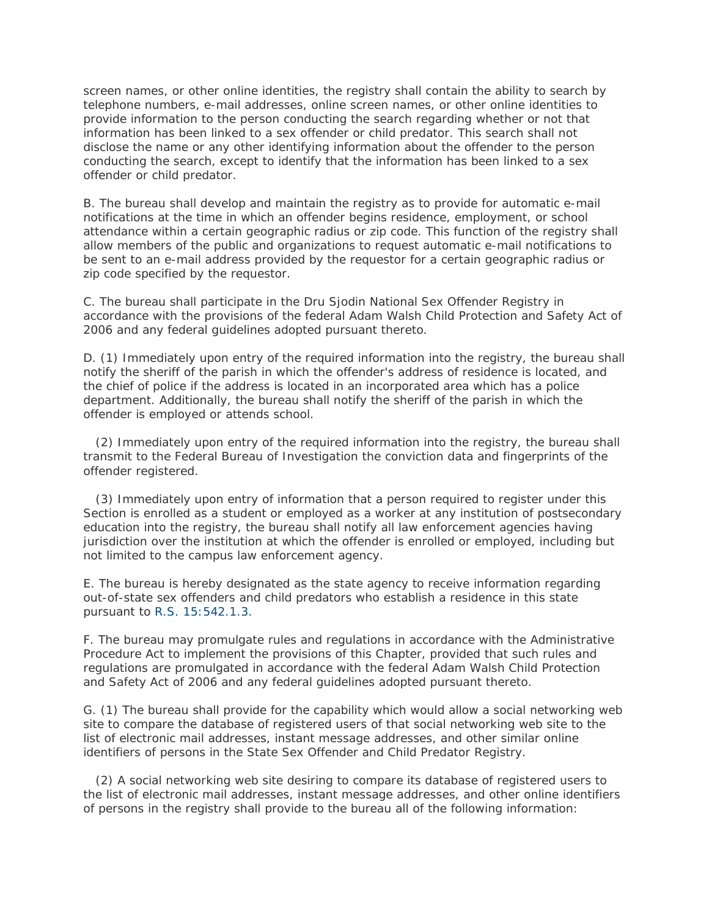screen names, or other online identities, the registry shall contain the ability to search by telephone numbers, e-mail addresses, online screen names, or other online identities to provide information to the person conducting the search regarding whether or not that information has been linked to a sex offender or child predator. This search shall not disclose the name or any other identifying information about the offender to the person conducting the search, except to identify that the information has been linked to a sex offender or child predator.

B. The bureau shall develop and maintain the registry as to provide for automatic e-mail notifications at the time in which an offender begins residence, employment, or school attendance within a certain geographic radius or zip code. This function of the registry shall allow members of the public and organizations to request automatic e-mail notifications to be sent to an e-mail address provided by the requestor for a certain geographic radius or zip code specified by the requestor.

C. The bureau shall participate in the Dru Sjodin National Sex Offender Registry in accordance with the provisions of the federal Adam Walsh Child Protection and Safety Act of 2006 and any federal guidelines adopted pursuant thereto.

D. (1) Immediately upon entry of the required information into the registry, the bureau shall notify the sheriff of the parish in which the offender's address of residence is located, and the chief of police if the address is located in an incorporated area which has a police department. Additionally, the bureau shall notify the sheriff of the parish in which the offender is employed or attends school.

(2) Immediately upon entry of the required information into the registry, the bureau shall transmit to the Federal Bureau of Investigation the conviction data and fingerprints of the offender registered.

(3) Immediately upon entry of information that a person required to register under this Section is enrolled as a student or employed as a worker at any institution of postsecondary education into the registry, the bureau shall notify all law enforcement agencies having jurisdiction over the institution at which the offender is enrolled or employed, including but not limited to the campus law enforcement agency.

E. The bureau is hereby designated as the state agency to receive information regarding out-of-state sex offenders and child predators who establish a residence in this state pursuant to R.S. 15:542.1.3.

F. The bureau may promulgate rules and regulations in accordance with the Administrative Procedure Act to implement the provisions of this Chapter, provided that such rules and regulations are promulgated in accordance with the federal Adam Walsh Child Protection and Safety Act of 2006 and any federal guidelines adopted pursuant thereto.

G. (1) The bureau shall provide for the capability which would allow a social networking web site to compare the database of registered users of that social networking web site to the list of electronic mail addresses, instant message addresses, and other similar online identifiers of persons in the State Sex Offender and Child Predator Registry.

(2) A social networking web site desiring to compare its database of registered users to the list of electronic mail addresses, instant message addresses, and other online identifiers of persons in the registry shall provide to the bureau all of the following information: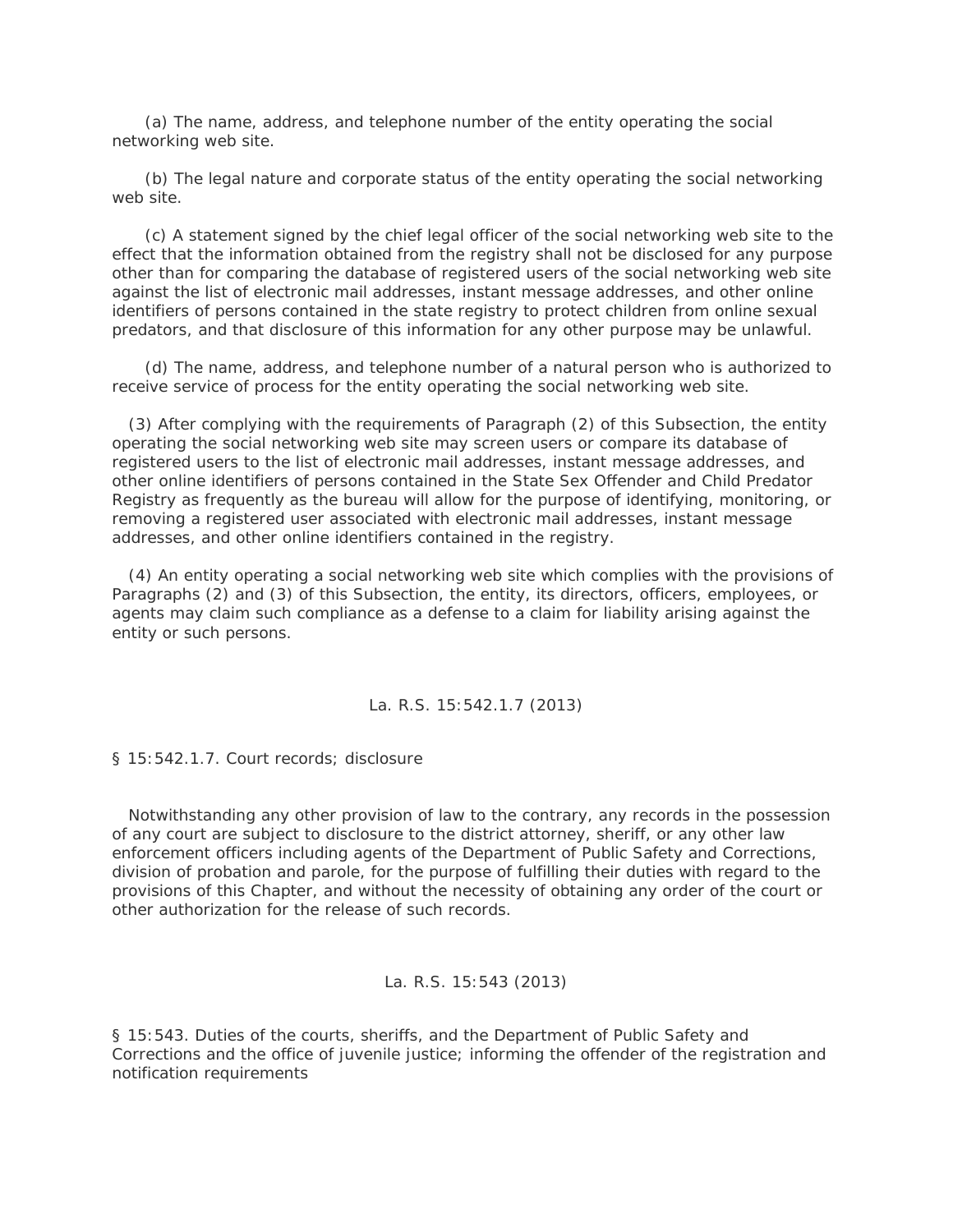(a) The name, address, and telephone number of the entity operating the social networking web site.

(b) The legal nature and corporate status of the entity operating the social networking web site.

(c) A statement signed by the chief legal officer of the social networking web site to the effect that the information obtained from the registry shall not be disclosed for any purpose other than for comparing the database of registered users of the social networking web site against the list of electronic mail addresses, instant message addresses, and other online identifiers of persons contained in the state registry to protect children from online sexual predators, and that disclosure of this information for any other purpose may be unlawful.

(d) The name, address, and telephone number of a natural person who is authorized to receive service of process for the entity operating the social networking web site.

(3) After complying with the requirements of Paragraph (2) of this Subsection, the entity operating the social networking web site may screen users or compare its database of registered users to the list of electronic mail addresses, instant message addresses, and other online identifiers of persons contained in the State Sex Offender and Child Predator Registry as frequently as the bureau will allow for the purpose of identifying, monitoring, or removing a registered user associated with electronic mail addresses, instant message addresses, and other online identifiers contained in the registry.

(4) An entity operating a social networking web site which complies with the provisions of Paragraphs (2) and (3) of this Subsection, the entity, its directors, officers, employees, or agents may claim such compliance as a defense to a claim for liability arising against the entity or such persons.

La. R.S. 15:542.1.7 (2013)

§ 15:542.1.7. Court records; disclosure

Notwithstanding any other provision of law to the contrary, any records in the possession of any court are subject to disclosure to the district attorney, sheriff, or any other law enforcement officers including agents of the Department of Public Safety and Corrections, division of probation and parole, for the purpose of fulfilling their duties with regard to the provisions of this Chapter, and without the necessity of obtaining any order of the court or other authorization for the release of such records.

La. R.S. 15:543 (2013)

§ 15:543. Duties of the courts, sheriffs, and the Department of Public Safety and Corrections and the office of juvenile justice; informing the offender of the registration and notification requirements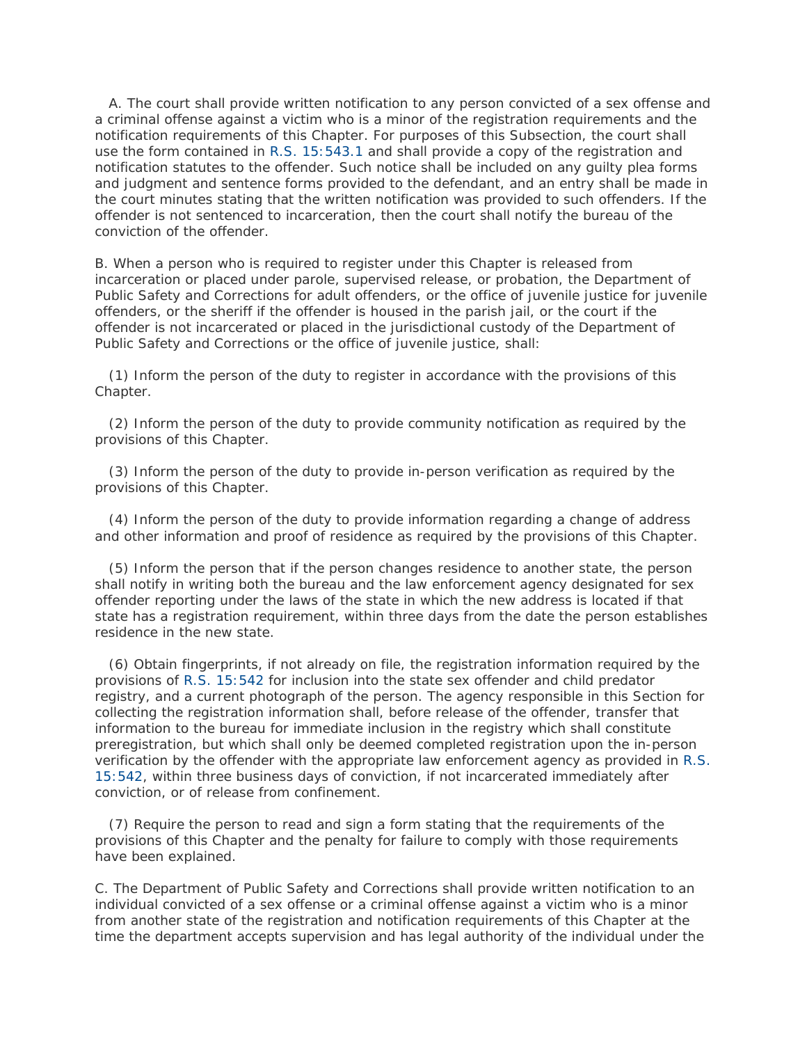A. The court shall provide written notification to any person convicted of a sex offense and a criminal offense against a victim who is a minor of the registration requirements and the notification requirements of this Chapter. For purposes of this Subsection, the court shall use the form contained in R.S. 15:543.1 and shall provide a copy of the registration and notification statutes to the offender. Such notice shall be included on any guilty plea forms and judgment and sentence forms provided to the defendant, and an entry shall be made in the court minutes stating that the written notification was provided to such offenders. If the offender is not sentenced to incarceration, then the court shall notify the bureau of the conviction of the offender.

B. When a person who is required to register under this Chapter is released from incarceration or placed under parole, supervised release, or probation, the Department of Public Safety and Corrections for adult offenders, or the office of juvenile justice for juvenile offenders, or the sheriff if the offender is housed in the parish jail, or the court if the offender is not incarcerated or placed in the jurisdictional custody of the Department of Public Safety and Corrections or the office of juvenile justice, shall:

(1) Inform the person of the duty to register in accordance with the provisions of this Chapter.

(2) Inform the person of the duty to provide community notification as required by the provisions of this Chapter.

(3) Inform the person of the duty to provide in-person verification as required by the provisions of this Chapter.

(4) Inform the person of the duty to provide information regarding a change of address and other information and proof of residence as required by the provisions of this Chapter.

(5) Inform the person that if the person changes residence to another state, the person shall notify in writing both the bureau and the law enforcement agency designated for sex offender reporting under the laws of the state in which the new address is located if that state has a registration requirement, within three days from the date the person establishes residence in the new state.

(6) Obtain fingerprints, if not already on file, the registration information required by the provisions of R.S. 15:542 for inclusion into the state sex offender and child predator registry, and a current photograph of the person. The agency responsible in this Section for collecting the registration information shall, before release of the offender, transfer that information to the bureau for immediate inclusion in the registry which shall constitute preregistration, but which shall only be deemed completed registration upon the in-person verification by the offender with the appropriate law enforcement agency as provided in R.S. 15:542, within three business days of conviction, if not incarcerated immediately after conviction, or of release from confinement.

(7) Require the person to read and sign a form stating that the requirements of the provisions of this Chapter and the penalty for failure to comply with those requirements have been explained.

C. The Department of Public Safety and Corrections shall provide written notification to an individual convicted of a sex offense or a criminal offense against a victim who is a minor from another state of the registration and notification requirements of this Chapter at the time the department accepts supervision and has legal authority of the individual under the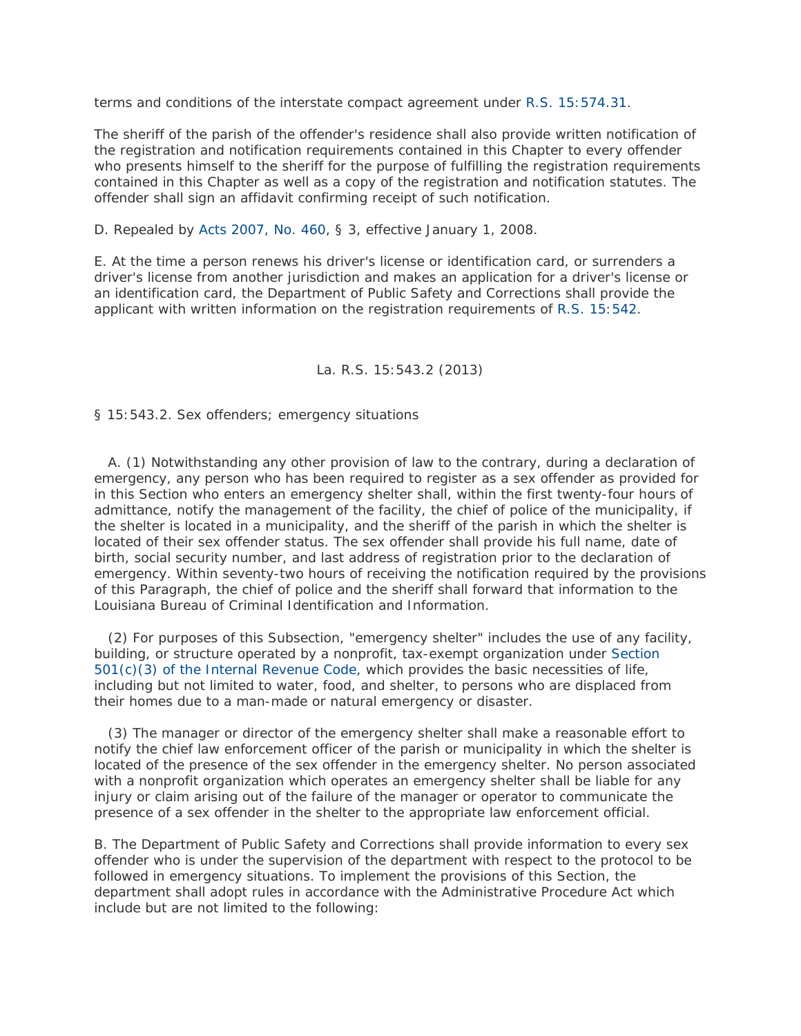terms and conditions of the interstate compact agreement under R.S. 15:574.31.

The sheriff of the parish of the offender's residence shall also provide written notification of the registration and notification requirements contained in this Chapter to every offender who presents himself to the sheriff for the purpose of fulfilling the registration requirements contained in this Chapter as well as a copy of the registration and notification statutes. The offender shall sign an affidavit confirming receipt of such notification.

D. Repealed by Acts 2007, No. 460, § 3, effective January 1, 2008.

E. At the time a person renews his driver's license or identification card, or surrenders a driver's license from another jurisdiction and makes an application for a driver's license or an identification card, the Department of Public Safety and Corrections shall provide the applicant with written information on the registration requirements of R.S. 15:542.

La. R.S. 15:543.2 (2013)

§ 15:543.2. Sex offenders; emergency situations

A. (1) Notwithstanding any other provision of law to the contrary, during a declaration of emergency, any person who has been required to register as a sex offender as provided for in this Section who enters an emergency shelter shall, within the first twenty-four hours of admittance, notify the management of the facility, the chief of police of the municipality, if the shelter is located in a municipality, and the sheriff of the parish in which the shelter is located of their sex offender status. The sex offender shall provide his full name, date of birth, social security number, and last address of registration prior to the declaration of emergency. Within seventy-two hours of receiving the notification required by the provisions of this Paragraph, the chief of police and the sheriff shall forward that information to the Louisiana Bureau of Criminal Identification and Information.

(2) For purposes of this Subsection, "emergency shelter" includes the use of any facility, building, or structure operated by a nonprofit, tax-exempt organization under Section 501(c)(3) of the Internal Revenue Code, which provides the basic necessities of life, including but not limited to water, food, and shelter, to persons who are displaced from their homes due to a man-made or natural emergency or disaster.

(3) The manager or director of the emergency shelter shall make a reasonable effort to notify the chief law enforcement officer of the parish or municipality in which the shelter is located of the presence of the sex offender in the emergency shelter. No person associated with a nonprofit organization which operates an emergency shelter shall be liable for any injury or claim arising out of the failure of the manager or operator to communicate the presence of a sex offender in the shelter to the appropriate law enforcement official.

B. The Department of Public Safety and Corrections shall provide information to every sex offender who is under the supervision of the department with respect to the protocol to be followed in emergency situations. To implement the provisions of this Section, the department shall adopt rules in accordance with the Administrative Procedure Act which include but are not limited to the following: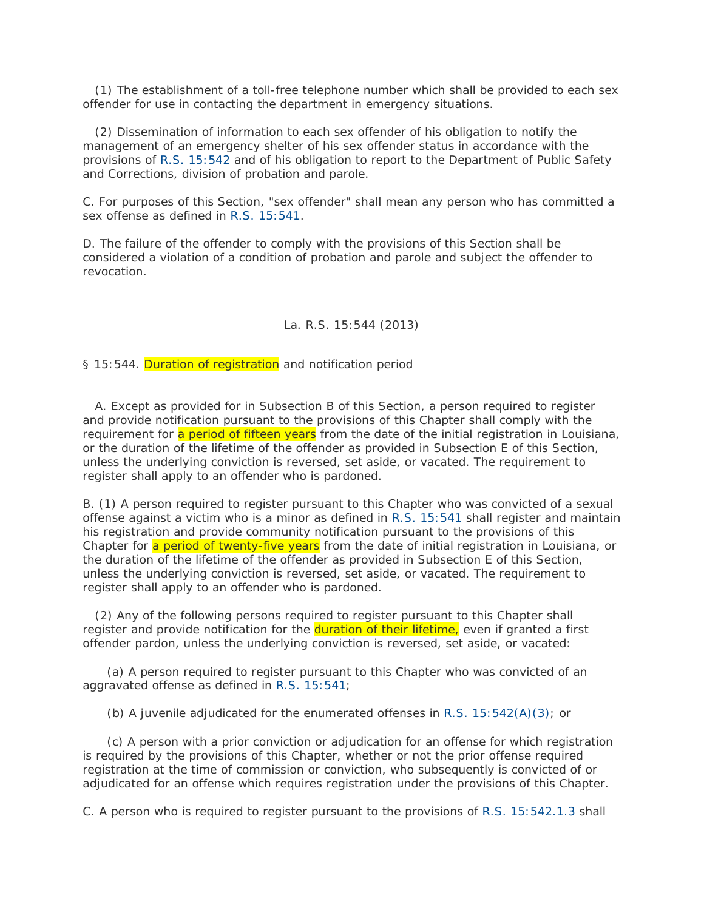(1) The establishment of a toll-free telephone number which shall be provided to each sex offender for use in contacting the department in emergency situations.

(2) Dissemination of information to each sex offender of his obligation to notify the management of an emergency shelter of his sex offender status in accordance with the provisions of R.S. 15:542 and of his obligation to report to the Department of Public Safety and Corrections, division of probation and parole.

C. For purposes of this Section, "sex offender" shall mean any person who has committed a sex offense as defined in R.S. 15:541.

D. The failure of the offender to comply with the provisions of this Section shall be considered a violation of a condition of probation and parole and subject the offender to revocation.

La. R.S. 15:544 (2013)

§ 15:544. Duration of registration and notification period

A. Except as provided for in Subsection B of this Section, a person required to register and provide notification pursuant to the provisions of this Chapter shall comply with the requirement for a period of fifteen years from the date of the initial registration in Louisiana, or the duration of the lifetime of the offender as provided in Subsection E of this Section, unless the underlying conviction is reversed, set aside, or vacated. The requirement to register shall apply to an offender who is pardoned.

B. (1) A person required to register pursuant to this Chapter who was convicted of a sexual offense against a victim who is a minor as defined in R.S. 15:541 shall register and maintain his registration and provide community notification pursuant to the provisions of this Chapter for a period of twenty-five years from the date of initial registration in Louisiana, or the duration of the lifetime of the offender as provided in Subsection E of this Section, unless the underlying conviction is reversed, set aside, or vacated. The requirement to register shall apply to an offender who is pardoned.

(2) Any of the following persons required to register pursuant to this Chapter shall register and provide notification for the duration of their lifetime, even if granted a first offender pardon, unless the underlying conviction is reversed, set aside, or vacated:

(a) A person required to register pursuant to this Chapter who was convicted of an aggravated offense as defined in R.S. 15:541;

(b) A juvenile adjudicated for the enumerated offenses in R.S. 15:542(A)(3); or

(c) A person with a prior conviction or adjudication for an offense for which registration is required by the provisions of this Chapter, whether or not the prior offense required registration at the time of commission or conviction, who subsequently is convicted of or adjudicated for an offense which requires registration under the provisions of this Chapter.

C. A person who is required to register pursuant to the provisions of R.S. 15:542.1.3 shall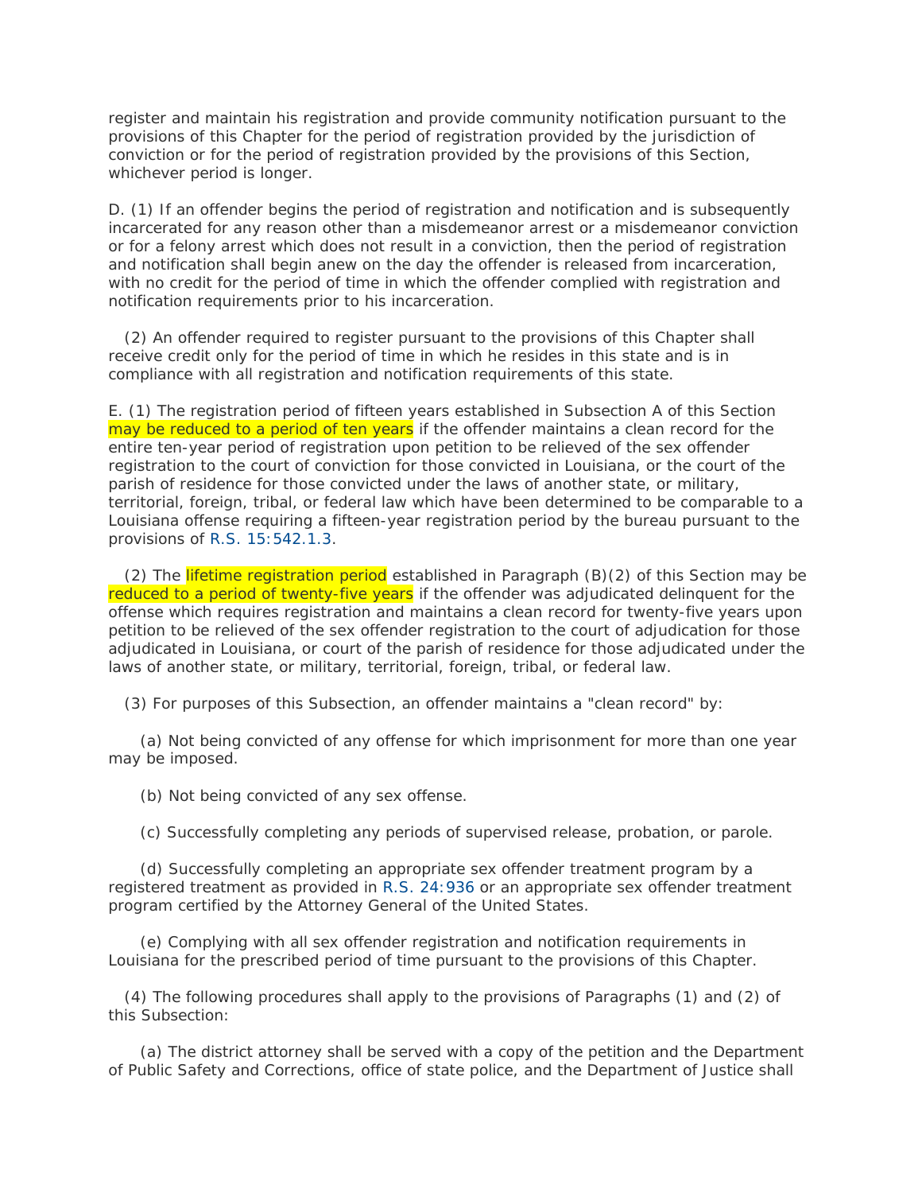register and maintain his registration and provide community notification pursuant to the provisions of this Chapter for the period of registration provided by the jurisdiction of conviction or for the period of registration provided by the provisions of this Section, whichever period is longer.

D. (1) If an offender begins the period of registration and notification and is subsequently incarcerated for any reason other than a misdemeanor arrest or a misdemeanor conviction or for a felony arrest which does not result in a conviction, then the period of registration and notification shall begin anew on the day the offender is released from incarceration, with no credit for the period of time in which the offender complied with registration and notification requirements prior to his incarceration.

(2) An offender required to register pursuant to the provisions of this Chapter shall receive credit only for the period of time in which he resides in this state and is in compliance with all registration and notification requirements of this state.

E. (1) The registration period of fifteen years established in Subsection A of this Section may be reduced to a period of ten years if the offender maintains a clean record for the entire ten-year period of registration upon petition to be relieved of the sex offender registration to the court of conviction for those convicted in Louisiana, or the court of the parish of residence for those convicted under the laws of another state, or military, territorial, foreign, tribal, or federal law which have been determined to be comparable to a Louisiana offense requiring a fifteen-year registration period by the bureau pursuant to the provisions of R.S. 15:542.1.3.

(2) The lifetime registration period established in Paragraph (B)(2) of this Section may be reduced to a period of twenty-five years if the offender was adjudicated delinquent for the offense which requires registration and maintains a clean record for twenty-five years upon petition to be relieved of the sex offender registration to the court of adjudication for those adjudicated in Louisiana, or court of the parish of residence for those adjudicated under the laws of another state, or military, territorial, foreign, tribal, or federal law.

(3) For purposes of this Subsection, an offender maintains a "clean record" by:

(a) Not being convicted of any offense for which imprisonment for more than one year may be imposed.

(b) Not being convicted of any sex offense.

(c) Successfully completing any periods of supervised release, probation, or parole.

(d) Successfully completing an appropriate sex offender treatment program by a registered treatment as provided in R.S. 24:936 or an appropriate sex offender treatment program certified by the Attorney General of the United States.

(e) Complying with all sex offender registration and notification requirements in Louisiana for the prescribed period of time pursuant to the provisions of this Chapter.

(4) The following procedures shall apply to the provisions of Paragraphs (1) and (2) of this Subsection:

(a) The district attorney shall be served with a copy of the petition and the Department of Public Safety and Corrections, office of state police, and the Department of Justice shall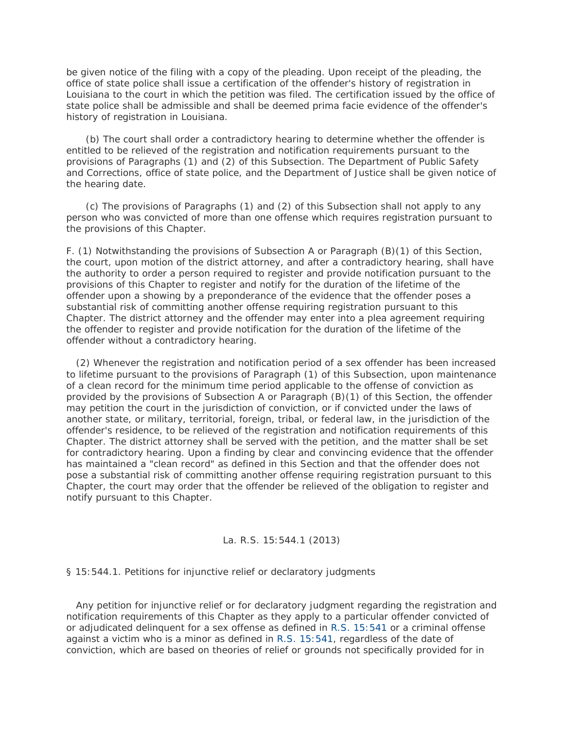be given notice of the filing with a copy of the pleading. Upon receipt of the pleading, the office of state police shall issue a certification of the offender's history of registration in Louisiana to the court in which the petition was filed. The certification issued by the office of state police shall be admissible and shall be deemed prima facie evidence of the offender's history of registration in Louisiana.

(b) The court shall order a contradictory hearing to determine whether the offender is entitled to be relieved of the registration and notification requirements pursuant to the provisions of Paragraphs (1) and (2) of this Subsection. The Department of Public Safety and Corrections, office of state police, and the Department of Justice shall be given notice of the hearing date.

(c) The provisions of Paragraphs (1) and (2) of this Subsection shall not apply to any person who was convicted of more than one offense which requires registration pursuant to the provisions of this Chapter.

F. (1) Notwithstanding the provisions of Subsection A or Paragraph (B)(1) of this Section, the court, upon motion of the district attorney, and after a contradictory hearing, shall have the authority to order a person required to register and provide notification pursuant to the provisions of this Chapter to register and notify for the duration of the lifetime of the offender upon a showing by a preponderance of the evidence that the offender poses a substantial risk of committing another offense requiring registration pursuant to this Chapter. The district attorney and the offender may enter into a plea agreement requiring the offender to register and provide notification for the duration of the lifetime of the offender without a contradictory hearing.

(2) Whenever the registration and notification period of a sex offender has been increased to lifetime pursuant to the provisions of Paragraph (1) of this Subsection, upon maintenance of a clean record for the minimum time period applicable to the offense of conviction as provided by the provisions of Subsection A or Paragraph (B)(1) of this Section, the offender may petition the court in the jurisdiction of conviction, or if convicted under the laws of another state, or military, territorial, foreign, tribal, or federal law, in the jurisdiction of the offender's residence, to be relieved of the registration and notification requirements of this Chapter. The district attorney shall be served with the petition, and the matter shall be set for contradictory hearing. Upon a finding by clear and convincing evidence that the offender has maintained a "clean record" as defined in this Section and that the offender does not pose a substantial risk of committing another offense requiring registration pursuant to this Chapter, the court may order that the offender be relieved of the obligation to register and notify pursuant to this Chapter.

La. R.S. 15:544.1 (2013)

§ 15:544.1. Petitions for injunctive relief or declaratory judgments

Any petition for injunctive relief or for declaratory judgment regarding the registration and notification requirements of this Chapter as they apply to a particular offender convicted of or adjudicated delinquent for a sex offense as defined in R.S. 15:541 or a criminal offense against a victim who is a minor as defined in R.S. 15:541, regardless of the date of conviction, which are based on theories of relief or grounds not specifically provided for in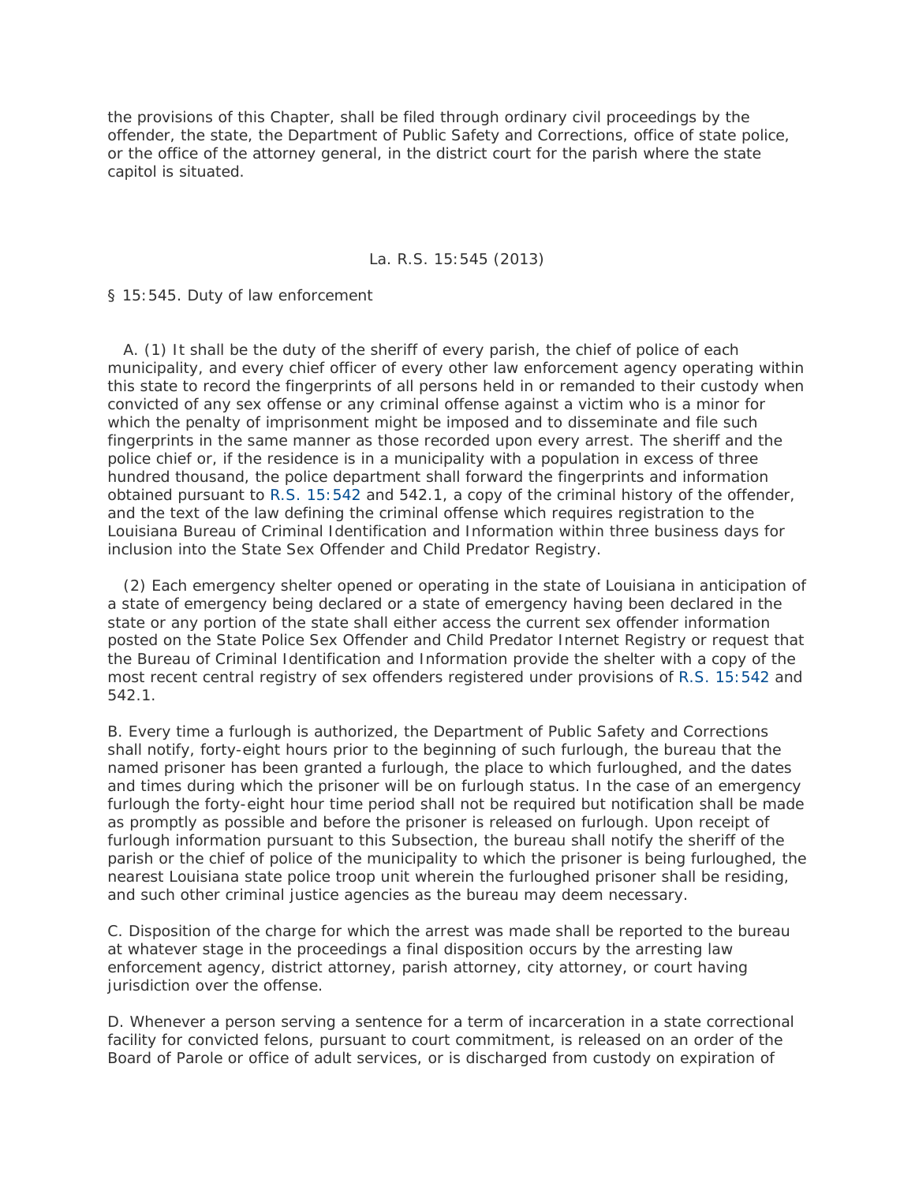the provisions of this Chapter, shall be filed through ordinary civil proceedings by the offender, the state, the Department of Public Safety and Corrections, office of state police, or the office of the attorney general, in the district court for the parish where the state capitol is situated.

La. R.S. 15:545 (2013)

§ 15:545. Duty of law enforcement

A. (1) It shall be the duty of the sheriff of every parish, the chief of police of each municipality, and every chief officer of every other law enforcement agency operating within this state to record the fingerprints of all persons held in or remanded to their custody when convicted of any sex offense or any criminal offense against a victim who is a minor for which the penalty of imprisonment might be imposed and to disseminate and file such fingerprints in the same manner as those recorded upon every arrest. The sheriff and the police chief or, if the residence is in a municipality with a population in excess of three hundred thousand, the police department shall forward the fingerprints and information obtained pursuant to R.S. 15:542 and 542.1, a copy of the criminal history of the offender, and the text of the law defining the criminal offense which requires registration to the Louisiana Bureau of Criminal Identification and Information within three business days for inclusion into the State Sex Offender and Child Predator Registry.

(2) Each emergency shelter opened or operating in the state of Louisiana in anticipation of a state of emergency being declared or a state of emergency having been declared in the state or any portion of the state shall either access the current sex offender information posted on the State Police Sex Offender and Child Predator Internet Registry or request that the Bureau of Criminal Identification and Information provide the shelter with a copy of the most recent central registry of sex offenders registered under provisions of R.S. 15:542 and 542.1.

B. Every time a furlough is authorized, the Department of Public Safety and Corrections shall notify, forty-eight hours prior to the beginning of such furlough, the bureau that the named prisoner has been granted a furlough, the place to which furloughed, and the dates and times during which the prisoner will be on furlough status. In the case of an emergency furlough the forty-eight hour time period shall not be required but notification shall be made as promptly as possible and before the prisoner is released on furlough. Upon receipt of furlough information pursuant to this Subsection, the bureau shall notify the sheriff of the parish or the chief of police of the municipality to which the prisoner is being furloughed, the nearest Louisiana state police troop unit wherein the furloughed prisoner shall be residing, and such other criminal justice agencies as the bureau may deem necessary.

C. Disposition of the charge for which the arrest was made shall be reported to the bureau at whatever stage in the proceedings a final disposition occurs by the arresting law enforcement agency, district attorney, parish attorney, city attorney, or court having jurisdiction over the offense.

D. Whenever a person serving a sentence for a term of incarceration in a state correctional facility for convicted felons, pursuant to court commitment, is released on an order of the Board of Parole or office of adult services, or is discharged from custody on expiration of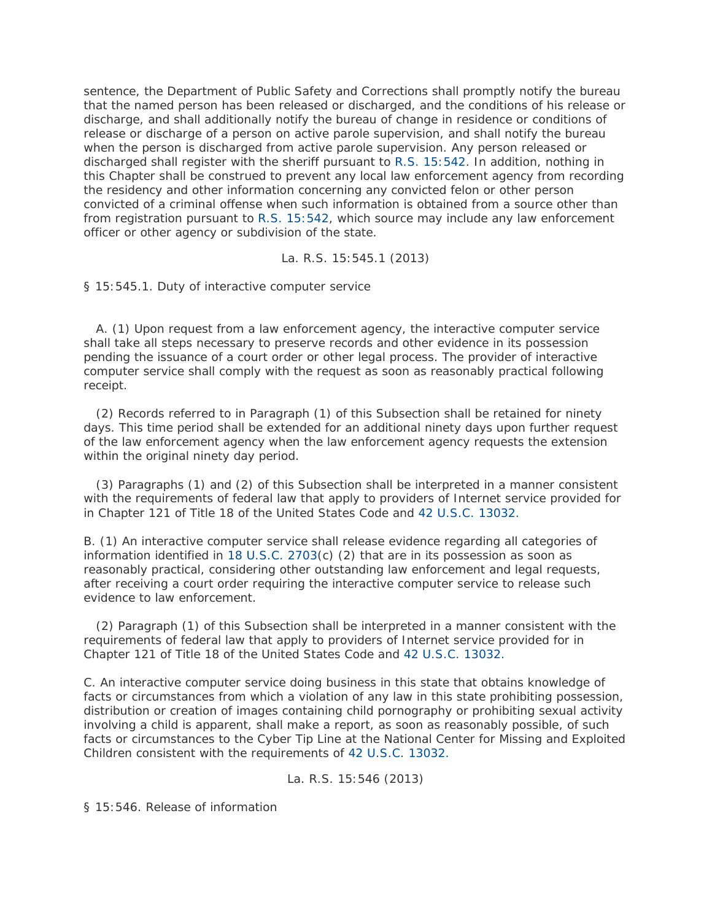sentence, the Department of Public Safety and Corrections shall promptly notify the bureau that the named person has been released or discharged, and the conditions of his release or discharge, and shall additionally notify the bureau of change in residence or conditions of release or discharge of a person on active parole supervision, and shall notify the bureau when the person is discharged from active parole supervision. Any person released or discharged shall register with the sheriff pursuant to R.S. 15:542. In addition, nothing in this Chapter shall be construed to prevent any local law enforcement agency from recording the residency and other information concerning any convicted felon or other person convicted of a criminal offense when such information is obtained from a source other than from registration pursuant to R.S. 15:542, which source may include any law enforcement officer or other agency or subdivision of the state.

La. R.S. 15:545.1 (2013)

§ 15:545.1. Duty of interactive computer service

A. (1) Upon request from a law enforcement agency, the interactive computer service shall take all steps necessary to preserve records and other evidence in its possession pending the issuance of a court order or other legal process. The provider of interactive computer service shall comply with the request as soon as reasonably practical following receipt.

(2) Records referred to in Paragraph (1) of this Subsection shall be retained for ninety days. This time period shall be extended for an additional ninety days upon further request of the law enforcement agency when the law enforcement agency requests the extension within the original ninety day period.

(3) Paragraphs (1) and (2) of this Subsection shall be interpreted in a manner consistent with the requirements of federal law that apply to providers of Internet service provided for in Chapter 121 of Title 18 of the United States Code and 42 U.S.C. 13032.

B. (1) An interactive computer service shall release evidence regarding all categories of information identified in 18 U.S.C. 2703(c) (2) that are in its possession as soon as reasonably practical, considering other outstanding law enforcement and legal requests, after receiving a court order requiring the interactive computer service to release such evidence to law enforcement.

(2) Paragraph (1) of this Subsection shall be interpreted in a manner consistent with the requirements of federal law that apply to providers of Internet service provided for in Chapter 121 of Title 18 of the United States Code and 42 U.S.C. 13032.

C. An interactive computer service doing business in this state that obtains knowledge of facts or circumstances from which a violation of any law in this state prohibiting possession, distribution or creation of images containing child pornography or prohibiting sexual activity involving a child is apparent, shall make a report, as soon as reasonably possible, of such facts or circumstances to the Cyber Tip Line at the National Center for Missing and Exploited Children consistent with the requirements of 42 U.S.C. 13032.

La. R.S. 15:546 (2013)

§ 15:546. Release of information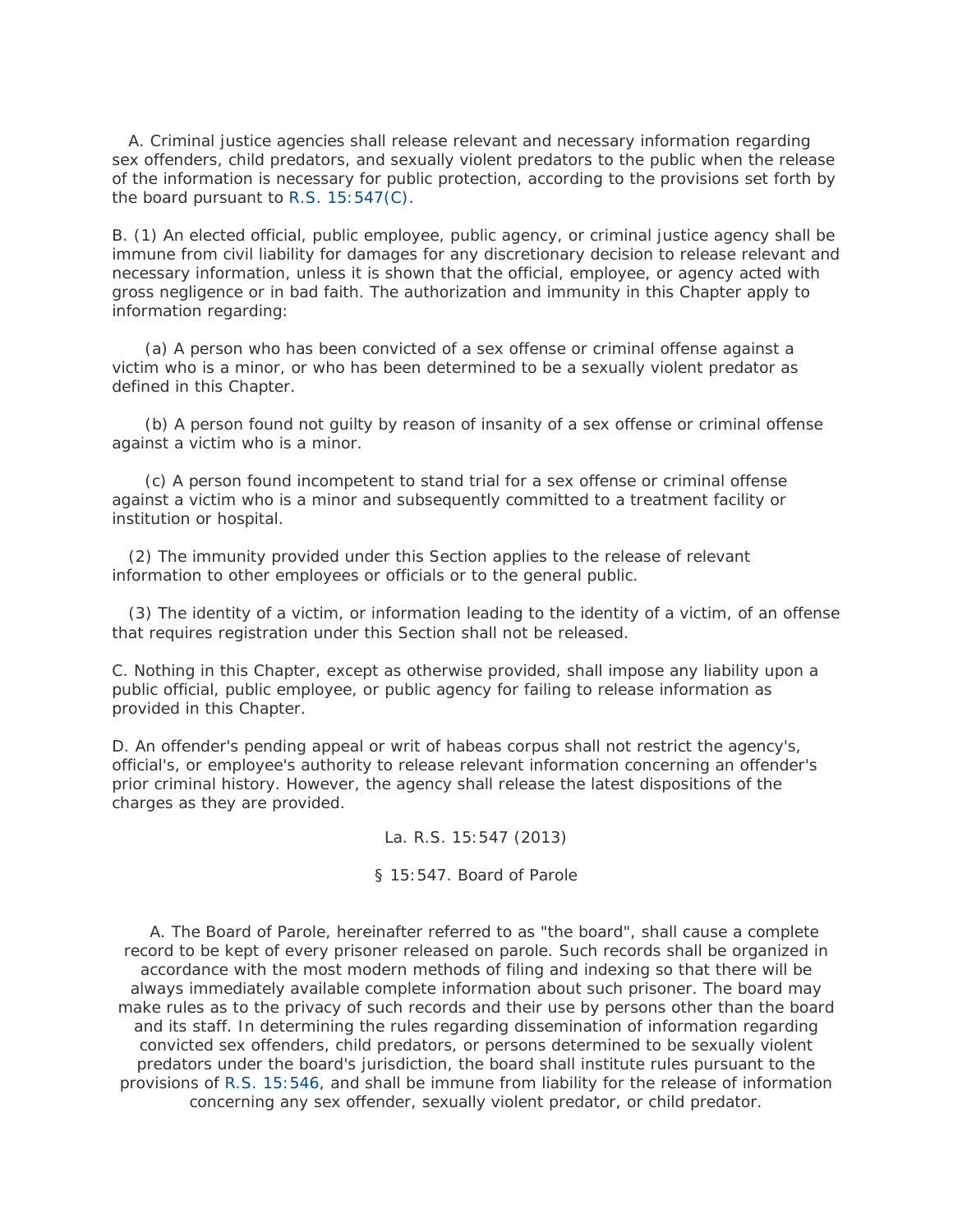A. Criminal justice agencies shall release relevant and necessary information regarding sex offenders, child predators, and sexually violent predators to the public when the release of the information is necessary for public protection, according to the provisions set forth by the board pursuant to R.S. 15:547(C).

B. (1) An elected official, public employee, public agency, or criminal justice agency shall be immune from civil liability for damages for any discretionary decision to release relevant and necessary information, unless it is shown that the official, employee, or agency acted with gross negligence or in bad faith. The authorization and immunity in this Chapter apply to information regarding:

(a) A person who has been convicted of a sex offense or criminal offense against a victim who is a minor, or who has been determined to be a sexually violent predator as defined in this Chapter.

(b) A person found not guilty by reason of insanity of a sex offense or criminal offense against a victim who is a minor.

(c) A person found incompetent to stand trial for a sex offense or criminal offense against a victim who is a minor and subsequently committed to a treatment facility or institution or hospital.

(2) The immunity provided under this Section applies to the release of relevant information to other employees or officials or to the general public.

(3) The identity of a victim, or information leading to the identity of a victim, of an offense that requires registration under this Section shall not be released.

C. Nothing in this Chapter, except as otherwise provided, shall impose any liability upon a public official, public employee, or public agency for failing to release information as provided in this Chapter.

D. An offender's pending appeal or writ of habeas corpus shall not restrict the agency's, official's, or employee's authority to release relevant information concerning an offender's prior criminal history. However, the agency shall release the latest dispositions of the charges as they are provided.

La. R.S. 15:547 (2013)

§ 15:547. Board of Parole

A. The Board of Parole, hereinafter referred to as "the board", shall cause a complete record to be kept of every prisoner released on parole. Such records shall be organized in accordance with the most modern methods of filing and indexing so that there will be always immediately available complete information about such prisoner. The board may make rules as to the privacy of such records and their use by persons other than the board and its staff. In determining the rules regarding dissemination of information regarding convicted sex offenders, child predators, or persons determined to be sexually violent predators under the board's jurisdiction, the board shall institute rules pursuant to the provisions of R.S. 15:546, and shall be immune from liability for the release of information concerning any sex offender, sexually violent predator, or child predator.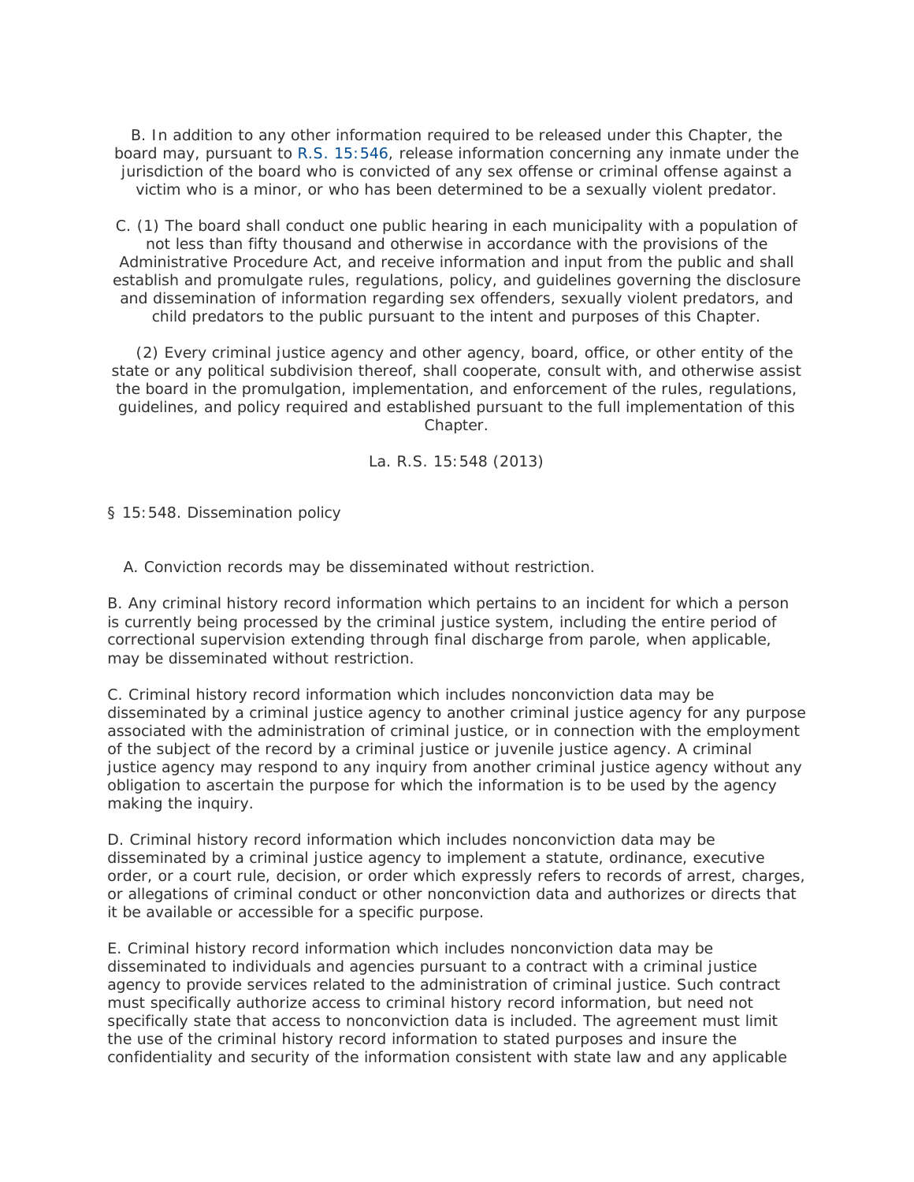B. In addition to any other information required to be released under this Chapter, the board may, pursuant to R.S. 15:546, release information concerning any inmate under the jurisdiction of the board who is convicted of any sex offense or criminal offense against a victim who is a minor, or who has been determined to be a sexually violent predator.

C. (1) The board shall conduct one public hearing in each municipality with a population of not less than fifty thousand and otherwise in accordance with the provisions of the Administrative Procedure Act, and receive information and input from the public and shall establish and promulgate rules, regulations, policy, and guidelines governing the disclosure and dissemination of information regarding sex offenders, sexually violent predators, and child predators to the public pursuant to the intent and purposes of this Chapter.

(2) Every criminal justice agency and other agency, board, office, or other entity of the state or any political subdivision thereof, shall cooperate, consult with, and otherwise assist the board in the promulgation, implementation, and enforcement of the rules, regulations, guidelines, and policy required and established pursuant to the full implementation of this Chapter.

La. R.S. 15:548 (2013)

§ 15:548. Dissemination policy

A. Conviction records may be disseminated without restriction.

B. Any criminal history record information which pertains to an incident for which a person is currently being processed by the criminal justice system, including the entire period of correctional supervision extending through final discharge from parole, when applicable, may be disseminated without restriction.

C. Criminal history record information which includes nonconviction data may be disseminated by a criminal justice agency to another criminal justice agency for any purpose associated with the administration of criminal justice, or in connection with the employment of the subject of the record by a criminal justice or juvenile justice agency. A criminal justice agency may respond to any inquiry from another criminal justice agency without any obligation to ascertain the purpose for which the information is to be used by the agency making the inquiry.

D. Criminal history record information which includes nonconviction data may be disseminated by a criminal justice agency to implement a statute, ordinance, executive order, or a court rule, decision, or order which expressly refers to records of arrest, charges, or allegations of criminal conduct or other nonconviction data and authorizes or directs that it be available or accessible for a specific purpose.

E. Criminal history record information which includes nonconviction data may be disseminated to individuals and agencies pursuant to a contract with a criminal justice agency to provide services related to the administration of criminal justice. Such contract must specifically authorize access to criminal history record information, but need not specifically state that access to nonconviction data is included. The agreement must limit the use of the criminal history record information to stated purposes and insure the confidentiality and security of the information consistent with state law and any applicable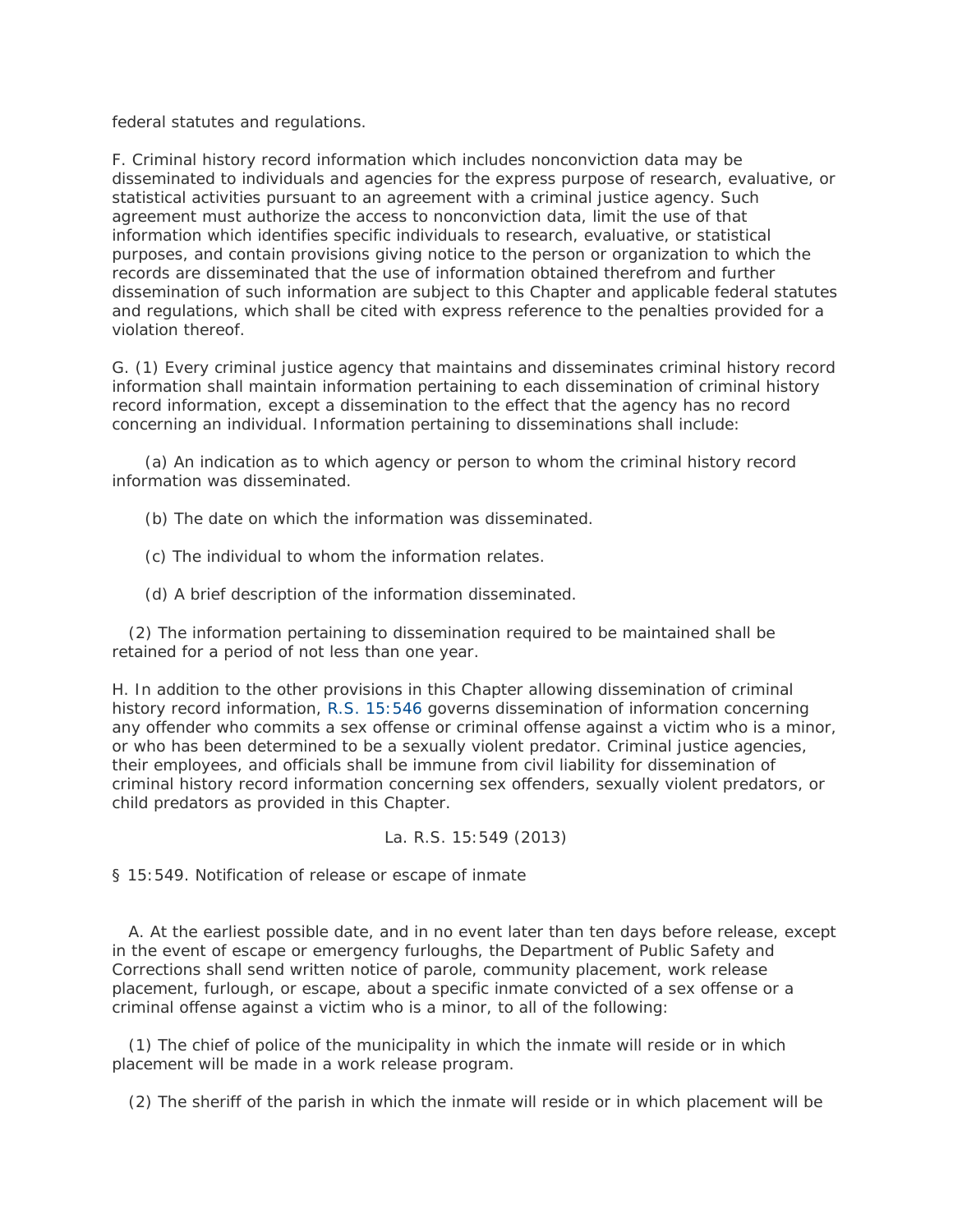federal statutes and regulations.

F. Criminal history record information which includes nonconviction data may be disseminated to individuals and agencies for the express purpose of research, evaluative, or statistical activities pursuant to an agreement with a criminal justice agency. Such agreement must authorize the access to nonconviction data, limit the use of that information which identifies specific individuals to research, evaluative, or statistical purposes, and contain provisions giving notice to the person or organization to which the records are disseminated that the use of information obtained therefrom and further dissemination of such information are subject to this Chapter and applicable federal statutes and regulations, which shall be cited with express reference to the penalties provided for a violation thereof.

G. (1) Every criminal justice agency that maintains and disseminates criminal history record information shall maintain information pertaining to each dissemination of criminal history record information, except a dissemination to the effect that the agency has no record concerning an individual. Information pertaining to disseminations shall include:

(a) An indication as to which agency or person to whom the criminal history record information was disseminated.

(b) The date on which the information was disseminated.

(c) The individual to whom the information relates.

(d) A brief description of the information disseminated.

(2) The information pertaining to dissemination required to be maintained shall be retained for a period of not less than one year.

H. In addition to the other provisions in this Chapter allowing dissemination of criminal history record information, R.S. 15:546 governs dissemination of information concerning any offender who commits a sex offense or criminal offense against a victim who is a minor, or who has been determined to be a sexually violent predator. Criminal justice agencies, their employees, and officials shall be immune from civil liability for dissemination of criminal history record information concerning sex offenders, sexually violent predators, or child predators as provided in this Chapter.

La. R.S. 15:549 (2013)

§ 15:549. Notification of release or escape of inmate

A. At the earliest possible date, and in no event later than ten days before release, except in the event of escape or emergency furloughs, the Department of Public Safety and Corrections shall send written notice of parole, community placement, work release placement, furlough, or escape, about a specific inmate convicted of a sex offense or a criminal offense against a victim who is a minor, to all of the following:

(1) The chief of police of the municipality in which the inmate will reside or in which placement will be made in a work release program.

(2) The sheriff of the parish in which the inmate will reside or in which placement will be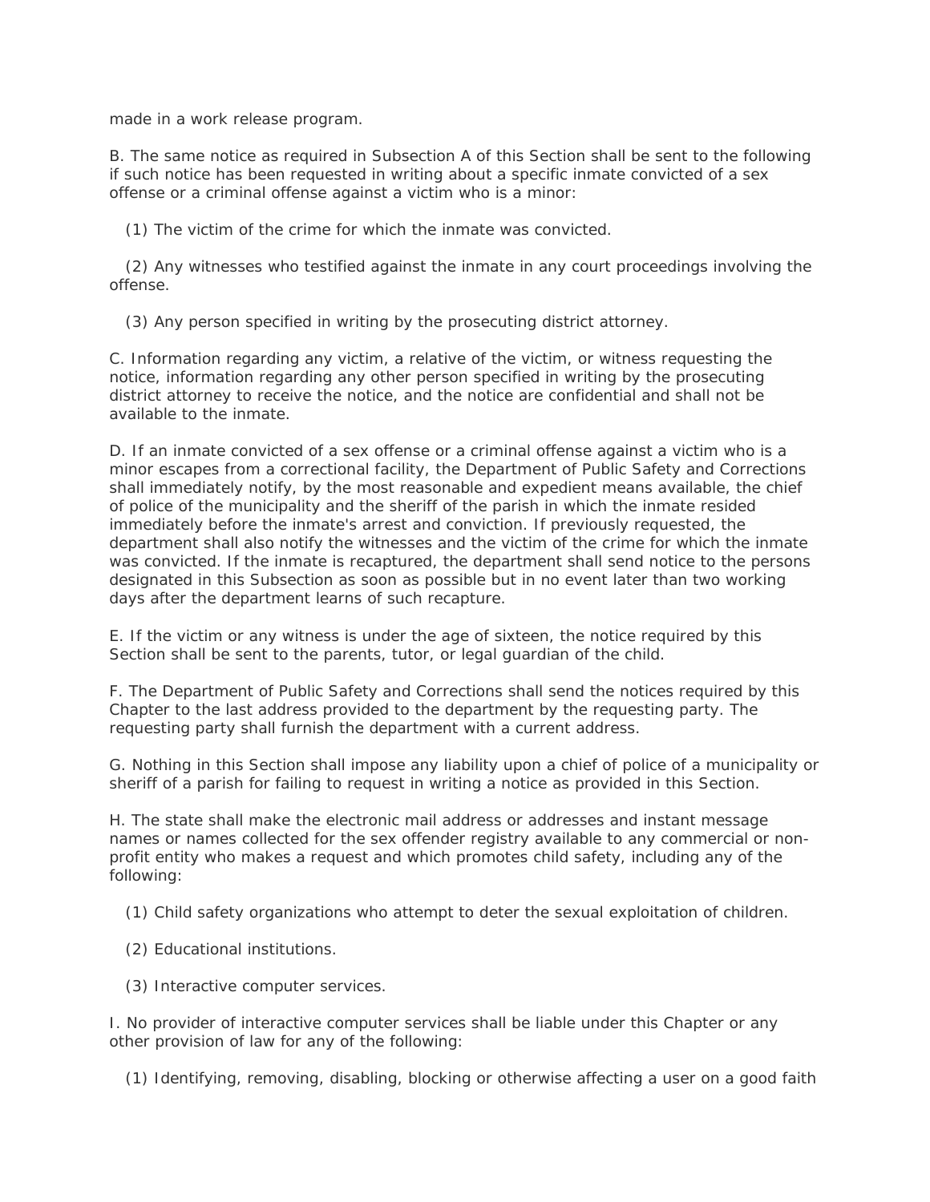made in a work release program.

B. The same notice as required in Subsection A of this Section shall be sent to the following if such notice has been requested in writing about a specific inmate convicted of a sex offense or a criminal offense against a victim who is a minor:

(1) The victim of the crime for which the inmate was convicted.

(2) Any witnesses who testified against the inmate in any court proceedings involving the offense.

(3) Any person specified in writing by the prosecuting district attorney.

C. Information regarding any victim, a relative of the victim, or witness requesting the notice, information regarding any other person specified in writing by the prosecuting district attorney to receive the notice, and the notice are confidential and shall not be available to the inmate.

D. If an inmate convicted of a sex offense or a criminal offense against a victim who is a minor escapes from a correctional facility, the Department of Public Safety and Corrections shall immediately notify, by the most reasonable and expedient means available, the chief of police of the municipality and the sheriff of the parish in which the inmate resided immediately before the inmate's arrest and conviction. If previously requested, the department shall also notify the witnesses and the victim of the crime for which the inmate was convicted. If the inmate is recaptured, the department shall send notice to the persons designated in this Subsection as soon as possible but in no event later than two working days after the department learns of such recapture.

E. If the victim or any witness is under the age of sixteen, the notice required by this Section shall be sent to the parents, tutor, or legal guardian of the child.

F. The Department of Public Safety and Corrections shall send the notices required by this Chapter to the last address provided to the department by the requesting party. The requesting party shall furnish the department with a current address.

G. Nothing in this Section shall impose any liability upon a chief of police of a municipality or sheriff of a parish for failing to request in writing a notice as provided in this Section.

H. The state shall make the electronic mail address or addresses and instant message names or names collected for the sex offender registry available to any commercial or non-profit entity who makes a request and which promotes child safety, including any of the following:

(1) Child safety organizations who attempt to deter the sexual exploitation of children.

(2) Educational institutions.

(3) Interactive computer services.

I. No provider of interactive computer services shall be liable under this Chapter or any other provision of law for any of the following:

(1) Identifying, removing, disabling, blocking or otherwise affecting a user on a good faith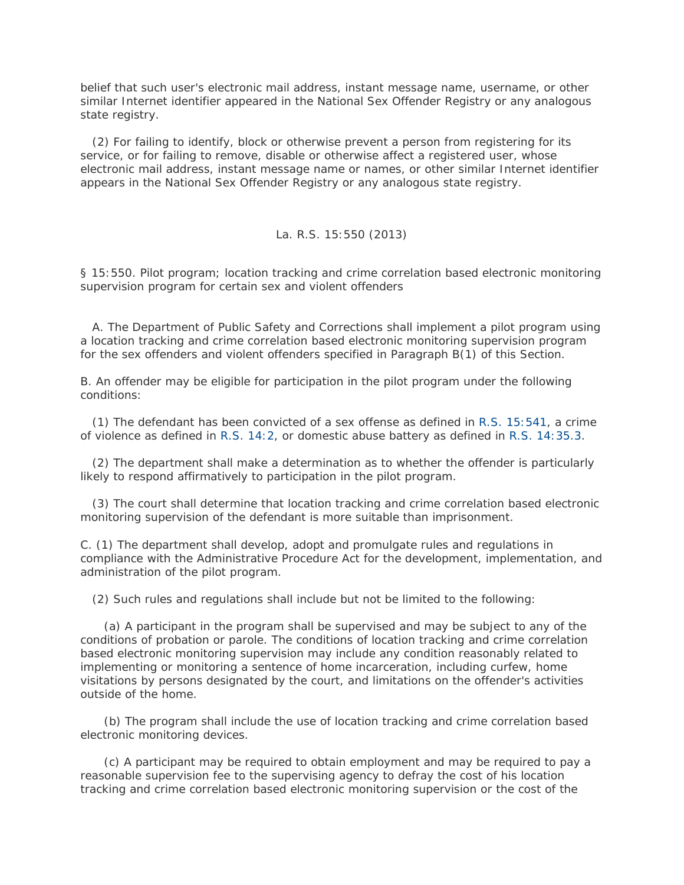belief that such user's electronic mail address, instant message name, username, or other similar Internet identifier appeared in the National Sex Offender Registry or any analogous state registry.

(2) For failing to identify, block or otherwise prevent a person from registering for its service, or for failing to remove, disable or otherwise affect a registered user, whose electronic mail address, instant message name or names, or other similar Internet identifier appears in the National Sex Offender Registry or any analogous state registry.

La. R.S. 15:550 (2013)

§ 15:550. Pilot program; location tracking and crime correlation based electronic monitoring supervision program for certain sex and violent offenders

A. The Department of Public Safety and Corrections shall implement a pilot program using a location tracking and crime correlation based electronic monitoring supervision program for the sex offenders and violent offenders specified in Paragraph B(1) of this Section.

B. An offender may be eligible for participation in the pilot program under the following conditions:

(1) The defendant has been convicted of a sex offense as defined in R.S. 15:541, a crime of violence as defined in R.S. 14:2, or domestic abuse battery as defined in R.S. 14:35.3.

(2) The department shall make a determination as to whether the offender is particularly likely to respond affirmatively to participation in the pilot program.

(3) The court shall determine that location tracking and crime correlation based electronic monitoring supervision of the defendant is more suitable than imprisonment.

C. (1) The department shall develop, adopt and promulgate rules and regulations in compliance with the Administrative Procedure Act for the development, implementation, and administration of the pilot program.

(2) Such rules and regulations shall include but not be limited to the following:

(a) A participant in the program shall be supervised and may be subject to any of the conditions of probation or parole. The conditions of location tracking and crime correlation based electronic monitoring supervision may include any condition reasonably related to implementing or monitoring a sentence of home incarceration, including curfew, home visitations by persons designated by the court, and limitations on the offender's activities outside of the home.

(b) The program shall include the use of location tracking and crime correlation based electronic monitoring devices.

(c) A participant may be required to obtain employment and may be required to pay a reasonable supervision fee to the supervising agency to defray the cost of his location tracking and crime correlation based electronic monitoring supervision or the cost of the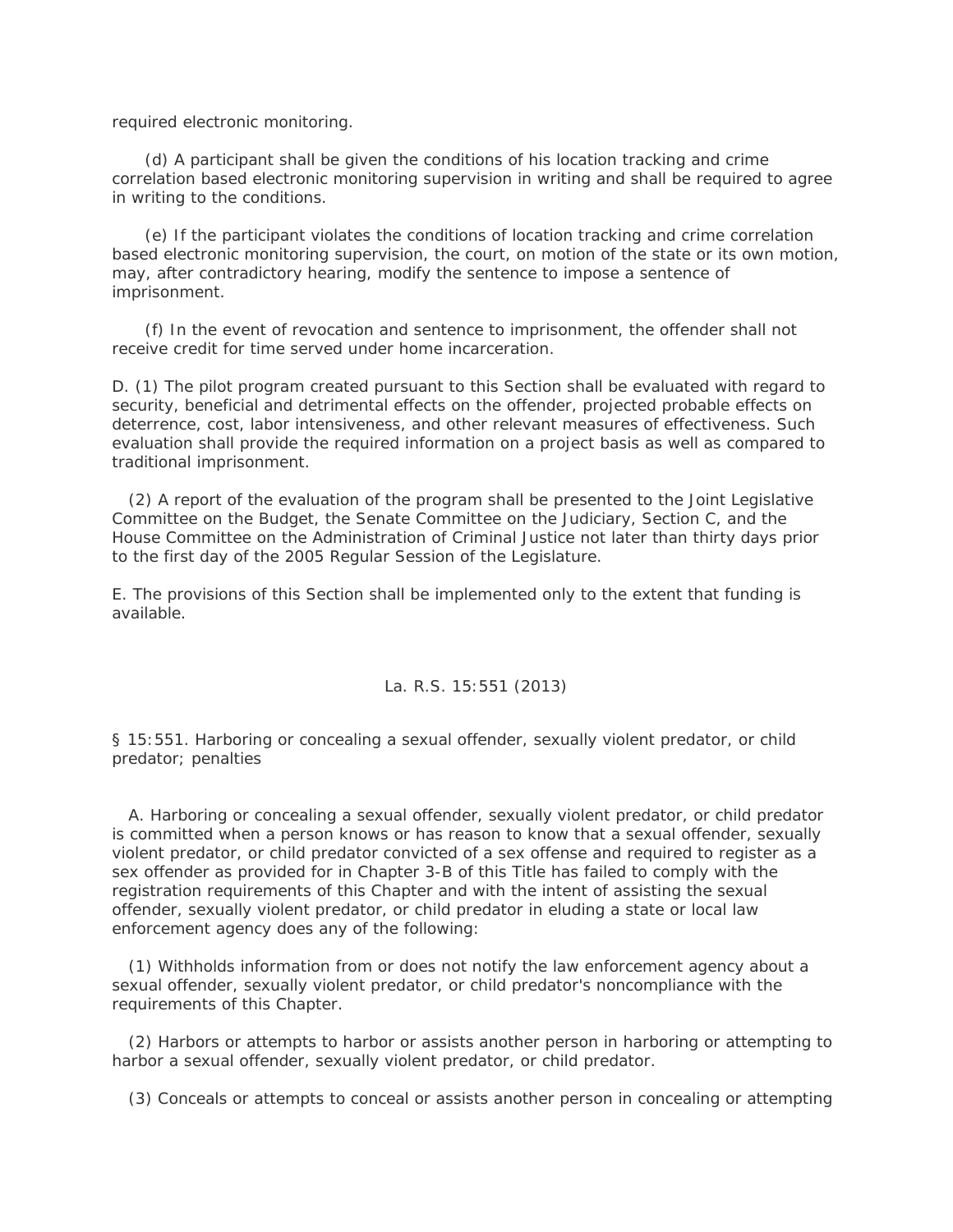required electronic monitoring.

(d) A participant shall be given the conditions of his location tracking and crime correlation based electronic monitoring supervision in writing and shall be required to agree in writing to the conditions.

(e) If the participant violates the conditions of location tracking and crime correlation based electronic monitoring supervision, the court, on motion of the state or its own motion, may, after contradictory hearing, modify the sentence to impose a sentence of imprisonment.

(f) In the event of revocation and sentence to imprisonment, the offender shall not receive credit for time served under home incarceration.

D. (1) The pilot program created pursuant to this Section shall be evaluated with regard to security, beneficial and detrimental effects on the offender, projected probable effects on deterrence, cost, labor intensiveness, and other relevant measures of effectiveness. Such evaluation shall provide the required information on a project basis as well as compared to traditional imprisonment.

(2) A report of the evaluation of the program shall be presented to the Joint Legislative Committee on the Budget, the Senate Committee on the Judiciary, Section C, and the House Committee on the Administration of Criminal Justice not later than thirty days prior to the first day of the 2005 Regular Session of the Legislature.

E. The provisions of this Section shall be implemented only to the extent that funding is available.

La. R.S. 15:551 (2013)

§ 15:551. Harboring or concealing a sexual offender, sexually violent predator, or child predator; penalties

A. Harboring or concealing a sexual offender, sexually violent predator, or child predator is committed when a person knows or has reason to know that a sexual offender, sexually violent predator, or child predator convicted of a sex offense and required to register as a sex offender as provided for in Chapter 3-B of this Title has failed to comply with the registration requirements of this Chapter and with the intent of assisting the sexual offender, sexually violent predator, or child predator in eluding a state or local law enforcement agency does any of the following:

(1) Withholds information from or does not notify the law enforcement agency about a sexual offender, sexually violent predator, or child predator's noncompliance with the requirements of this Chapter.

(2) Harbors or attempts to harbor or assists another person in harboring or attempting to harbor a sexual offender, sexually violent predator, or child predator.

(3) Conceals or attempts to conceal or assists another person in concealing or attempting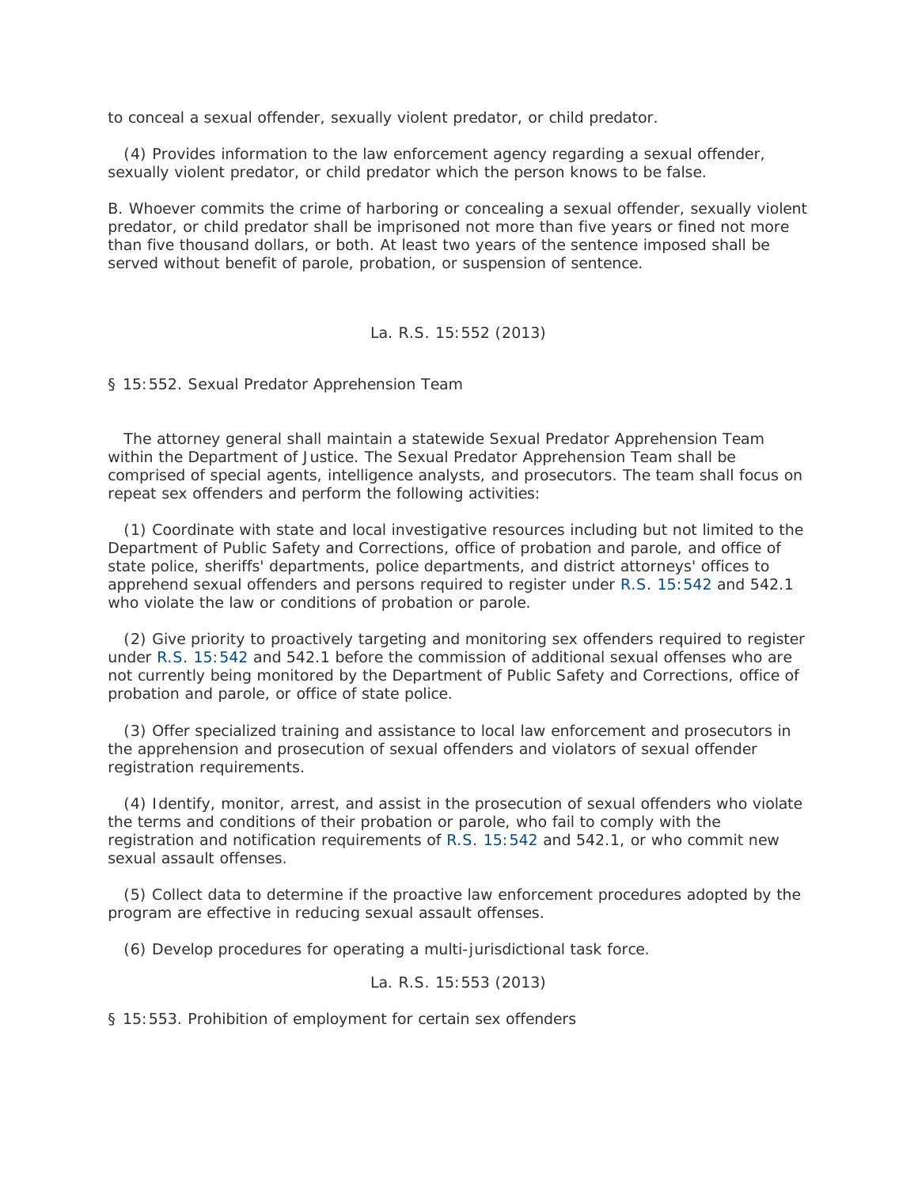to conceal a sexual offender, sexually violent predator, or child predator.

(4) Provides information to the law enforcement agency regarding a sexual offender, sexually violent predator, or child predator which the person knows to be false.

B. Whoever commits the crime of harboring or concealing a sexual offender, sexually violent predator, or child predator shall be imprisoned not more than five years or fined not more than five thousand dollars, or both. At least two years of the sentence imposed shall be served without benefit of parole, probation, or suspension of sentence.

La. R.S. 15:552 (2013)

§ 15:552. Sexual Predator Apprehension Team

The attorney general shall maintain a statewide Sexual Predator Apprehension Team within the Department of Justice. The Sexual Predator Apprehension Team shall be comprised of special agents, intelligence analysts, and prosecutors. The team shall focus on repeat sex offenders and perform the following activities:

(1) Coordinate with state and local investigative resources including but not limited to the Department of Public Safety and Corrections, office of probation and parole, and office of state police, sheriffs' departments, police departments, and district attorneys' offices to apprehend sexual offenders and persons required to register under R.S. 15:542 and 542.1 who violate the law or conditions of probation or parole.

(2) Give priority to proactively targeting and monitoring sex offenders required to register under R.S. 15:542 and 542.1 before the commission of additional sexual offenses who are not currently being monitored by the Department of Public Safety and Corrections, office of probation and parole, or office of state police.

(3) Offer specialized training and assistance to local law enforcement and prosecutors in the apprehension and prosecution of sexual offenders and violators of sexual offender registration requirements.

(4) Identify, monitor, arrest, and assist in the prosecution of sexual offenders who violate the terms and conditions of their probation or parole, who fail to comply with the registration and notification requirements of R.S. 15:542 and 542.1, or who commit new sexual assault offenses.

(5) Collect data to determine if the proactive law enforcement procedures adopted by the program are effective in reducing sexual assault offenses.

(6) Develop procedures for operating a multi-jurisdictional task force.

La. R.S. 15:553 (2013)

§ 15:553. Prohibition of employment for certain sex offenders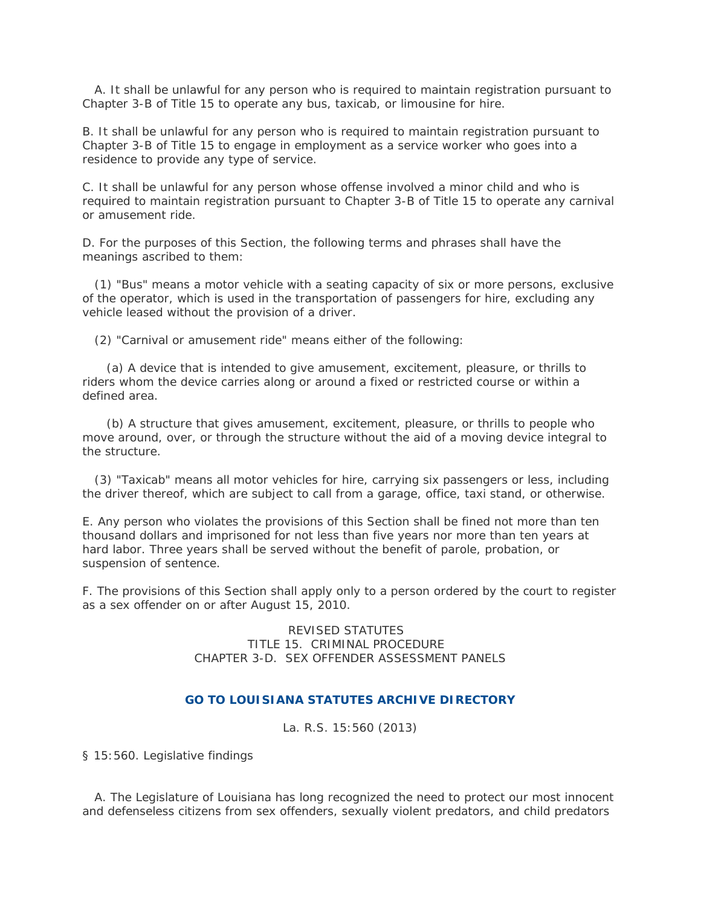A. It shall be unlawful for any person who is required to maintain registration pursuant to Chapter 3-B of Title 15 to operate any bus, taxicab, or limousine for hire.

B. It shall be unlawful for any person who is required to maintain registration pursuant to Chapter 3-B of Title 15 to engage in employment as a service worker who goes into a residence to provide any type of service.

C. It shall be unlawful for any person whose offense involved a minor child and who is required to maintain registration pursuant to Chapter 3-B of Title 15 to operate any carnival or amusement ride.

D. For the purposes of this Section, the following terms and phrases shall have the meanings ascribed to them:

(1) "Bus" means a motor vehicle with a seating capacity of six or more persons, exclusive of the operator, which is used in the transportation of passengers for hire, excluding any vehicle leased without the provision of a driver.

(2) "Carnival or amusement ride" means either of the following:

(a) A device that is intended to give amusement, excitement, pleasure, or thrills to riders whom the device carries along or around a fixed or restricted course or within a defined area.

(b) A structure that gives amusement, excitement, pleasure, or thrills to people who move around, over, or through the structure without the aid of a moving device integral to the structure.

(3) "Taxicab" means all motor vehicles for hire, carrying six passengers or less, including the driver thereof, which are subject to call from a garage, office, taxi stand, or otherwise.

E. Any person who violates the provisions of this Section shall be fined not more than ten thousand dollars and imprisoned for not less than five years nor more than ten years at hard labor. Three years shall be served without the benefit of parole, probation, or suspension of sentence.

F. The provisions of this Section shall apply only to a person ordered by the court to register as a sex offender on or after August 15, 2010.

REVISED STATUTES
TITLE 15. CRIMINAL PROCEDURE
CHAPTER 3-D. SEX OFFENDER ASSESSMENT PANELS

**GO TO LOUISIANA STATUTES ARCHIVE DIRECTORY**

La. R.S. 15:560 (2013)

§ 15:560. Legislative findings

A. The Legislature of Louisiana has long recognized the need to protect our most innocent and defenseless citizens from sex offenders, sexually violent predators, and child predators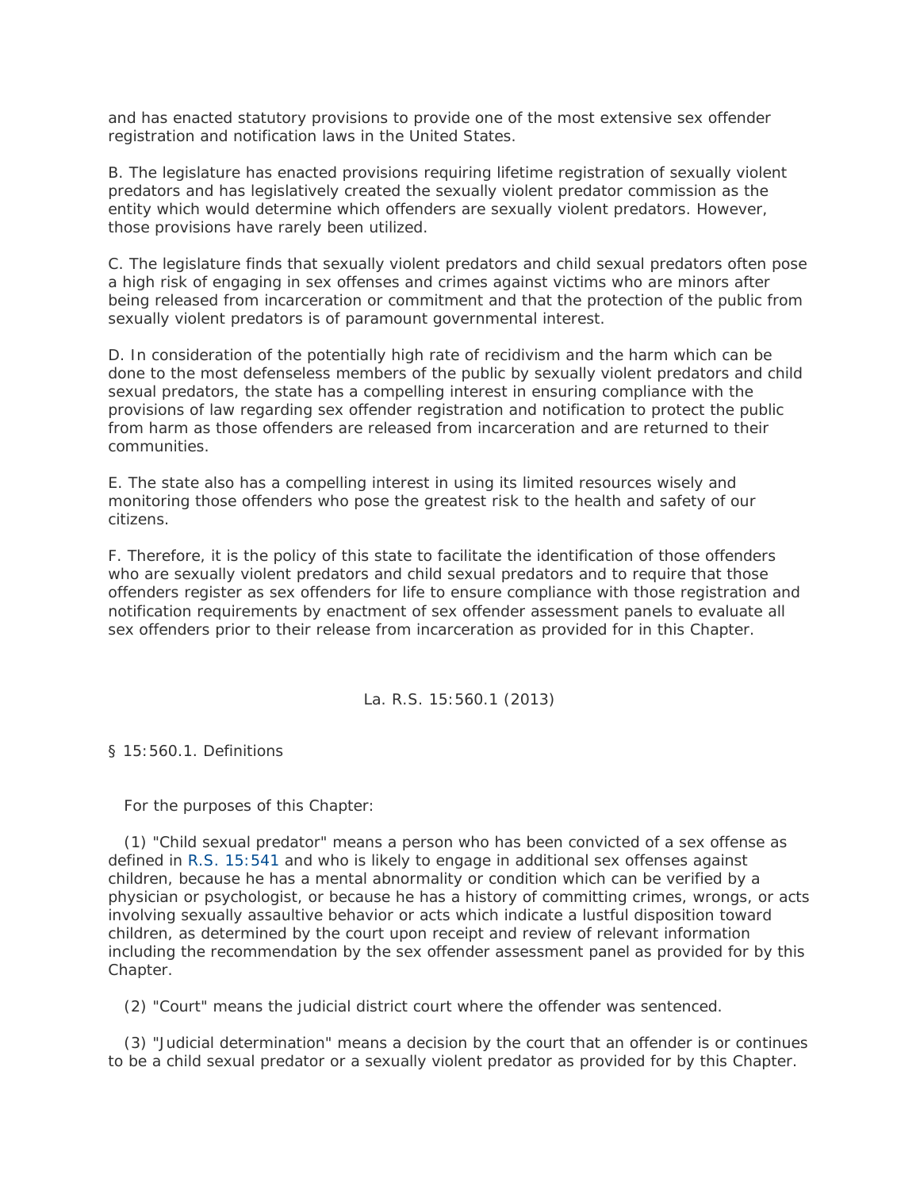and has enacted statutory provisions to provide one of the most extensive sex offender registration and notification laws in the United States.

B. The legislature has enacted provisions requiring lifetime registration of sexually violent predators and has legislatively created the sexually violent predator commission as the entity which would determine which offenders are sexually violent predators. However, those provisions have rarely been utilized.

C. The legislature finds that sexually violent predators and child sexual predators often pose a high risk of engaging in sex offenses and crimes against victims who are minors after being released from incarceration or commitment and that the protection of the public from sexually violent predators is of paramount governmental interest.

D. In consideration of the potentially high rate of recidivism and the harm which can be done to the most defenseless members of the public by sexually violent predators and child sexual predators, the state has a compelling interest in ensuring compliance with the provisions of law regarding sex offender registration and notification to protect the public from harm as those offenders are released from incarceration and are returned to their communities.

E. The state also has a compelling interest in using its limited resources wisely and monitoring those offenders who pose the greatest risk to the health and safety of our citizens.

F. Therefore, it is the policy of this state to facilitate the identification of those offenders who are sexually violent predators and child sexual predators and to require that those offenders register as sex offenders for life to ensure compliance with those registration and notification requirements by enactment of sex offender assessment panels to evaluate all sex offenders prior to their release from incarceration as provided for in this Chapter.

La. R.S. 15:560.1 (2013)

§ 15:560.1. Definitions

For the purposes of this Chapter:

(1) "Child sexual predator" means a person who has been convicted of a sex offense as defined in R.S. 15:541 and who is likely to engage in additional sex offenses against children, because he has a mental abnormality or condition which can be verified by a physician or psychologist, or because he has a history of committing crimes, wrongs, or acts involving sexually assaultive behavior or acts which indicate a lustful disposition toward children, as determined by the court upon receipt and review of relevant information including the recommendation by the sex offender assessment panel as provided for by this Chapter.

(2) "Court" means the judicial district court where the offender was sentenced.

(3) "Judicial determination" means a decision by the court that an offender is or continues to be a child sexual predator or a sexually violent predator as provided for by this Chapter.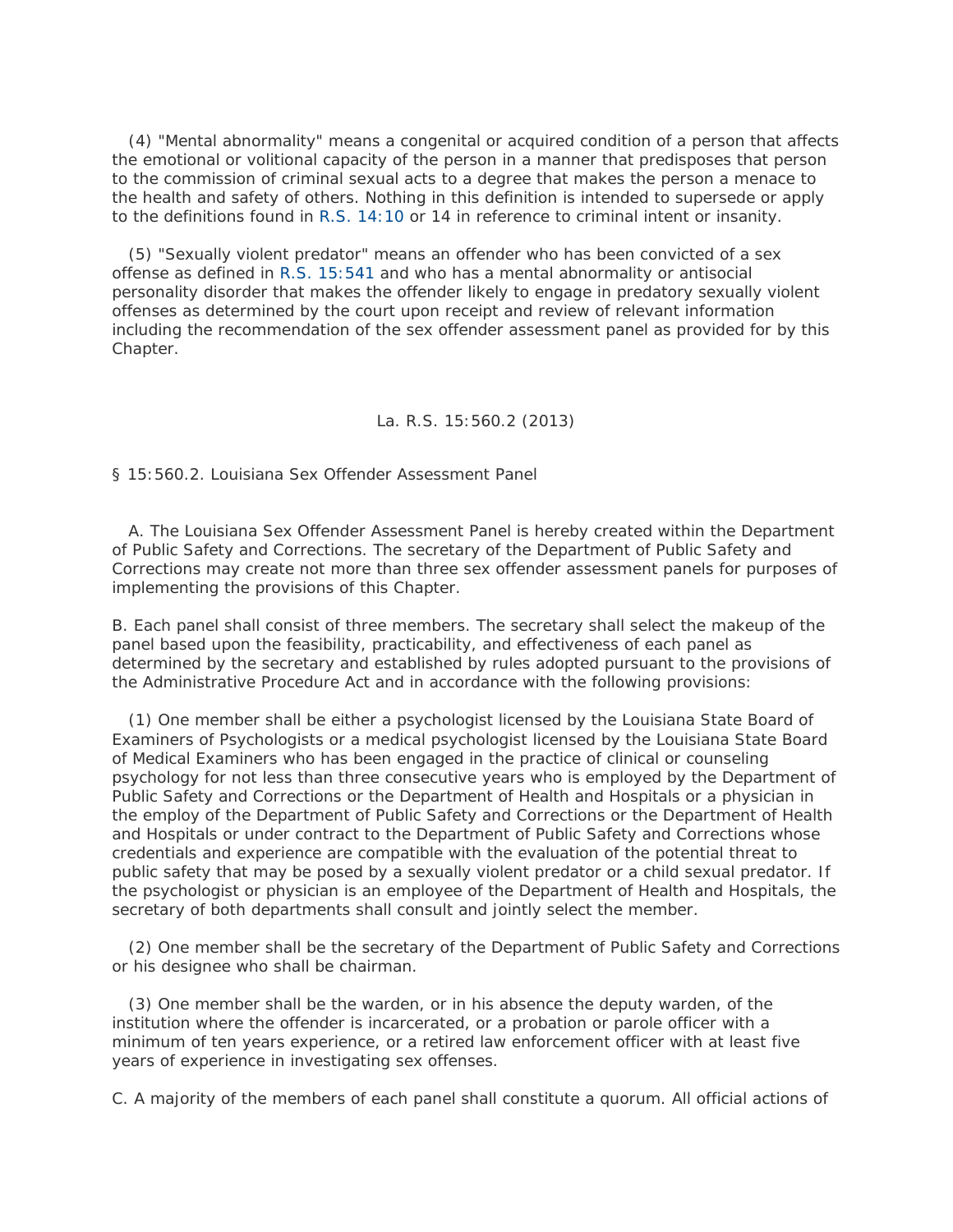(4) "Mental abnormality" means a congenital or acquired condition of a person that affects the emotional or volitional capacity of the person in a manner that predisposes that person to the commission of criminal sexual acts to a degree that makes the person a menace to the health and safety of others. Nothing in this definition is intended to supersede or apply to the definitions found in R.S. 14:10 or 14 in reference to criminal intent or insanity.

(5) "Sexually violent predator" means an offender who has been convicted of a sex offense as defined in R.S. 15:541 and who has a mental abnormality or antisocial personality disorder that makes the offender likely to engage in predatory sexually violent offenses as determined by the court upon receipt and review of relevant information including the recommendation of the sex offender assessment panel as provided for by this Chapter.

La. R.S. 15:560.2 (2013)

§ 15:560.2. Louisiana Sex Offender Assessment Panel

A. The Louisiana Sex Offender Assessment Panel is hereby created within the Department of Public Safety and Corrections. The secretary of the Department of Public Safety and Corrections may create not more than three sex offender assessment panels for purposes of implementing the provisions of this Chapter.

B. Each panel shall consist of three members. The secretary shall select the makeup of the panel based upon the feasibility, practicability, and effectiveness of each panel as determined by the secretary and established by rules adopted pursuant to the provisions of the Administrative Procedure Act and in accordance with the following provisions:

(1) One member shall be either a psychologist licensed by the Louisiana State Board of Examiners of Psychologists or a medical psychologist licensed by the Louisiana State Board of Medical Examiners who has been engaged in the practice of clinical or counseling psychology for not less than three consecutive years who is employed by the Department of Public Safety and Corrections or the Department of Health and Hospitals or a physician in the employ of the Department of Public Safety and Corrections or the Department of Health and Hospitals or under contract to the Department of Public Safety and Corrections whose credentials and experience are compatible with the evaluation of the potential threat to public safety that may be posed by a sexually violent predator or a child sexual predator. If the psychologist or physician is an employee of the Department of Health and Hospitals, the secretary of both departments shall consult and jointly select the member.

(2) One member shall be the secretary of the Department of Public Safety and Corrections or his designee who shall be chairman.

(3) One member shall be the warden, or in his absence the deputy warden, of the institution where the offender is incarcerated, or a probation or parole officer with a minimum of ten years experience, or a retired law enforcement officer with at least five years of experience in investigating sex offenses.

C. A majority of the members of each panel shall constitute a quorum. All official actions of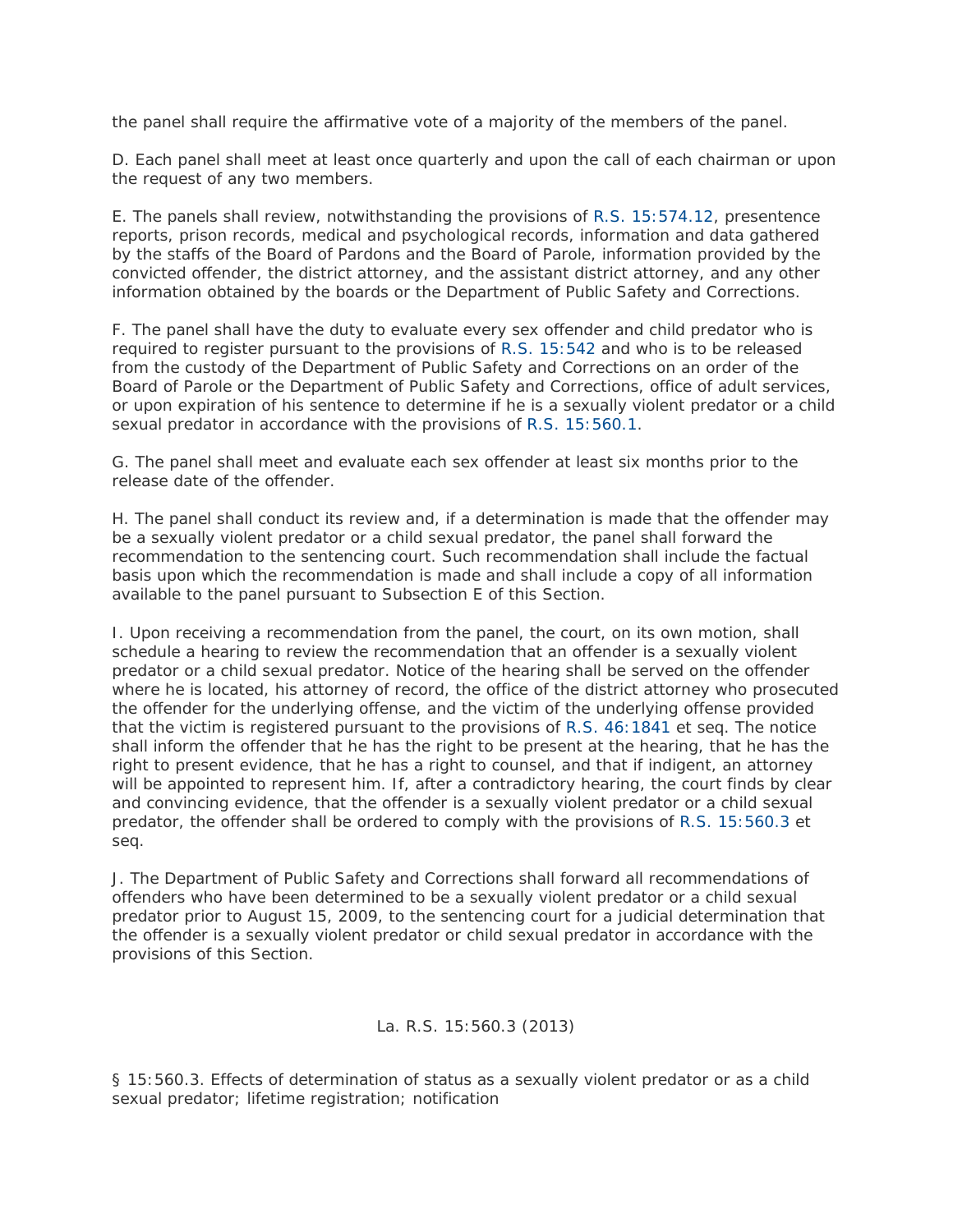the panel shall require the affirmative vote of a majority of the members of the panel.

D. Each panel shall meet at least once quarterly and upon the call of each chairman or upon the request of any two members.

E. The panels shall review, notwithstanding the provisions of R.S. 15:574.12, presentence reports, prison records, medical and psychological records, information and data gathered by the staffs of the Board of Pardons and the Board of Parole, information provided by the convicted offender, the district attorney, and the assistant district attorney, and any other information obtained by the boards or the Department of Public Safety and Corrections.

F. The panel shall have the duty to evaluate every sex offender and child predator who is required to register pursuant to the provisions of R.S. 15:542 and who is to be released from the custody of the Department of Public Safety and Corrections on an order of the Board of Parole or the Department of Public Safety and Corrections, office of adult services, or upon expiration of his sentence to determine if he is a sexually violent predator or a child sexual predator in accordance with the provisions of R.S. 15:560.1.

G. The panel shall meet and evaluate each sex offender at least six months prior to the release date of the offender.

H. The panel shall conduct its review and, if a determination is made that the offender may be a sexually violent predator or a child sexual predator, the panel shall forward the recommendation to the sentencing court. Such recommendation shall include the factual basis upon which the recommendation is made and shall include a copy of all information available to the panel pursuant to Subsection E of this Section.

I. Upon receiving a recommendation from the panel, the court, on its own motion, shall schedule a hearing to review the recommendation that an offender is a sexually violent predator or a child sexual predator. Notice of the hearing shall be served on the offender where he is located, his attorney of record, the office of the district attorney who prosecuted the offender for the underlying offense, and the victim of the underlying offense provided that the victim is registered pursuant to the provisions of R.S. 46:1841 et seq. The notice shall inform the offender that he has the right to be present at the hearing, that he has the right to present evidence, that he has a right to counsel, and that if indigent, an attorney will be appointed to represent him. If, after a contradictory hearing, the court finds by clear and convincing evidence, that the offender is a sexually violent predator or a child sexual predator, the offender shall be ordered to comply with the provisions of R.S. 15:560.3 et seq.

J. The Department of Public Safety and Corrections shall forward all recommendations of offenders who have been determined to be a sexually violent predator or a child sexual predator prior to August 15, 2009, to the sentencing court for a judicial determination that the offender is a sexually violent predator or child sexual predator in accordance with the provisions of this Section.

La. R.S. 15:560.3 (2013)

§ 15:560.3. Effects of determination of status as a sexually violent predator or as a child sexual predator; lifetime registration; notification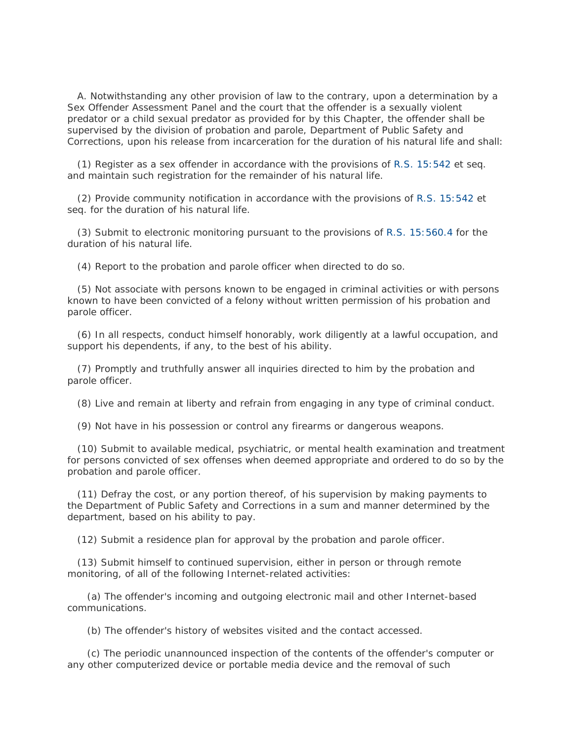A. Notwithstanding any other provision of law to the contrary, upon a determination by a Sex Offender Assessment Panel and the court that the offender is a sexually violent predator or a child sexual predator as provided for by this Chapter, the offender shall be supervised by the division of probation and parole, Department of Public Safety and Corrections, upon his release from incarceration for the duration of his natural life and shall:

(1) Register as a sex offender in accordance with the provisions of R.S. 15:542 et seq. and maintain such registration for the remainder of his natural life.

(2) Provide community notification in accordance with the provisions of R.S. 15:542 et seq. for the duration of his natural life.

(3) Submit to electronic monitoring pursuant to the provisions of R.S. 15:560.4 for the duration of his natural life.

(4) Report to the probation and parole officer when directed to do so.

(5) Not associate with persons known to be engaged in criminal activities or with persons known to have been convicted of a felony without written permission of his probation and parole officer.

(6) In all respects, conduct himself honorably, work diligently at a lawful occupation, and support his dependents, if any, to the best of his ability.

(7) Promptly and truthfully answer all inquiries directed to him by the probation and parole officer.

(8) Live and remain at liberty and refrain from engaging in any type of criminal conduct.

(9) Not have in his possession or control any firearms or dangerous weapons.

(10) Submit to available medical, psychiatric, or mental health examination and treatment for persons convicted of sex offenses when deemed appropriate and ordered to do so by the probation and parole officer.

(11) Defray the cost, or any portion thereof, of his supervision by making payments to the Department of Public Safety and Corrections in a sum and manner determined by the department, based on his ability to pay.

(12) Submit a residence plan for approval by the probation and parole officer.

(13) Submit himself to continued supervision, either in person or through remote monitoring, of all of the following Internet-related activities:

(a) The offender's incoming and outgoing electronic mail and other Internet-based communications.

(b) The offender's history of websites visited and the contact accessed.

(c) The periodic unannounced inspection of the contents of the offender's computer or any other computerized device or portable media device and the removal of such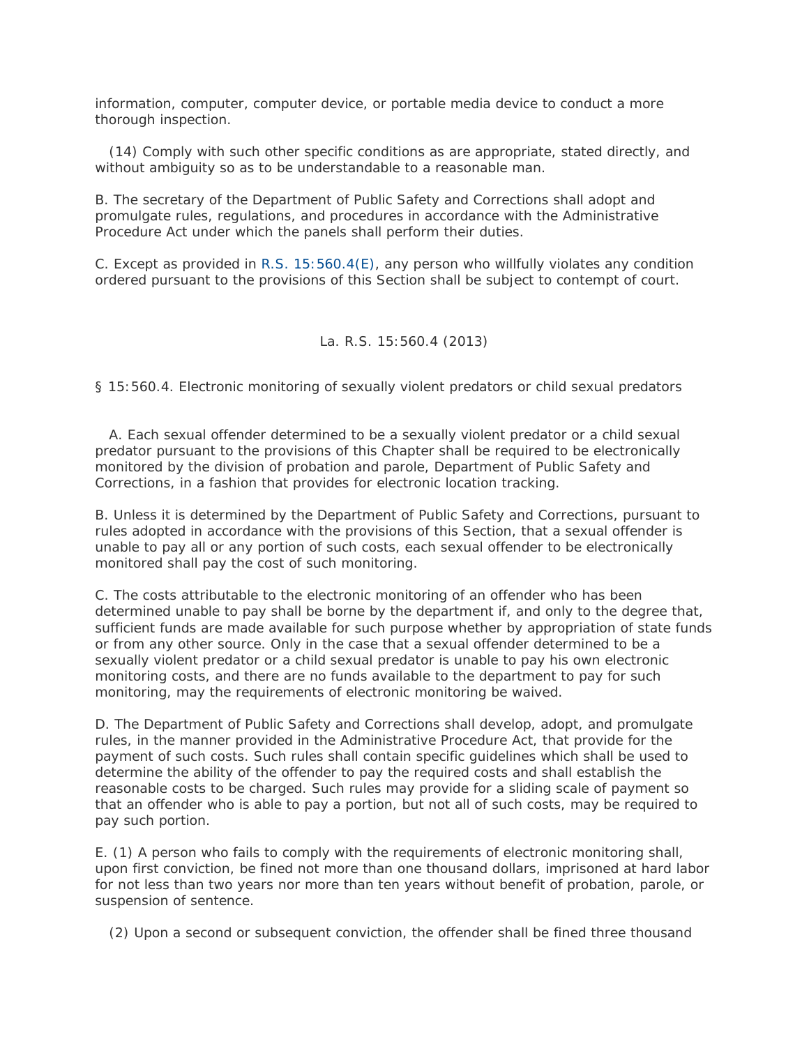information, computer, computer device, or portable media device to conduct a more thorough inspection.

(14) Comply with such other specific conditions as are appropriate, stated directly, and without ambiguity so as to be understandable to a reasonable man.

B. The secretary of the Department of Public Safety and Corrections shall adopt and promulgate rules, regulations, and procedures in accordance with the Administrative Procedure Act under which the panels shall perform their duties.

C. Except as provided in R.S. 15:560.4(E), any person who willfully violates any condition ordered pursuant to the provisions of this Section shall be subject to contempt of court.

La. R.S. 15:560.4 (2013)

§ 15:560.4. Electronic monitoring of sexually violent predators or child sexual predators

A. Each sexual offender determined to be a sexually violent predator or a child sexual predator pursuant to the provisions of this Chapter shall be required to be electronically monitored by the division of probation and parole, Department of Public Safety and Corrections, in a fashion that provides for electronic location tracking.

B. Unless it is determined by the Department of Public Safety and Corrections, pursuant to rules adopted in accordance with the provisions of this Section, that a sexual offender is unable to pay all or any portion of such costs, each sexual offender to be electronically monitored shall pay the cost of such monitoring.

C. The costs attributable to the electronic monitoring of an offender who has been determined unable to pay shall be borne by the department if, and only to the degree that, sufficient funds are made available for such purpose whether by appropriation of state funds or from any other source. Only in the case that a sexual offender determined to be a sexually violent predator or a child sexual predator is unable to pay his own electronic monitoring costs, and there are no funds available to the department to pay for such monitoring, may the requirements of electronic monitoring be waived.

D. The Department of Public Safety and Corrections shall develop, adopt, and promulgate rules, in the manner provided in the Administrative Procedure Act, that provide for the payment of such costs. Such rules shall contain specific guidelines which shall be used to determine the ability of the offender to pay the required costs and shall establish the reasonable costs to be charged. Such rules may provide for a sliding scale of payment so that an offender who is able to pay a portion, but not all of such costs, may be required to pay such portion.

E. (1) A person who fails to comply with the requirements of electronic monitoring shall, upon first conviction, be fined not more than one thousand dollars, imprisoned at hard labor for not less than two years nor more than ten years without benefit of probation, parole, or suspension of sentence.

(2) Upon a second or subsequent conviction, the offender shall be fined three thousand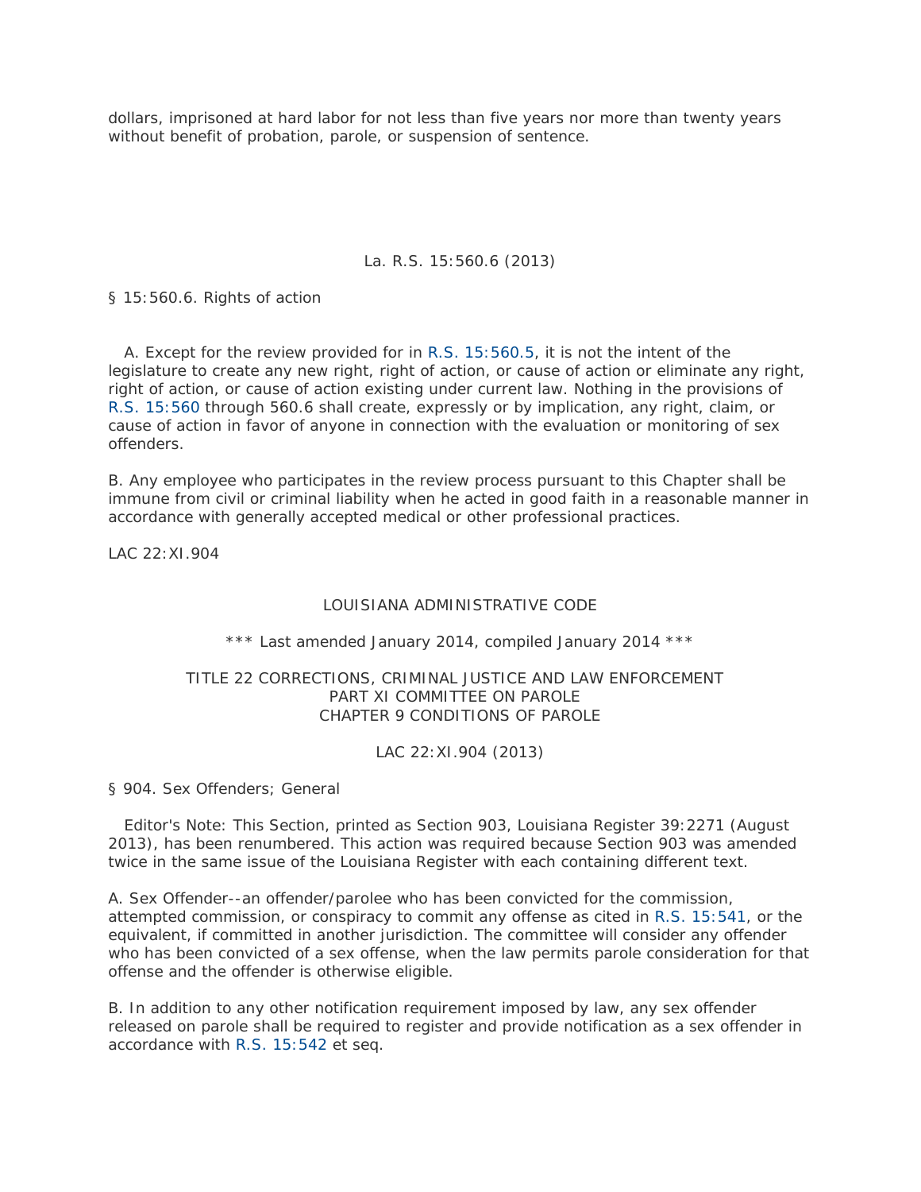dollars, imprisoned at hard labor for not less than five years nor more than twenty years without benefit of probation, parole, or suspension of sentence.

La. R.S. 15:560.6 (2013)

§ 15:560.6. Rights of action

A. Except for the review provided for in R.S. 15:560.5, it is not the intent of the legislature to create any new right, right of action, or cause of action or eliminate any right, right of action, or cause of action existing under current law. Nothing in the provisions of R.S. 15:560 through 560.6 shall create, expressly or by implication, any right, claim, or cause of action in favor of anyone in connection with the evaluation or monitoring of sex offenders.

B. Any employee who participates in the review process pursuant to this Chapter shall be immune from civil or criminal liability when he acted in good faith in a reasonable manner in accordance with generally accepted medical or other professional practices.

LAC 22:XI.904

LOUISIANA ADMINISTRATIVE CODE

*** Last amended January 2014, compiled January 2014 ***

TITLE 22 CORRECTIONS, CRIMINAL JUSTICE AND LAW ENFORCEMENT
PART XI COMMITTEE ON PAROLE
CHAPTER 9 CONDITIONS OF PAROLE

LAC 22:XI.904 (2013)

§ 904. Sex Offenders; General

Editor's Note: This Section, printed as Section 903, Louisiana Register 39:2271 (August 2013), has been renumbered. This action was required because Section 903 was amended twice in the same issue of the Louisiana Register with each containing different text.

A. Sex Offender--an offender/parolee who has been convicted for the commission, attempted commission, or conspiracy to commit any offense as cited in R.S. 15:541, or the equivalent, if committed in another jurisdiction. The committee will consider any offender who has been convicted of a sex offense, when the law permits parole consideration for that offense and the offender is otherwise eligible.

B. In addition to any other notification requirement imposed by law, any sex offender released on parole shall be required to register and provide notification as a sex offender in accordance with R.S. 15:542 et seq.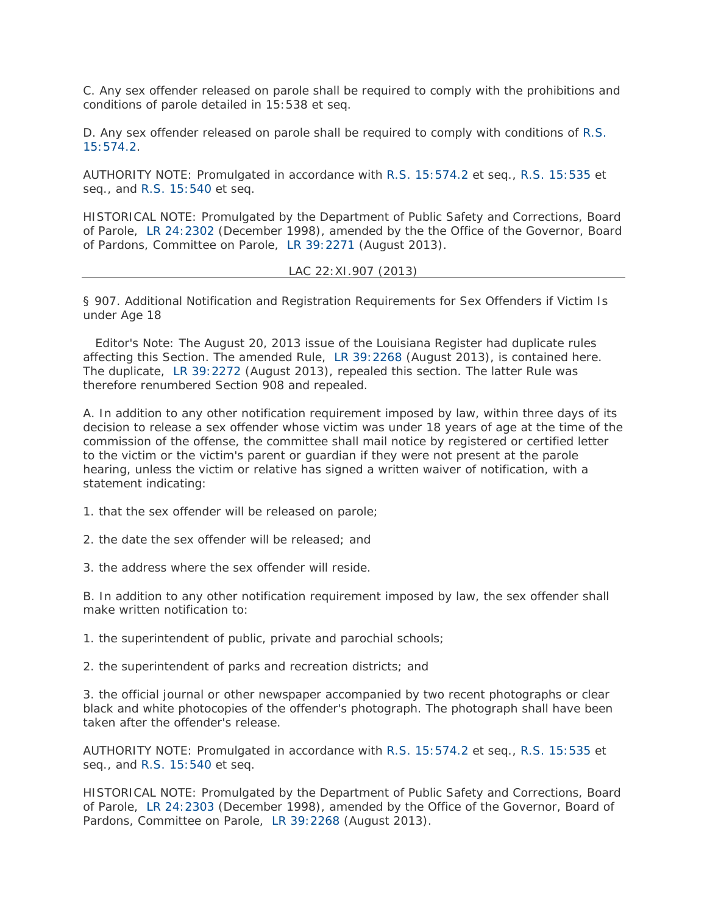C. Any sex offender released on parole shall be required to comply with the prohibitions and conditions of parole detailed in 15:538 et seq.

D. Any sex offender released on parole shall be required to comply with conditions of R.S. 15:574.2.

AUTHORITY NOTE: Promulgated in accordance with R.S. 15:574.2 et seq., R.S. 15:535 et seq., and R.S. 15:540 et seq.

HISTORICAL NOTE: Promulgated by the Department of Public Safety and Corrections, Board of Parole, LR 24:2302 (December 1998), amended by the the Office of the Governor, Board of Pardons, Committee on Parole, LR 39:2271 (August 2013).

LAC 22:XI.907 (2013)

---

§ 907. Additional Notification and Registration Requirements for Sex Offenders if Victim Is under Age 18

Editor's Note: The August 20, 2013 issue of the Louisiana Register had duplicate rules affecting this Section. The amended Rule, LR 39:2268 (August 2013), is contained here. The duplicate, LR 39:2272 (August 2013), repealed this section. The latter Rule was therefore renumbered Section 908 and repealed.

A. In addition to any other notification requirement imposed by law, within three days of its decision to release a sex offender whose victim was under 18 years of age at the time of the commission of the offense, the committee shall mail notice by registered or certified letter to the victim or the victim's parent or guardian if they were not present at the parole hearing, unless the victim or relative has signed a written waiver of notification, with a statement indicating:

1. that the sex offender will be released on parole;

2. the date the sex offender will be released; and

3. the address where the sex offender will reside.

B. In addition to any other notification requirement imposed by law, the sex offender shall make written notification to:

1. the superintendent of public, private and parochial schools;

2. the superintendent of parks and recreation districts; and

3. the official journal or other newspaper accompanied by two recent photographs or clear black and white photocopies of the offender's photograph. The photograph shall have been taken after the offender's release.

AUTHORITY NOTE: Promulgated in accordance with R.S. 15:574.2 et seq., R.S. 15:535 et seq., and R.S. 15:540 et seq.

HISTORICAL NOTE: Promulgated by the Department of Public Safety and Corrections, Board of Parole, LR 24:2303 (December 1998), amended by the Office of the Governor, Board of Pardons, Committee on Parole, LR 39:2268 (August 2013).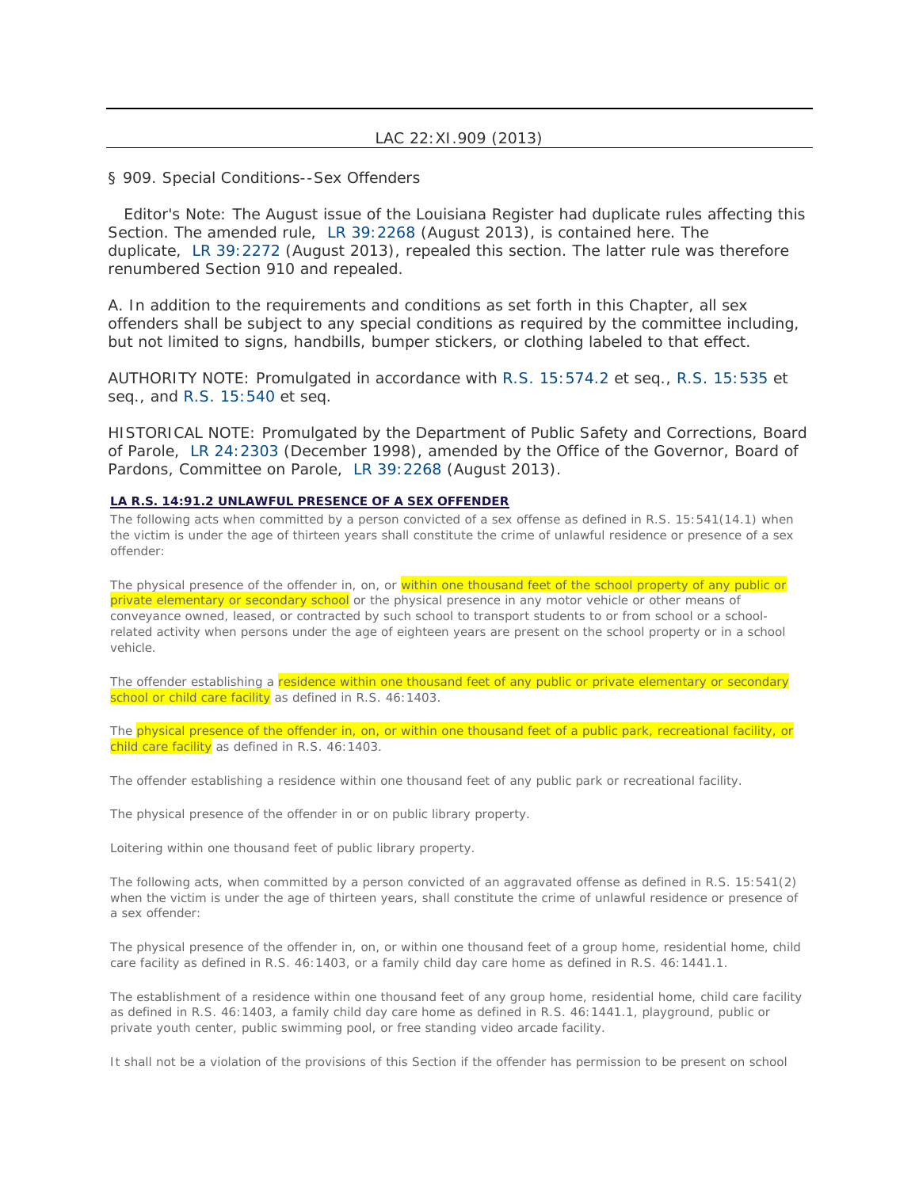LAC 22:XI.909 (2013)

§ 909. Special Conditions--Sex Offenders

Editor's Note: The August issue of the Louisiana Register had duplicate rules affecting this Section. The amended rule, LR 39:2268 (August 2013), is contained here. The duplicate, LR 39:2272 (August 2013), repealed this section. The latter rule was therefore renumbered Section 910 and repealed.

A. In addition to the requirements and conditions as set forth in this Chapter, all sex offenders shall be subject to any special conditions as required by the committee including, but not limited to signs, handbills, bumper stickers, or clothing labeled to that effect.

AUTHORITY NOTE: Promulgated in accordance with R.S. 15:574.2 et seq., R.S. 15:535 et seq., and R.S. 15:540 et seq.

HISTORICAL NOTE: Promulgated by the Department of Public Safety and Corrections, Board of Parole, LR 24:2303 (December 1998), amended by the Office of the Governor, Board of Pardons, Committee on Parole, LR 39:2268 (August 2013).

**LA R.S. 14:91.2 UNLAWFUL PRESENCE OF A SEX OFFENDER**

The following acts when committed by a person convicted of a sex offense as defined in R.S. 15:541(14.1) when the victim is under the age of thirteen years shall constitute the crime of unlawful residence or presence of a sex offender:

The physical presence of the offender in, on, or within one thousand feet of the school property of any public or private elementary or secondary school or the physical presence in any motor vehicle or other means of conveyance owned, leased, or contracted by such school to transport students to or from school or a school-related activity when persons under the age of eighteen years are present on the school property or in a school vehicle.

The offender establishing a residence within one thousand feet of any public or private elementary or secondary school or child care facility as defined in R.S. 46:1403.

The physical presence of the offender in, on, or within one thousand feet of a public park, recreational facility, or child care facility as defined in R.S. 46:1403.

The offender establishing a residence within one thousand feet of any public park or recreational facility.

The physical presence of the offender in or on public library property.

Loitering within one thousand feet of public library property.

The following acts, when committed by a person convicted of an aggravated offense as defined in R.S. 15:541(2) when the victim is under the age of thirteen years, shall constitute the crime of unlawful residence or presence of a sex offender:

The physical presence of the offender in, on, or within one thousand feet of a group home, residential home, child care facility as defined in R.S. 46:1403, or a family child day care home as defined in R.S. 46:1441.1.

The establishment of a residence within one thousand feet of any group home, residential home, child care facility as defined in R.S. 46:1403, a family child day care home as defined in R.S. 46:1441.1, playground, public or private youth center, public swimming pool, or free standing video arcade facility.

It shall not be a violation of the provisions of this Section if the offender has permission to be present on school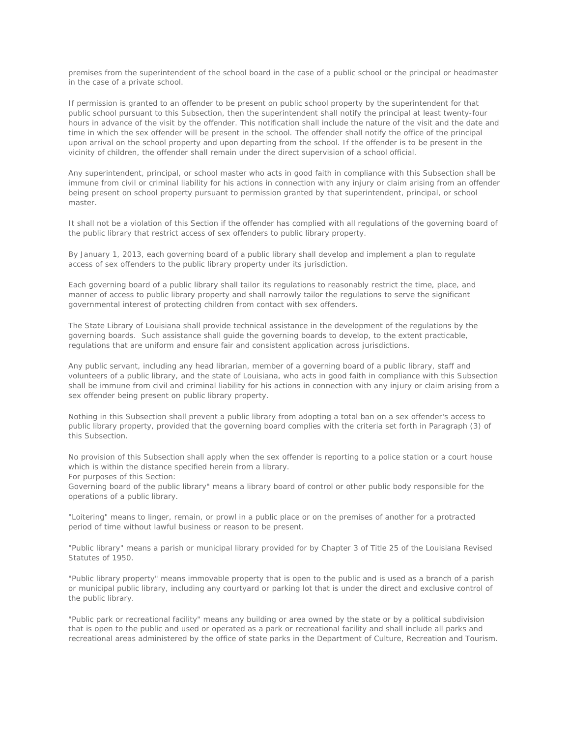premises from the superintendent of the school board in the case of a public school or the principal or headmaster in the case of a private school.

If permission is granted to an offender to be present on public school property by the superintendent for that public school pursuant to this Subsection, then the superintendent shall notify the principal at least twenty-four hours in advance of the visit by the offender. This notification shall include the nature of the visit and the date and time in which the sex offender will be present in the school. The offender shall notify the office of the principal upon arrival on the school property and upon departing from the school. If the offender is to be present in the vicinity of children, the offender shall remain under the direct supervision of a school official.

Any superintendent, principal, or school master who acts in good faith in compliance with this Subsection shall be immune from civil or criminal liability for his actions in connection with any injury or claim arising from an offender being present on school property pursuant to permission granted by that superintendent, principal, or school master.

It shall not be a violation of this Section if the offender has complied with all regulations of the governing board of the public library that restrict access of sex offenders to public library property.

By January 1, 2013, each governing board of a public library shall develop and implement a plan to regulate access of sex offenders to the public library property under its jurisdiction.

Each governing board of a public library shall tailor its regulations to reasonably restrict the time, place, and manner of access to public library property and shall narrowly tailor the regulations to serve the significant governmental interest of protecting children from contact with sex offenders.

The State Library of Louisiana shall provide technical assistance in the development of the regulations by the governing boards. Such assistance shall guide the governing boards to develop, to the extent practicable, regulations that are uniform and ensure fair and consistent application across jurisdictions.

Any public servant, including any head librarian, member of a governing board of a public library, staff and volunteers of a public library, and the state of Louisiana, who acts in good faith in compliance with this Subsection shall be immune from civil and criminal liability for his actions in connection with any injury or claim arising from a sex offender being present on public library property.

Nothing in this Subsection shall prevent a public library from adopting a total ban on a sex offender's access to public library property, provided that the governing board complies with the criteria set forth in Paragraph (3) of this Subsection.

No provision of this Subsection shall apply when the sex offender is reporting to a police station or a court house which is within the distance specified herein from a library.
For purposes of this Section:
Governing board of the public library" means a library board of control or other public body responsible for the operations of a public library.

"Loitering" means to linger, remain, or prowl in a public place or on the premises of another for a protracted period of time without lawful business or reason to be present.

"Public library" means a parish or municipal library provided for by Chapter 3 of Title 25 of the Louisiana Revised Statutes of 1950.

"Public library property" means immovable property that is open to the public and is used as a branch of a parish or municipal public library, including any courtyard or parking lot that is under the direct and exclusive control of the public library.

"Public park or recreational facility" means any building or area owned by the state or by a political subdivision that is open to the public and used or operated as a park or recreational facility and shall include all parks and recreational areas administered by the office of state parks in the Department of Culture, Recreation and Tourism.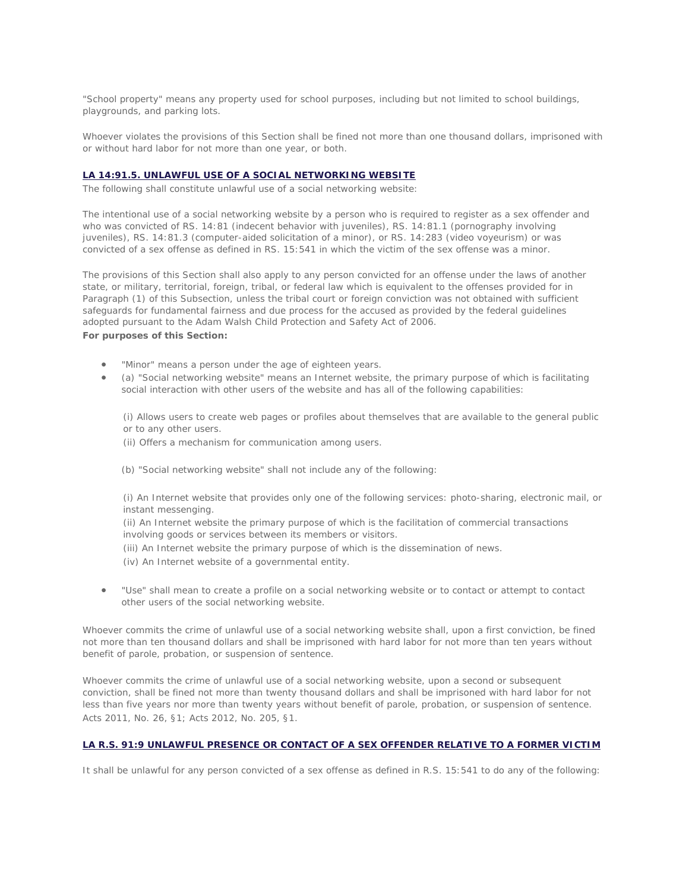"School property" means any property used for school purposes, including but not limited to school buildings, playgrounds, and parking lots.

Whoever violates the provisions of this Section shall be fined not more than one thousand dollars, imprisoned with or without hard labor for not more than one year, or both.

### LA 14:91.5. UNLAWFUL USE OF A SOCIAL NETWORKING WEBSITE

The following shall constitute unlawful use of a social networking website:

The intentional use of a social networking website by a person who is required to register as a sex offender and who was convicted of RS. 14:81 (indecent behavior with juveniles), RS. 14:81.1 (pornography involving juveniles), RS. 14:81.3 (computer-aided solicitation of a minor), or RS. 14:283 (video voyeurism) or was convicted of a sex offense as defined in RS. 15:541 in which the victim of the sex offense was a minor.

The provisions of this Section shall also apply to any person convicted for an offense under the laws of another state, or military, territorial, foreign, tribal, or federal law which is equivalent to the offenses provided for in Paragraph (1) of this Subsection, unless the tribal court or foreign conviction was not obtained with sufficient safeguards for fundamental fairness and due process for the accused as provided by the federal guidelines adopted pursuant to the Adam Walsh Child Protection and Safety Act of 2006.

**For purposes of this Section:**

- "Minor" means a person under the age of eighteen years.
- (a) "Social networking website" means an Internet website, the primary purpose of which is facilitating social interaction with other users of the website and has all of the following capabilities:

  (i) Allows users to create web pages or profiles about themselves that are available to the general public or to any other users.
  (ii) Offers a mechanism for communication among users.

  (b) "Social networking website" shall not include any of the following:

  (i) An Internet website that provides only one of the following services: photo-sharing, electronic mail, or instant messenging.
  (ii) An Internet website the primary purpose of which is the facilitation of commercial transactions involving goods or services between its members or visitors.
  (iii) An Internet website the primary purpose of which is the dissemination of news.
  (iv) An Internet website of a governmental entity.

- "Use" shall mean to create a profile on a social networking website or to contact or attempt to contact other users of the social networking website.

Whoever commits the crime of unlawful use of a social networking website shall, upon a first conviction, be fined not more than ten thousand dollars and shall be imprisoned with hard labor for not more than ten years without benefit of parole, probation, or suspension of sentence.

Whoever commits the crime of unlawful use of a social networking website, upon a second or subsequent conviction, shall be fined not more than twenty thousand dollars and shall be imprisoned with hard labor for not less than five years nor more than twenty years without benefit of parole, probation, or suspension of sentence. Acts 2011, No. 26, §1; Acts 2012, No. 205, §1.

### LA R.S. 91:9 UNLAWFUL PRESENCE OR CONTACT OF A SEX OFFENDER RELATIVE TO A FORMER VICTIM

It shall be unlawful for any person convicted of a sex offense as defined in R.S. 15:541 to do any of the following: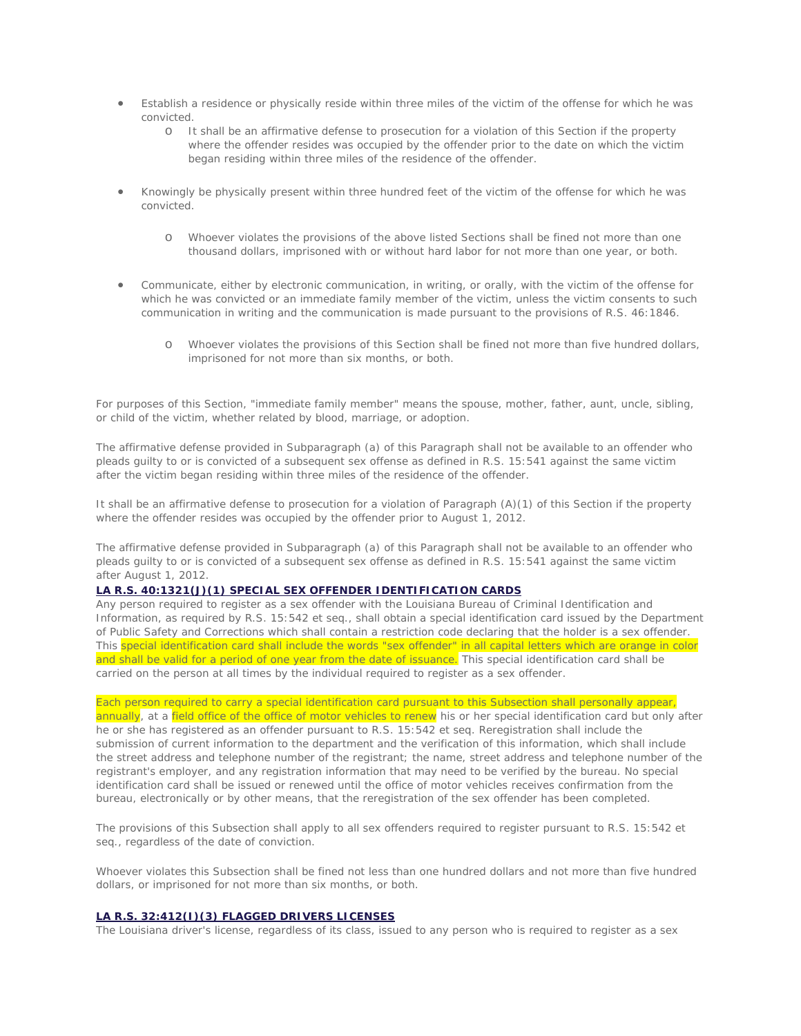- Establish a residence or physically reside within three miles of the victim of the offense for which he was convicted.
  - It shall be an affirmative defense to prosecution for a violation of this Section if the property where the offender resides was occupied by the offender prior to the date on which the victim began residing within three miles of the residence of the offender.
- Knowingly be physically present within three hundred feet of the victim of the offense for which he was convicted.
  - Whoever violates the provisions of the above listed Sections shall be fined not more than one thousand dollars, imprisoned with or without hard labor for not more than one year, or both.
- Communicate, either by electronic communication, in writing, or orally, with the victim of the offense for which he was convicted or an immediate family member of the victim, unless the victim consents to such communication in writing and the communication is made pursuant to the provisions of R.S. 46:1846.
  - Whoever violates the provisions of this Section shall be fined not more than five hundred dollars, imprisoned for not more than six months, or both.

For purposes of this Section, "immediate family member" means the spouse, mother, father, aunt, uncle, sibling, or child of the victim, whether related by blood, marriage, or adoption.

The affirmative defense provided in Subparagraph (a) of this Paragraph shall not be available to an offender who pleads guilty to or is convicted of a subsequent sex offense as defined in R.S. 15:541 against the same victim after the victim began residing within three miles of the residence of the offender.

It shall be an affirmative defense to prosecution for a violation of Paragraph (A)(1) of this Section if the property where the offender resides was occupied by the offender prior to August 1, 2012.

The affirmative defense provided in Subparagraph (a) of this Paragraph shall not be available to an offender who pleads guilty to or is convicted of a subsequent sex offense as defined in R.S. 15:541 against the same victim after August 1, 2012.

**LA R.S. 40:1321(J)(1) SPECIAL SEX OFFENDER IDENTIFICATION CARDS**

Any person required to register as a sex offender with the Louisiana Bureau of Criminal Identification and Information, as required by R.S. 15:542 et seq., shall obtain a special identification card issued by the Department of Public Safety and Corrections which shall contain a restriction code declaring that the holder is a sex offender. This special identification card shall include the words "sex offender" in all capital letters which are orange in color and shall be valid for a period of one year from the date of issuance. This special identification card shall be carried on the person at all times by the individual required to register as a sex offender.

Each person required to carry a special identification card pursuant to this Subsection shall personally appear, annually, at a field office of the office of motor vehicles to renew his or her special identification card but only after he or she has registered as an offender pursuant to R.S. 15:542 et seq. Reregistration shall include the submission of current information to the department and the verification of this information, which shall include the street address and telephone number of the registrant; the name, street address and telephone number of the registrant's employer, and any registration information that may need to be verified by the bureau. No special identification card shall be issued or renewed until the office of motor vehicles receives confirmation from the bureau, electronically or by other means, that the reregistration of the sex offender has been completed.

The provisions of this Subsection shall apply to all sex offenders required to register pursuant to R.S. 15:542 et seq., regardless of the date of conviction.

Whoever violates this Subsection shall be fined not less than one hundred dollars and not more than five hundred dollars, or imprisoned for not more than six months, or both.

**LA R.S. 32:412(I)(3) FLAGGED DRIVERS LICENSES**

The Louisiana driver's license, regardless of its class, issued to any person who is required to register as a sex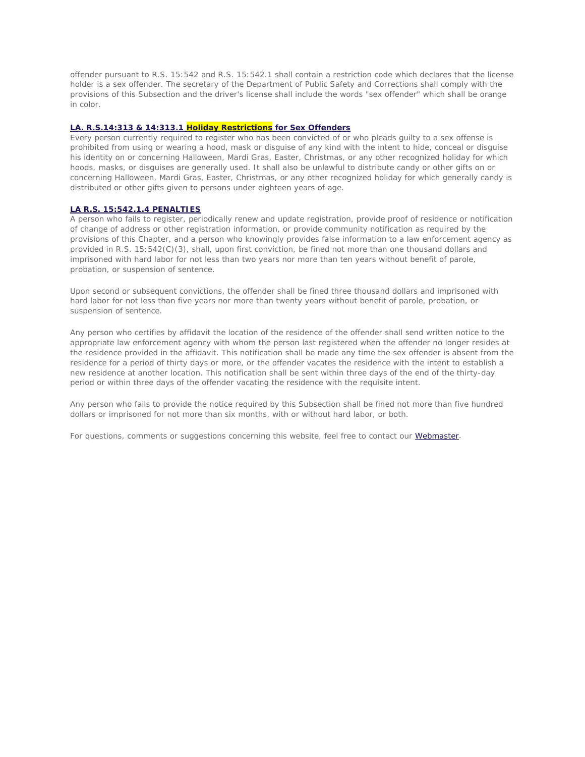offender pursuant to R.S. 15:542 and R.S. 15:542.1 shall contain a restriction code which declares that the license holder is a sex offender. The secretary of the Department of Public Safety and Corrections shall comply with the provisions of this Subsection and the driver's license shall include the words "sex offender" which shall be orange in color.

**LA. R.S.14:313 & 14:313.1 Holiday Restrictions for Sex Offenders**

Every person currently required to register who has been convicted of or who pleads guilty to a sex offense is prohibited from using or wearing a hood, mask or disguise of any kind with the intent to hide, conceal or disguise his identity on or concerning Halloween, Mardi Gras, Easter, Christmas, or any other recognized holiday for which hoods, masks, or disguises are generally used. It shall also be unlawful to distribute candy or other gifts on or concerning Halloween, Mardi Gras, Easter, Christmas, or any other recognized holiday for which generally candy is distributed or other gifts given to persons under eighteen years of age.

**LA R.S. 15:542.1.4 PENALTIES**

A person who fails to register, periodically renew and update registration, provide proof of residence or notification of change of address or other registration information, or provide community notification as required by the provisions of this Chapter, and a person who knowingly provides false information to a law enforcement agency as provided in R.S. 15:542(C)(3), shall, upon first conviction, be fined not more than one thousand dollars and imprisoned with hard labor for not less than two years nor more than ten years without benefit of parole, probation, or suspension of sentence.

Upon second or subsequent convictions, the offender shall be fined three thousand dollars and imprisoned with hard labor for not less than five years nor more than twenty years without benefit of parole, probation, or suspension of sentence.

Any person who certifies by affidavit the location of the residence of the offender shall send written notice to the appropriate law enforcement agency with whom the person last registered when the offender no longer resides at the residence provided in the affidavit. This notification shall be made any time the sex offender is absent from the residence for a period of thirty days or more, or the offender vacates the residence with the intent to establish a new residence at another location. This notification shall be sent within three days of the end of the thirty-day period or within three days of the offender vacating the residence with the requisite intent.

Any person who fails to provide the notice required by this Subsection shall be fined not more than five hundred dollars or imprisoned for not more than six months, with or without hard labor, or both.

For questions, comments or suggestions concerning this website, feel free to contact our Webmaster.